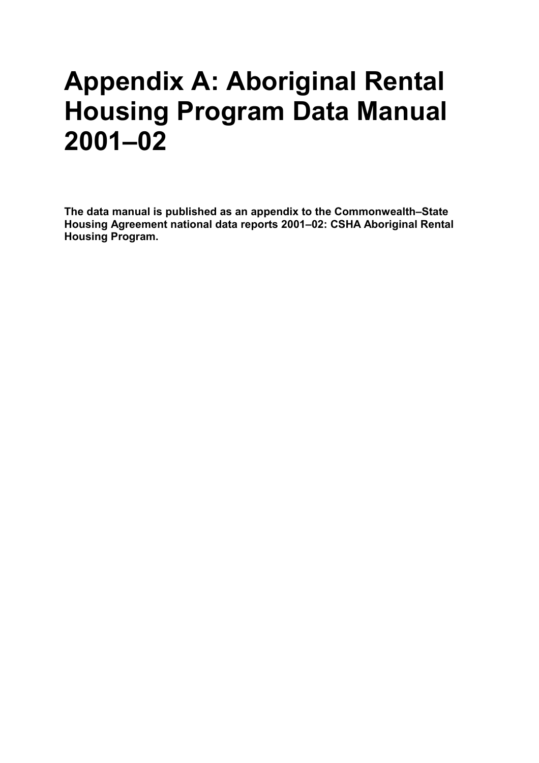# Appendix A: Aboriginal Rental Housing Program Data Manual 2001–02

**The data manual is published as an appendix to the Commonwealth–State Housing Agreement national data reports 2001–02: CSHA Aboriginal Rental Housing Program.**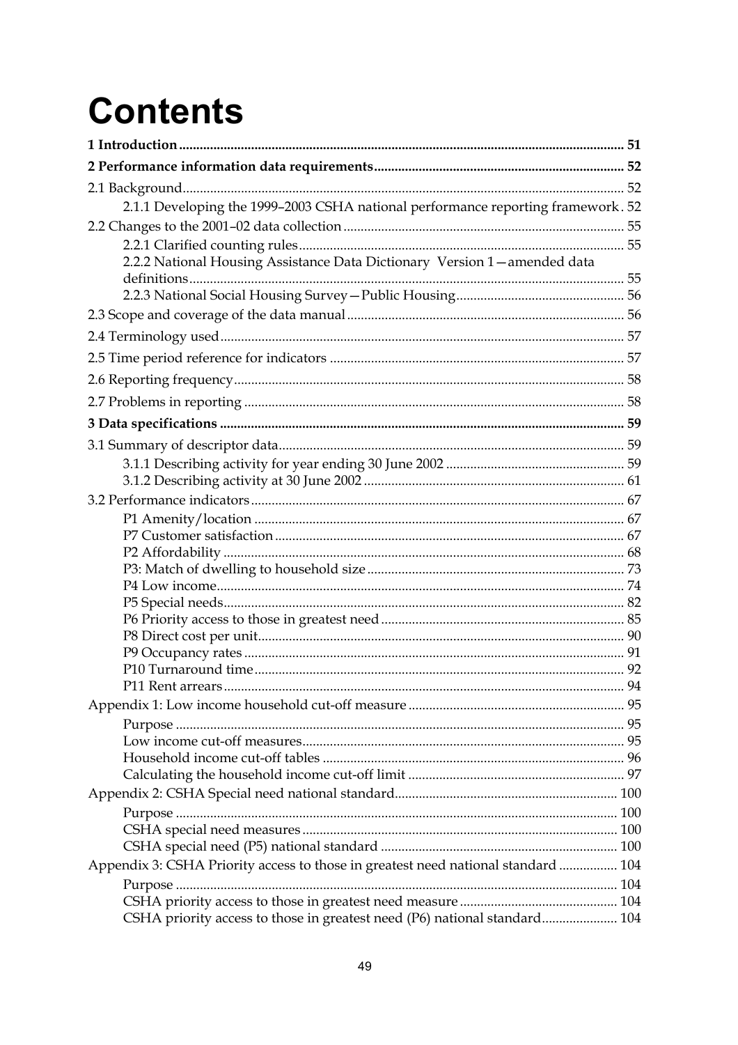# Contents

**1 Introduction** .......... **51**

**2 Performance information data requirements** .......... **52**

2.1 Background .......... 52

- 2.1.1 Developing the 1999–2003 CSHA national performance reporting framework . 52

2.2 Changes to the 2001–02 data collection .......... 55

- 2.2.1 Clarified counting rules .......... 55
- 2.2.2 National Housing Assistance Data Dictionary Version 1—amended data definitions .......... 55
- 2.2.3 National Social Housing Survey—Public Housing .......... 56

2.3 Scope and coverage of the data manual .......... 56

2.4 Terminology used .......... 57

2.5 Time period reference for indicators .......... 57

2.6 Reporting frequency .......... 58

2.7 Problems in reporting .......... 58

**3 Data specifications** .......... **59**

3.1 Summary of descriptor data .......... 59

- 3.1.1 Describing activity for year ending 30 June 2002 .......... 59
- 3.1.2 Describing activity at 30 June 2002 .......... 61

3.2 Performance indicators .......... 67

- P1 Amenity/location .......... 67
- P7 Customer satisfaction .......... 67
- P2 Affordability .......... 68
- P3: Match of dwelling to household size .......... 73
- P4 Low income .......... 74
- P5 Special needs .......... 82
- P6 Priority access to those in greatest need .......... 85
- P8 Direct cost per unit .......... 90
- P9 Occupancy rates .......... 91
- P10 Turnaround time .......... 92
- P11 Rent arrears .......... 94

Appendix 1: Low income household cut-off measure .......... 95

- Purpose .......... 95
- Low income cut-off measures .......... 95
- Household income cut-off tables .......... 96
- Calculating the household income cut-off limit .......... 97

Appendix 2: CSHA Special need national standard .......... 100

- Purpose .......... 100
- CSHA special need measures .......... 100
- CSHA special need (P5) national standard .......... 100

Appendix 3: CSHA Priority access to those in greatest need national standard .......... 104

- Purpose .......... 104
- CSHA priority access to those in greatest need measure .......... 104
- CSHA priority access to those in greatest need (P6) national standard .......... 104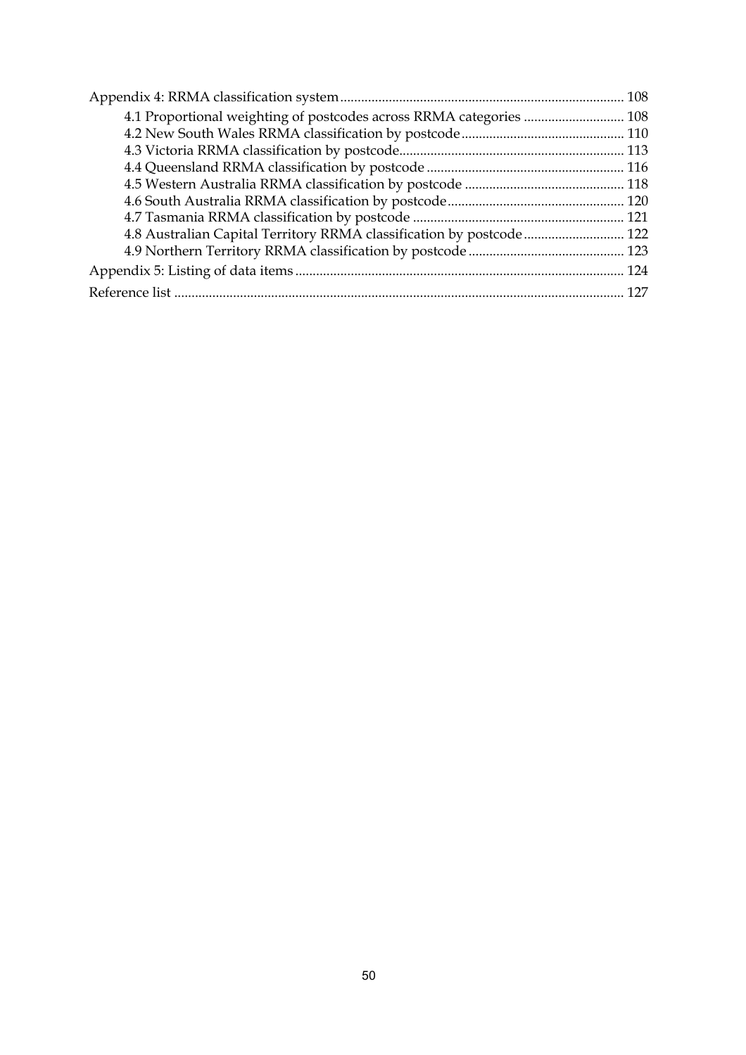Appendix 4: RRMA classification system ................................................................................ 108

- 4.1 Proportional weighting of postcodes across RRMA categories ............................ 108
- 4.2 New South Wales RRMA classification by postcode .............................................. 110
- 4.3 Victoria RRMA classification by postcode ................................................................ 113
- 4.4 Queensland RRMA classification by postcode ......................................................... 116
- 4.5 Western Australia RRMA classification by postcode ............................................. 118
- 4.6 South Australia RRMA classification by postcode .................................................. 120
- 4.7 Tasmania RRMA classification by postcode ............................................................ 121
- 4.8 Australian Capital Territory RRMA classification by postcode ............................ 122
- 4.9 Northern Territory RRMA classification by postcode ............................................ 123

Appendix 5: Listing of data items ............................................................................................. 124

Reference list ................................................................................................................................ 127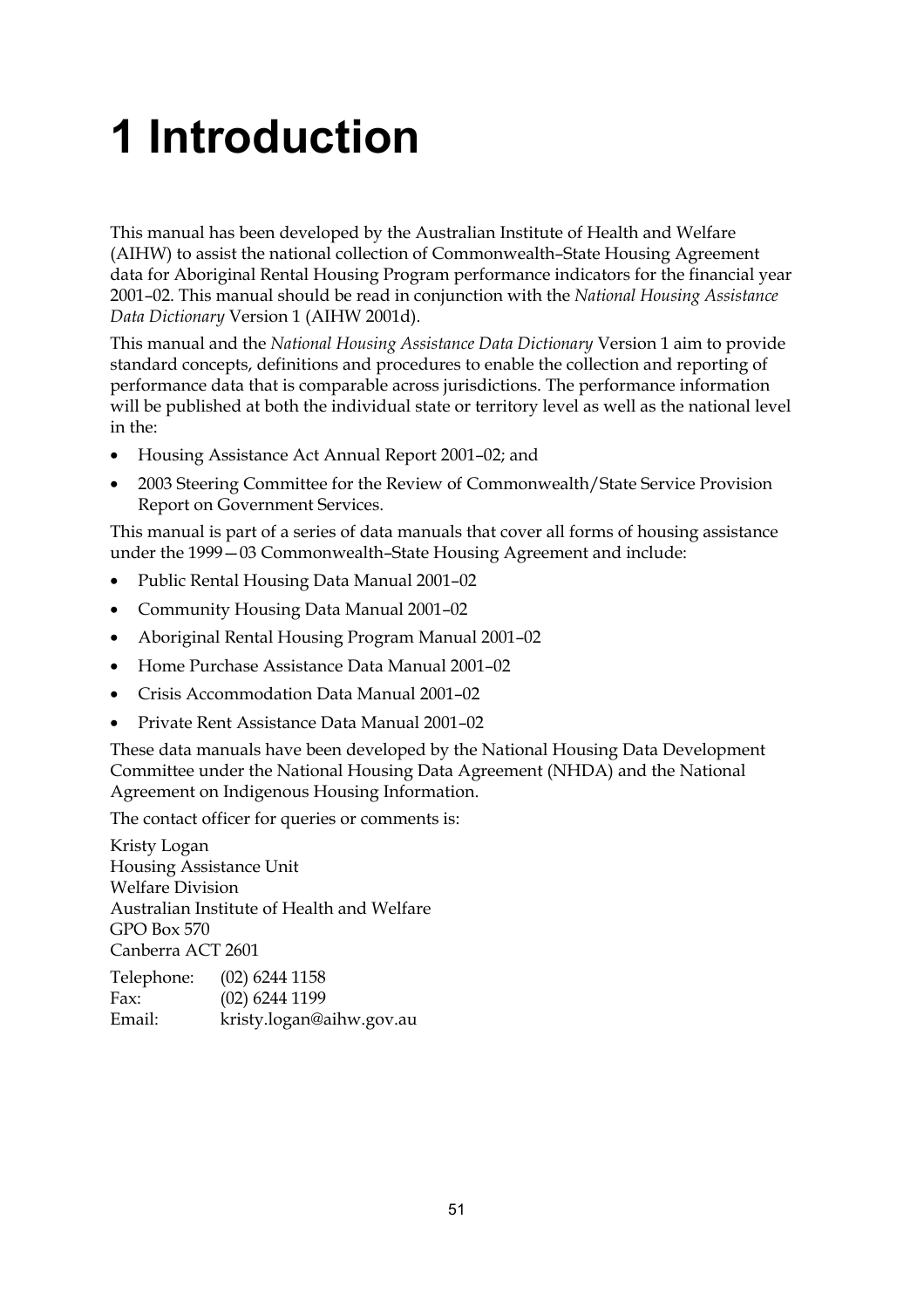# 1 Introduction

This manual has been developed by the Australian Institute of Health and Welfare (AIHW) to assist the national collection of Commonwealth–State Housing Agreement data for Aboriginal Rental Housing Program performance indicators for the financial year 2001–02. This manual should be read in conjunction with the *National Housing Assistance Data Dictionary* Version 1 (AIHW 2001d).

This manual and the *National Housing Assistance Data Dictionary* Version 1 aim to provide standard concepts, definitions and procedures to enable the collection and reporting of performance data that is comparable across jurisdictions. The performance information will be published at both the individual state or territory level as well as the national level in the:

- Housing Assistance Act Annual Report 2001–02; and
- 2003 Steering Committee for the Review of Commonwealth/State Service Provision Report on Government Services.

This manual is part of a series of data manuals that cover all forms of housing assistance under the 1999—03 Commonwealth–State Housing Agreement and include:

- Public Rental Housing Data Manual 2001–02
- Community Housing Data Manual 2001–02
- Aboriginal Rental Housing Program Manual 2001–02
- Home Purchase Assistance Data Manual 2001–02
- Crisis Accommodation Data Manual 2001–02
- Private Rent Assistance Data Manual 2001–02

These data manuals have been developed by the National Housing Data Development Committee under the National Housing Data Agreement (NHDA) and the National Agreement on Indigenous Housing Information.

The contact officer for queries or comments is:

Kristy Logan
Housing Assistance Unit
Welfare Division
Australian Institute of Health and Welfare
GPO Box 570
Canberra ACT 2601

Telephone: (02) 6244 1158
Fax: (02) 6244 1199
Email: kristy.logan@aihw.gov.au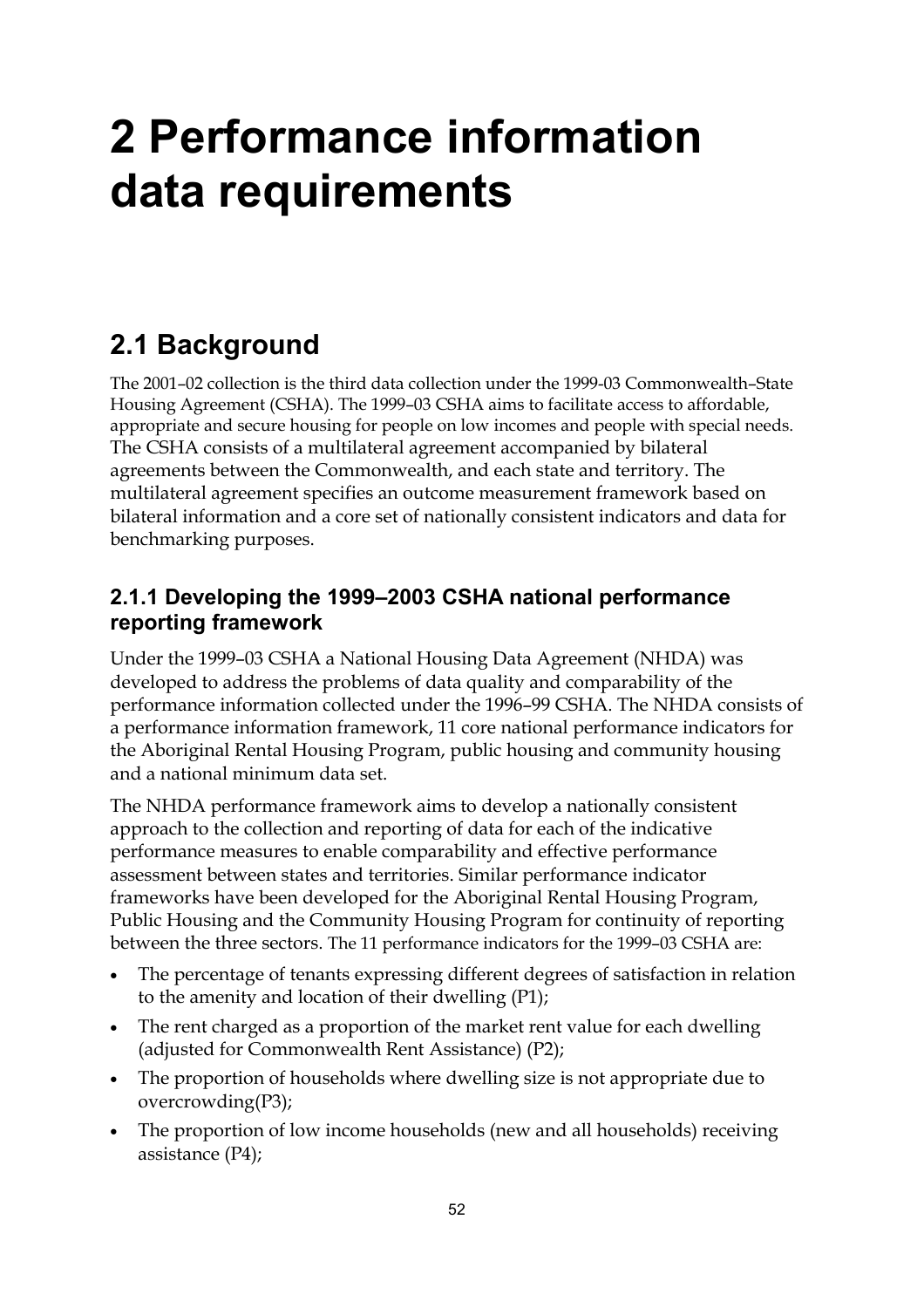# 2 Performance information data requirements

## 2.1 Background

The 2001–02 collection is the third data collection under the 1999-03 Commonwealth–State Housing Agreement (CSHA). The 1999–03 CSHA aims to facilitate access to affordable, appropriate and secure housing for people on low incomes and people with special needs. The CSHA consists of a multilateral agreement accompanied by bilateral agreements between the Commonwealth, and each state and territory. The multilateral agreement specifies an outcome measurement framework based on bilateral information and a core set of nationally consistent indicators and data for benchmarking purposes.

### 2.1.1 Developing the 1999–2003 CSHA national performance reporting framework

Under the 1999–03 CSHA a National Housing Data Agreement (NHDA) was developed to address the problems of data quality and comparability of the performance information collected under the 1996–99 CSHA. The NHDA consists of a performance information framework, 11 core national performance indicators for the Aboriginal Rental Housing Program, public housing and community housing and a national minimum data set.

The NHDA performance framework aims to develop a nationally consistent approach to the collection and reporting of data for each of the indicative performance measures to enable comparability and effective performance assessment between states and territories. Similar performance indicator frameworks have been developed for the Aboriginal Rental Housing Program, Public Housing and the Community Housing Program for continuity of reporting between the three sectors. The 11 performance indicators for the 1999–03 CSHA are:

- The percentage of tenants expressing different degrees of satisfaction in relation to the amenity and location of their dwelling (P1);
- The rent charged as a proportion of the market rent value for each dwelling (adjusted for Commonwealth Rent Assistance) (P2);
- The proportion of households where dwelling size is not appropriate due to overcrowding(P3);
- The proportion of low income households (new and all households) receiving assistance (P4);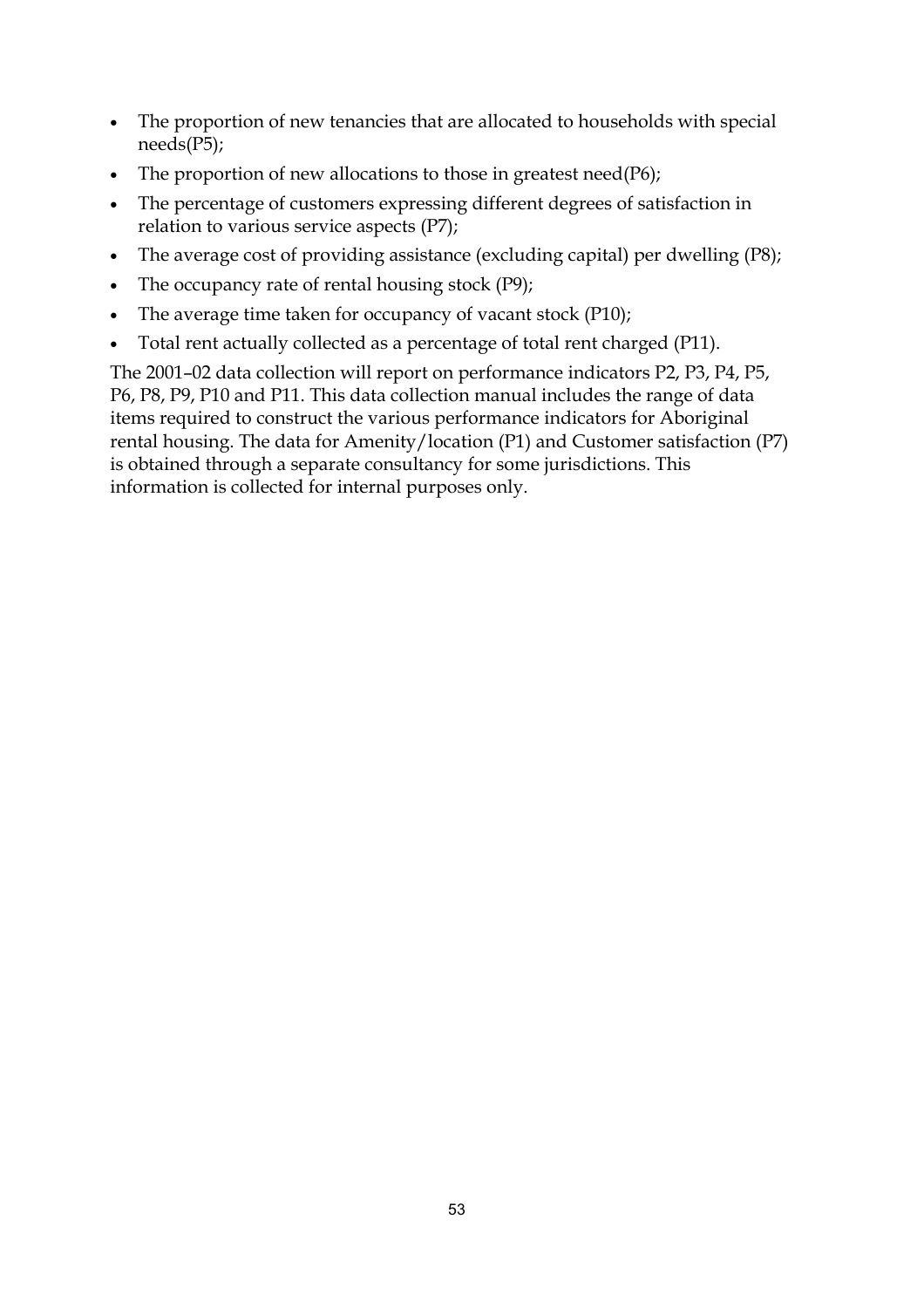- The proportion of new tenancies that are allocated to households with special needs(P5);
- The proportion of new allocations to those in greatest need(P6);
- The percentage of customers expressing different degrees of satisfaction in relation to various service aspects (P7);
- The average cost of providing assistance (excluding capital) per dwelling (P8);
- The occupancy rate of rental housing stock (P9);
- The average time taken for occupancy of vacant stock (P10);
- Total rent actually collected as a percentage of total rent charged (P11).

The 2001–02 data collection will report on performance indicators P2, P3, P4, P5, P6, P8, P9, P10 and P11. This data collection manual includes the range of data items required to construct the various performance indicators for Aboriginal rental housing. The data for Amenity/location (P1) and Customer satisfaction (P7) is obtained through a separate consultancy for some jurisdictions. This information is collected for internal purposes only.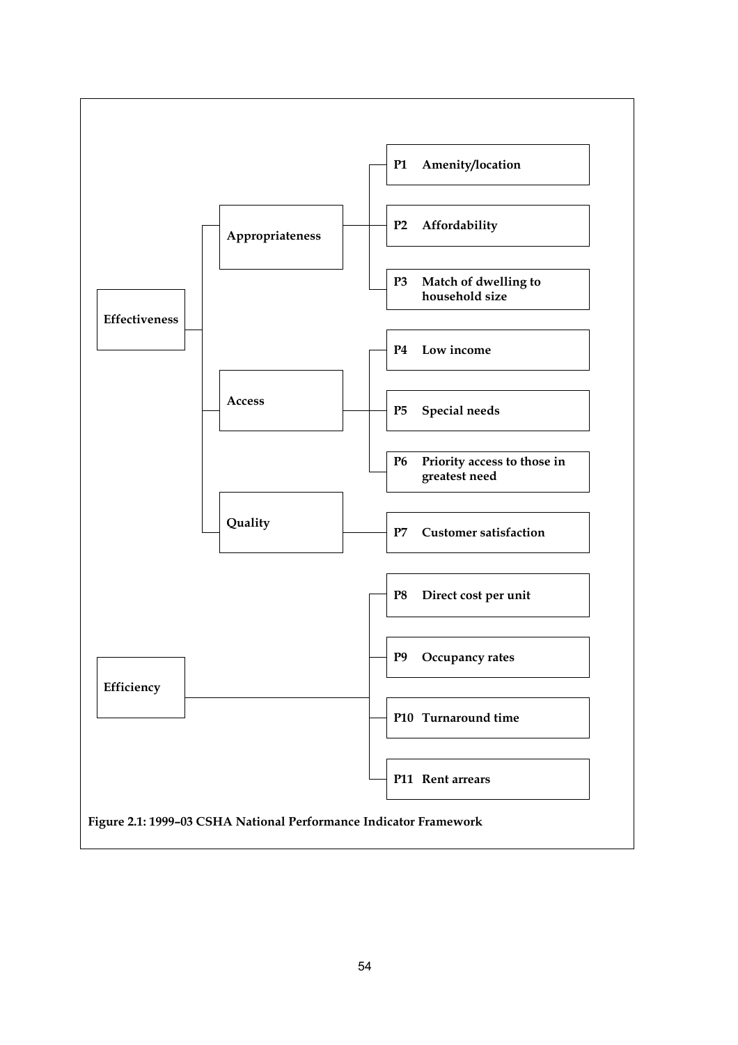- **Effectiveness**
  - **Appropriateness**
    - **P1 Amenity/location**
    - **P2 Affordability**
    - **P3 Match of dwelling to household size**
  - **Access**
    - **P4 Low income**
    - **P5 Special needs**
    - **P6 Priority access to those in greatest need**
  - **Quality**
    - **P7 Customer satisfaction**
- **Efficiency**
  - **P8 Direct cost per unit**
  - **P9 Occupancy rates**
  - **P10 Turnaround time**
  - **P11 Rent arrears**

**Figure 2.1: 1999–03 CSHA National Performance Indicator Framework**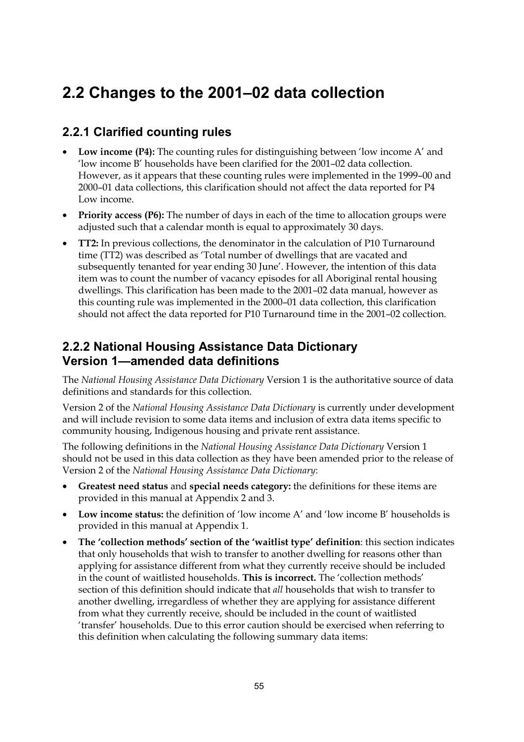# 2.2 Changes to the 2001–02 data collection

## 2.2.1 Clarified counting rules

- **Low income (P4):** The counting rules for distinguishing between 'low income A' and 'low income B' households have been clarified for the 2001–02 data collection. However, as it appears that these counting rules were implemented in the 1999–00 and 2000–01 data collections, this clarification should not affect the data reported for P4 Low income.
- **Priority access (P6):** The number of days in each of the time to allocation groups were adjusted such that a calendar month is equal to approximately 30 days.
- **TT2:** In previous collections, the denominator in the calculation of P10 Turnaround time (TT2) was described as 'Total number of dwellings that are vacated and subsequently tenanted for year ending 30 June'. However, the intention of this data item was to count the number of vacancy episodes for all Aboriginal rental housing dwellings. This clarification has been made to the 2001–02 data manual, however as this counting rule was implemented in the 2000–01 data collection, this clarification should not affect the data reported for P10 Turnaround time in the 2001–02 collection.

## 2.2.2 National Housing Assistance Data Dictionary Version 1—amended data definitions

The *National Housing Assistance Data Dictionary* Version 1 is the authoritative source of data definitions and standards for this collection.

Version 2 of the *National Housing Assistance Data Dictionary* is currently under development and will include revision to some data items and inclusion of extra data items specific to community housing, Indigenous housing and private rent assistance.

The following definitions in the *National Housing Assistance Data Dictionary* Version 1 should not be used in this data collection as they have been amended prior to the release of Version 2 of the *National Housing Assistance Data Dictionary*:

- **Greatest need status** and **special needs category:** the definitions for these items are provided in this manual at Appendix 2 and 3.
- **Low income status:** the definition of 'low income A' and 'low income B' households is provided in this manual at Appendix 1.
- **The 'collection methods' section of the 'waitlist type' definition**: this section indicates that only households that wish to transfer to another dwelling for reasons other than applying for assistance different from what they currently receive should be included in the count of waitlisted households. **This is incorrect.** The 'collection methods' section of this definition should indicate that *all* households that wish to transfer to another dwelling, irregardless of whether they are applying for assistance different from what they currently receive, should be included in the count of waitlisted 'transfer' households. Due to this error caution should be exercised when referring to this definition when calculating the following summary data items: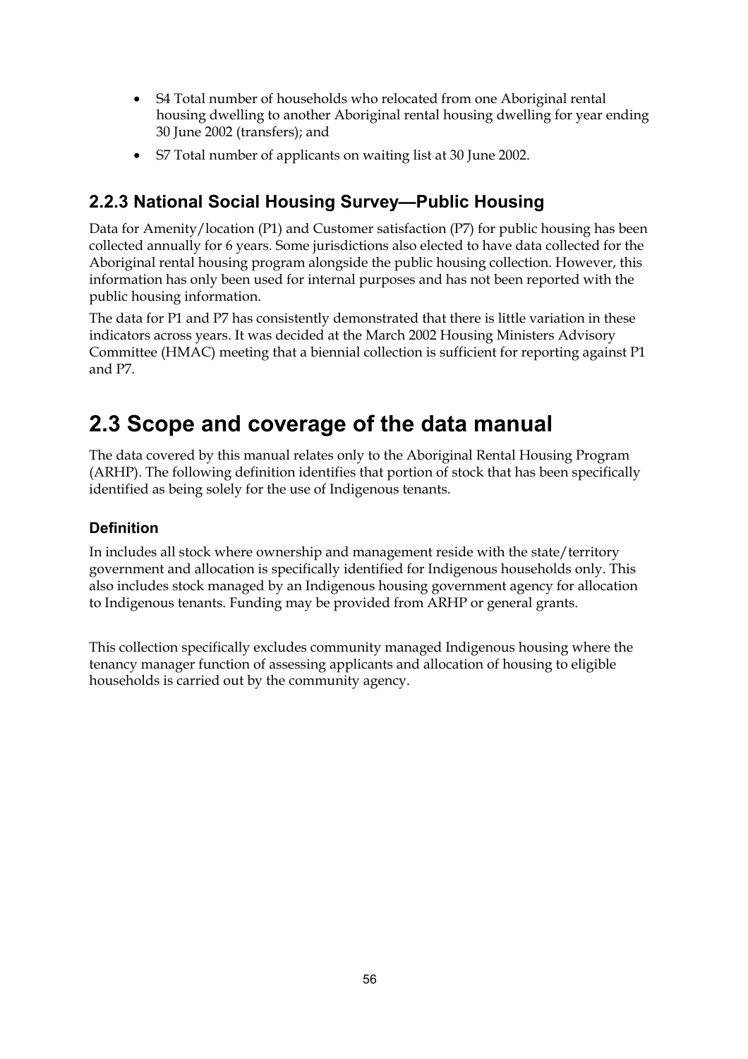- S4 Total number of households who relocated from one Aboriginal rental housing dwelling to another Aboriginal rental housing dwelling for year ending 30 June 2002 (transfers); and
- S7 Total number of applicants on waiting list at 30 June 2002.

### 2.2.3 National Social Housing Survey—Public Housing

Data for Amenity/location (P1) and Customer satisfaction (P7) for public housing has been collected annually for 6 years. Some jurisdictions also elected to have data collected for the Aboriginal rental housing program alongside the public housing collection. However, this information has only been used for internal purposes and has not been reported with the public housing information.

The data for P1 and P7 has consistently demonstrated that there is little variation in these indicators across years. It was decided at the March 2002 Housing Ministers Advisory Committee (HMAC) meeting that a biennial collection is sufficient for reporting against P1 and P7.

## 2.3 Scope and coverage of the data manual

The data covered by this manual relates only to the Aboriginal Rental Housing Program (ARHP). The following definition identifies that portion of stock that has been specifically identified as being solely for the use of Indigenous tenants.

#### Definition

In includes all stock where ownership and management reside with the state/territory government and allocation is specifically identified for Indigenous households only. This also includes stock managed by an Indigenous housing government agency for allocation to Indigenous tenants. Funding may be provided from ARHP or general grants.

This collection specifically excludes community managed Indigenous housing where the tenancy manager function of assessing applicants and allocation of housing to eligible households is carried out by the community agency.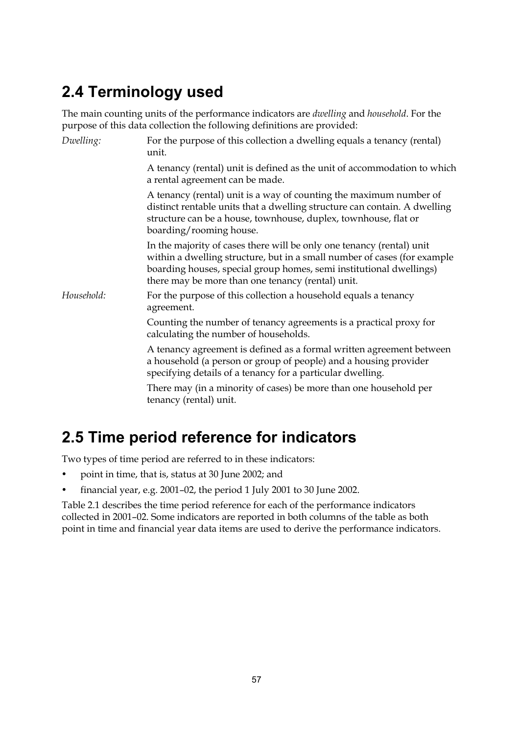## 2.4 Terminology used

The main counting units of the performance indicators are *dwelling* and *household*. For the purpose of this data collection the following definitions are provided:

*Dwelling:* For the purpose of this collection a dwelling equals a tenancy (rental) unit.

A tenancy (rental) unit is defined as the unit of accommodation to which a rental agreement can be made.

A tenancy (rental) unit is a way of counting the maximum number of distinct rentable units that a dwelling structure can contain. A dwelling structure can be a house, townhouse, duplex, townhouse, flat or boarding/rooming house.

In the majority of cases there will be only one tenancy (rental) unit within a dwelling structure, but in a small number of cases (for example boarding houses, special group homes, semi institutional dwellings) there may be more than one tenancy (rental) unit.

*Household:* For the purpose of this collection a household equals a tenancy agreement.

Counting the number of tenancy agreements is a practical proxy for calculating the number of households.

A tenancy agreement is defined as a formal written agreement between a household (a person or group of people) and a housing provider specifying details of a tenancy for a particular dwelling.

There may (in a minority of cases) be more than one household per tenancy (rental) unit.

## 2.5 Time period reference for indicators

Two types of time period are referred to in these indicators:

- point in time, that is, status at 30 June 2002; and
- financial year, e.g. 2001–02, the period 1 July 2001 to 30 June 2002.

Table 2.1 describes the time period reference for each of the performance indicators collected in 2001–02. Some indicators are reported in both columns of the table as both point in time and financial year data items are used to derive the performance indicators.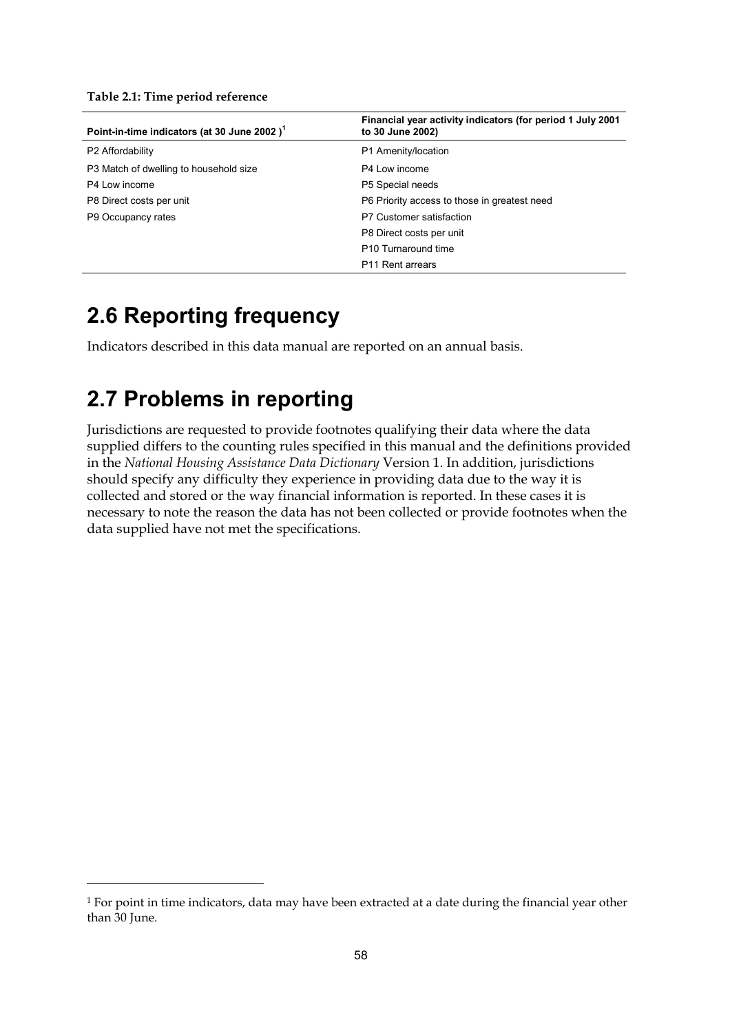**Table 2.1: Time period reference**

| Point-in-time indicators (at 30 June 2002 )[1] | Financial year activity indicators (for period 1 July 2001 to 30 June 2002) |
|---|---|
| P2 Affordability | P1 Amenity/location |
| P3 Match of dwelling to household size | P4 Low income |
| P4 Low income | P5 Special needs |
| P8 Direct costs per unit | P6 Priority access to those in greatest need |
| P9 Occupancy rates | P7 Customer satisfaction |
| | P8 Direct costs per unit |
| | P10 Turnaround time |
| | P11 Rent arrears |

## 2.6 Reporting frequency

Indicators described in this data manual are reported on an annual basis.

## 2.7 Problems in reporting

Jurisdictions are requested to provide footnotes qualifying their data where the data supplied differs to the counting rules specified in this manual and the definitions provided in the *National Housing Assistance Data Dictionary* Version 1. In addition, jurisdictions should specify any difficulty they experience in providing data due to the way it is collected and stored or the way financial information is reported. In these cases it is necessary to note the reason the data has not been collected or provide footnotes when the data supplied have not met the specifications.

---

[1] For point in time indicators, data may have been extracted at a date during the financial year other than 30 June.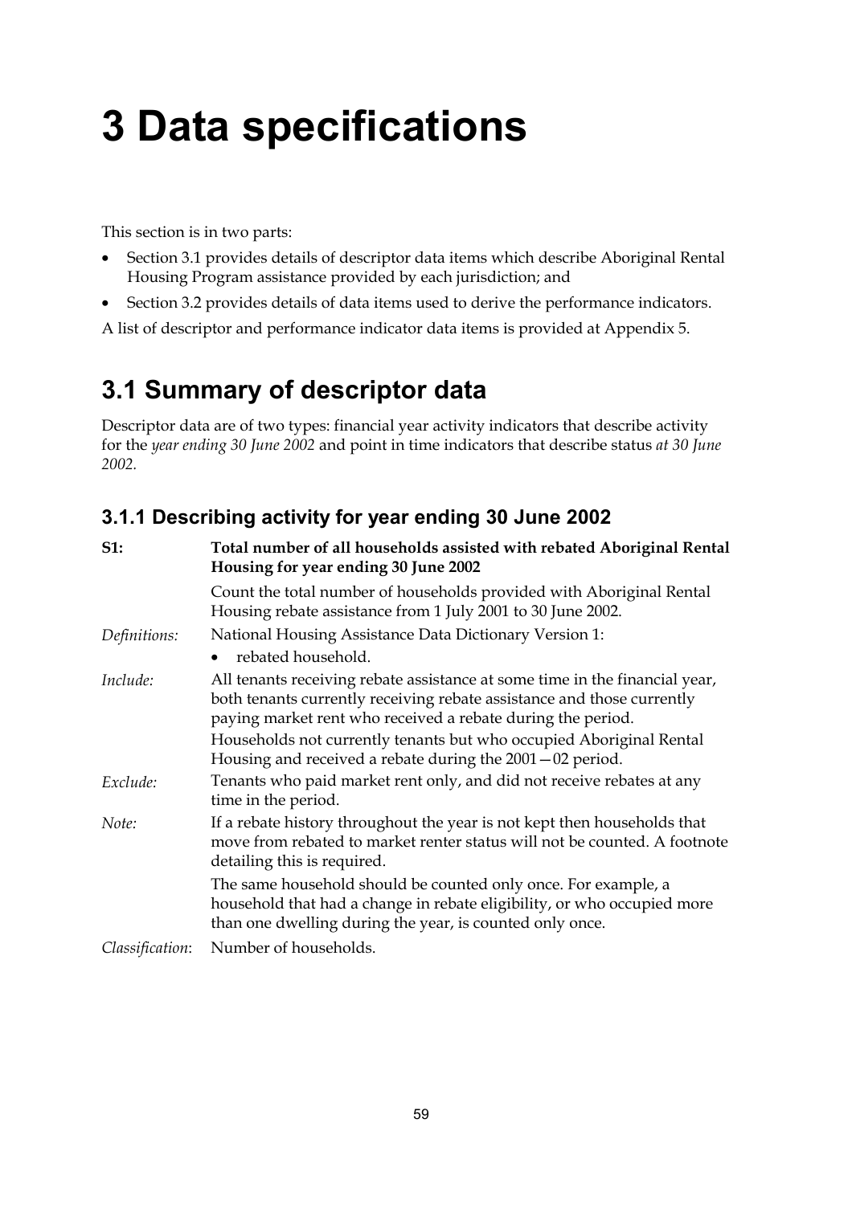# 3 Data specifications

This section is in two parts:

- Section 3.1 provides details of descriptor data items which describe Aboriginal Rental Housing Program assistance provided by each jurisdiction; and
- Section 3.2 provides details of data items used to derive the performance indicators.

A list of descriptor and performance indicator data items is provided at Appendix 5.

## 3.1 Summary of descriptor data

Descriptor data are of two types: financial year activity indicators that describe activity for the *year ending 30 June 2002* and point in time indicators that describe status *at 30 June 2002.*

### 3.1.1 Describing activity for year ending 30 June 2002

**S1:** **Total number of all households assisted with rebated Aboriginal Rental Housing for year ending 30 June 2002**

Count the total number of households provided with Aboriginal Rental Housing rebate assistance from 1 July 2001 to 30 June 2002.

*Definitions:* National Housing Assistance Data Dictionary Version 1:

- rebated household.

*Include:* All tenants receiving rebate assistance at some time in the financial year, both tenants currently receiving rebate assistance and those currently paying market rent who received a rebate during the period.

Households not currently tenants but who occupied Aboriginal Rental Housing and received a rebate during the 2001—02 period.

*Exclude:* Tenants who paid market rent only, and did not receive rebates at any time in the period.

*Note:* If a rebate history throughout the year is not kept then households that move from rebated to market renter status will not be counted. A footnote detailing this is required.

The same household should be counted only once. For example, a household that had a change in rebate eligibility, or who occupied more than one dwelling during the year, is counted only once.

*Classification*: Number of households.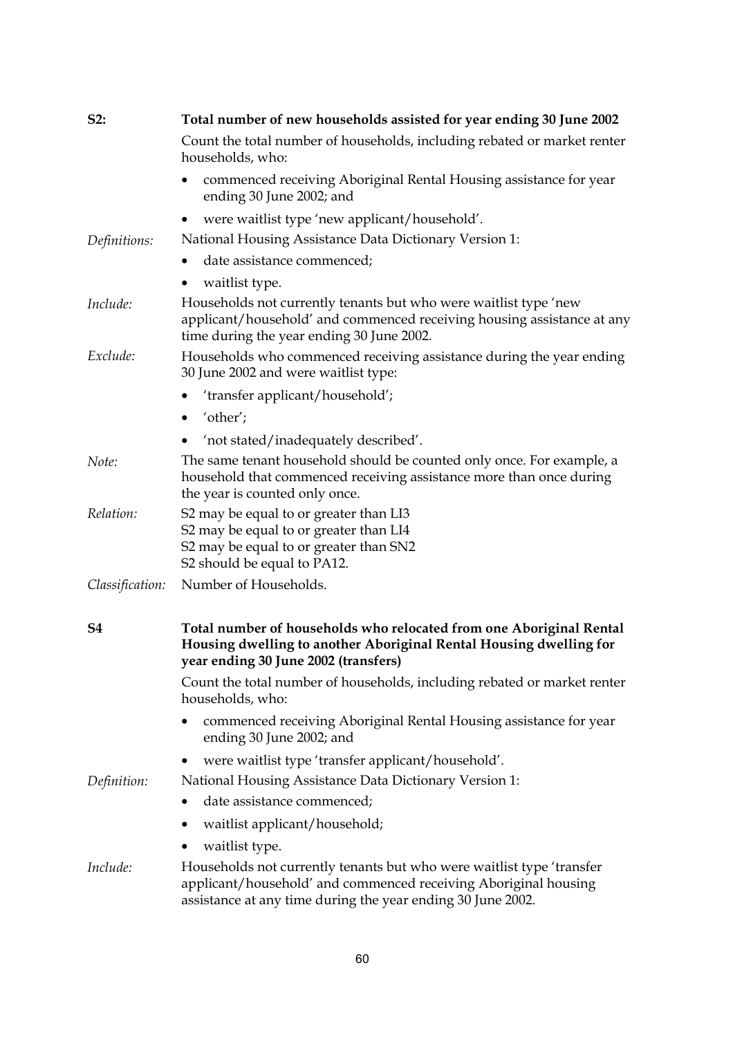**S2: Total number of new households assisted for year ending 30 June 2002**

Count the total number of households, including rebated or market renter households, who:

- commenced receiving Aboriginal Rental Housing assistance for year ending 30 June 2002; and
- were waitlist type 'new applicant/household'.

*Definitions:* National Housing Assistance Data Dictionary Version 1:

- date assistance commenced;
- waitlist type.

*Include:* Households not currently tenants but who were waitlist type 'new applicant/household' and commenced receiving housing assistance at any time during the year ending 30 June 2002.

*Exclude:* Households who commenced receiving assistance during the year ending 30 June 2002 and were waitlist type:

- 'transfer applicant/household';
- 'other';
- 'not stated/inadequately described'.

*Note:* The same tenant household should be counted only once. For example, a household that commenced receiving assistance more than once during the year is counted only once.

*Relation:* S2 may be equal to or greater than LI3
S2 may be equal to or greater than LI4
S2 may be equal to or greater than SN2
S2 should be equal to PA12.

*Classification:* Number of Households.

**S4 Total number of households who relocated from one Aboriginal Rental Housing dwelling to another Aboriginal Rental Housing dwelling for year ending 30 June 2002 (transfers)**

Count the total number of households, including rebated or market renter households, who:

- commenced receiving Aboriginal Rental Housing assistance for year ending 30 June 2002; and
- were waitlist type 'transfer applicant/household'.

*Definition:* National Housing Assistance Data Dictionary Version 1:

- date assistance commenced;
- waitlist applicant/household;
- waitlist type.

*Include:* Households not currently tenants but who were waitlist type 'transfer applicant/household' and commenced receiving Aboriginal housing assistance at any time during the year ending 30 June 2002.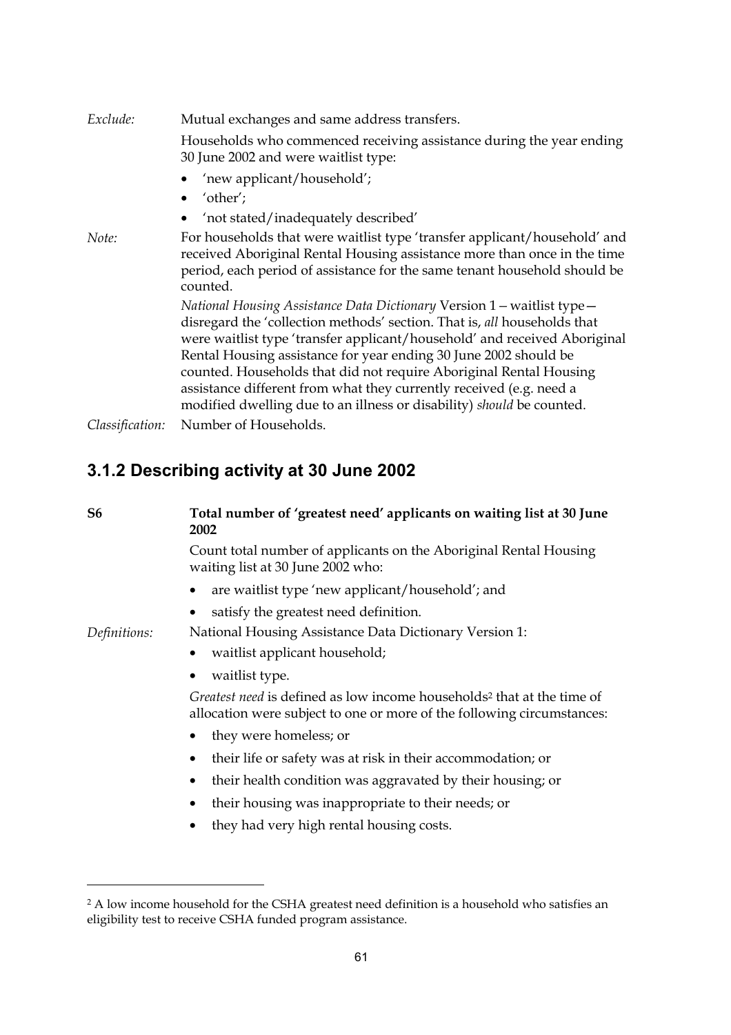*Exclude:* Mutual exchanges and same address transfers.

Households who commenced receiving assistance during the year ending 30 June 2002 and were waitlist type:

- 'new applicant/household';
- 'other';
- 'not stated/inadequately described'

*Note:* For households that were waitlist type 'transfer applicant/household' and received Aboriginal Rental Housing assistance more than once in the time period, each period of assistance for the same tenant household should be counted.

*National Housing Assistance Data Dictionary* Version 1 – waitlist type—disregard the 'collection methods' section. That is, *all* households that were waitlist type 'transfer applicant/household' and received Aboriginal Rental Housing assistance for year ending 30 June 2002 should be counted. Households that did not require Aboriginal Rental Housing assistance different from what they currently received (e.g. need a modified dwelling due to an illness or disability) *should* be counted.

*Classification:* Number of Households.

## 3.1.2 Describing activity at 30 June 2002

**S6** **Total number of 'greatest need' applicants on waiting list at 30 June 2002**

Count total number of applicants on the Aboriginal Rental Housing waiting list at 30 June 2002 who:

- are waitlist type 'new applicant/household'; and
- satisfy the greatest need definition.

*Definitions:* National Housing Assistance Data Dictionary Version 1:

- waitlist applicant household;
- waitlist type.

*Greatest need* is defined as low income households[2] that at the time of allocation were subject to one or more of the following circumstances:

- they were homeless; or
- their life or safety was at risk in their accommodation; or
- their health condition was aggravated by their housing; or
- their housing was inappropriate to their needs; or
- they had very high rental housing costs.

[2] A low income household for the CSHA greatest need definition is a household who satisfies an eligibility test to receive CSHA funded program assistance.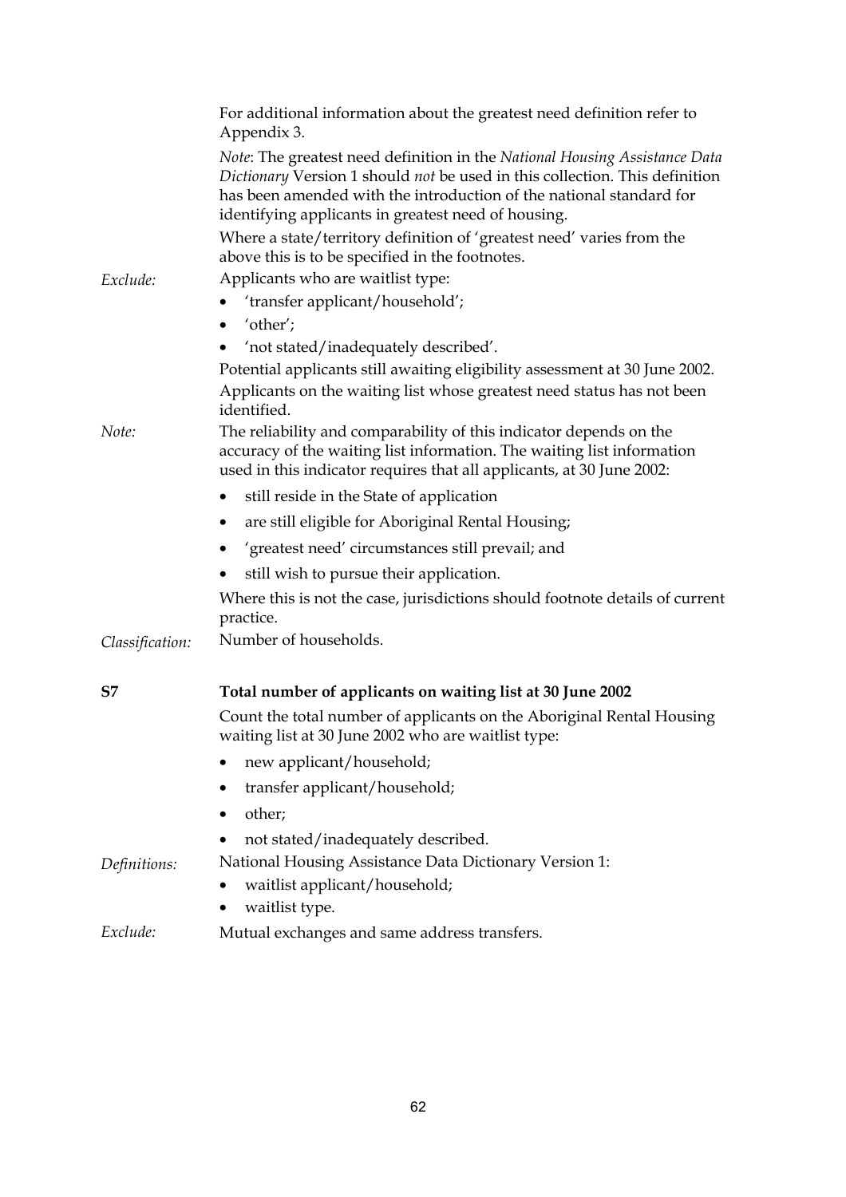For additional information about the greatest need definition refer to Appendix 3.

*Note*: The greatest need definition in the *National Housing Assistance Data Dictionary* Version 1 should *not* be used in this collection. This definition has been amended with the introduction of the national standard for identifying applicants in greatest need of housing.

Where a state/territory definition of 'greatest need' varies from the above this is to be specified in the footnotes.

*Exclude:* Applicants who are waitlist type:

- 'transfer applicant/household';
- 'other';
- 'not stated/inadequately described'.

Potential applicants still awaiting eligibility assessment at 30 June 2002.

Applicants on the waiting list whose greatest need status has not been identified.

*Note:* The reliability and comparability of this indicator depends on the accuracy of the waiting list information. The waiting list information used in this indicator requires that all applicants, at 30 June 2002:

- still reside in the State of application
- are still eligible for Aboriginal Rental Housing;
- 'greatest need' circumstances still prevail; and
- still wish to pursue their application.

Where this is not the case, jurisdictions should footnote details of current practice.

*Classification:* Number of households.

**S7 Total number of applicants on waiting list at 30 June 2002**

Count the total number of applicants on the Aboriginal Rental Housing waiting list at 30 June 2002 who are waitlist type:

- new applicant/household;
- transfer applicant/household;
- other;
- not stated/inadequately described.

*Definitions:* National Housing Assistance Data Dictionary Version 1:

- waitlist applicant/household;
- waitlist type.

*Exclude:* Mutual exchanges and same address transfers.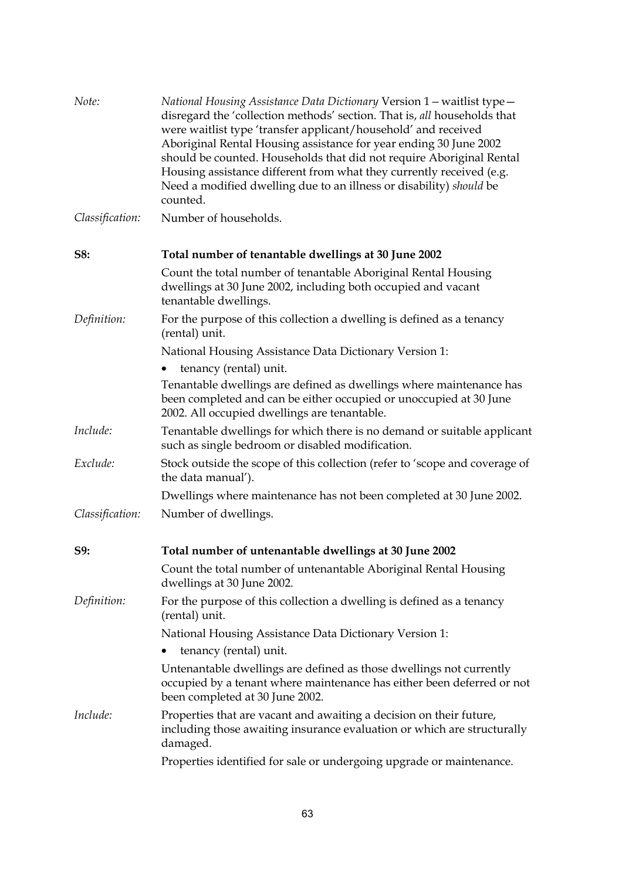*Note:* *National Housing Assistance Data Dictionary* Version 1 – waitlist type – disregard the 'collection methods' section. That is, *all* households that were waitlist type 'transfer applicant/household' and received Aboriginal Rental Housing assistance for year ending 30 June 2002 should be counted. Households that did not require Aboriginal Rental Housing assistance different from what they currently received (e.g. Need a modified dwelling due to an illness or disability) *should* be counted.

*Classification:* Number of households.

**S8: Total number of tenantable dwellings at 30 June 2002**

Count the total number of tenantable Aboriginal Rental Housing dwellings at 30 June 2002, including both occupied and vacant tenantable dwellings.

*Definition:* For the purpose of this collection a dwelling is defined as a tenancy (rental) unit.

National Housing Assistance Data Dictionary Version 1:

- tenancy (rental) unit.

Tenantable dwellings are defined as dwellings where maintenance has been completed and can be either occupied or unoccupied at 30 June 2002. All occupied dwellings are tenantable.

*Include:* Tenantable dwellings for which there is no demand or suitable applicant such as single bedroom or disabled modification.

*Exclude:* Stock outside the scope of this collection (refer to 'scope and coverage of the data manual').

Dwellings where maintenance has not been completed at 30 June 2002.

*Classification:* Number of dwellings.

**S9: Total number of untenantable dwellings at 30 June 2002**

Count the total number of untenantable Aboriginal Rental Housing dwellings at 30 June 2002.

*Definition:* For the purpose of this collection a dwelling is defined as a tenancy (rental) unit.

National Housing Assistance Data Dictionary Version 1:

- tenancy (rental) unit.

Untenantable dwellings are defined as those dwellings not currently occupied by a tenant where maintenance has either been deferred or not been completed at 30 June 2002.

*Include:* Properties that are vacant and awaiting a decision on their future, including those awaiting insurance evaluation or which are structurally damaged.

Properties identified for sale or undergoing upgrade or maintenance.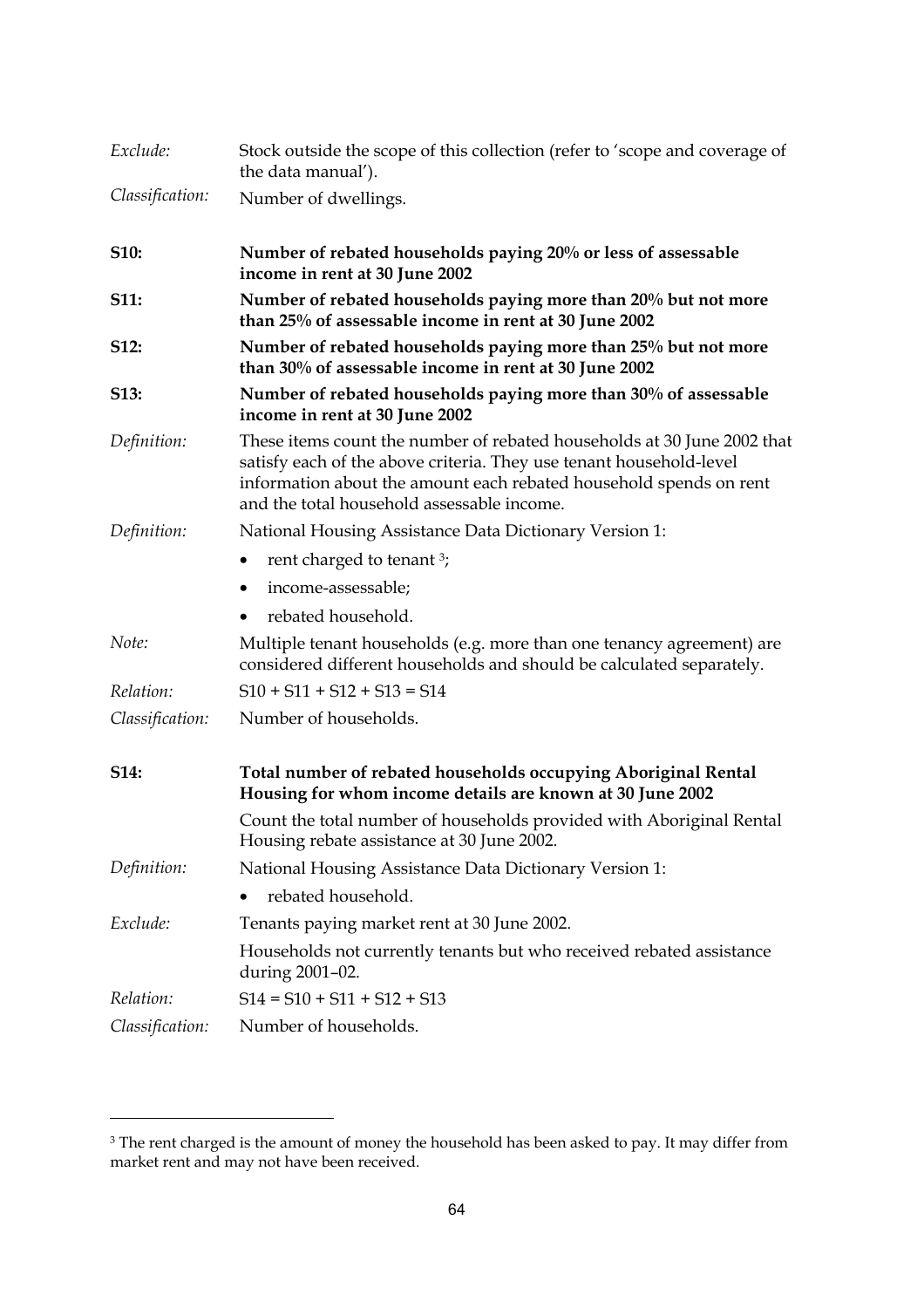*Exclude:* Stock outside the scope of this collection (refer to 'scope and coverage of the data manual').

*Classification:* Number of dwellings.

**S10: Number of rebated households paying 20% or less of assessable income in rent at 30 June 2002**

**S11: Number of rebated households paying more than 20% but not more than 25% of assessable income in rent at 30 June 2002**

**S12: Number of rebated households paying more than 25% but not more than 30% of assessable income in rent at 30 June 2002**

**S13: Number of rebated households paying more than 30% of assessable income in rent at 30 June 2002**

*Definition:* These items count the number of rebated households at 30 June 2002 that satisfy each of the above criteria. They use tenant household-level information about the amount each rebated household spends on rent and the total household assessable income.

*Definition:* National Housing Assistance Data Dictionary Version 1:

- rent charged to tenant [3];
- income-assessable;
- rebated household.

*Note:* Multiple tenant households (e.g. more than one tenancy agreement) are considered different households and should be calculated separately.

*Relation:* S10 + S11 + S12 + S13 = S14

*Classification:* Number of households.

**S14: Total number of rebated households occupying Aboriginal Rental Housing for whom income details are known at 30 June 2002**

Count the total number of households provided with Aboriginal Rental Housing rebate assistance at 30 June 2002.

*Definition:* National Housing Assistance Data Dictionary Version 1:

- rebated household.

*Exclude:* Tenants paying market rent at 30 June 2002.

Households not currently tenants but who received rebated assistance during 2001–02.

*Relation:* S14 = S10 + S11 + S12 + S13

*Classification:* Number of households.

---

[3] The rent charged is the amount of money the household has been asked to pay. It may differ from market rent and may not have been received.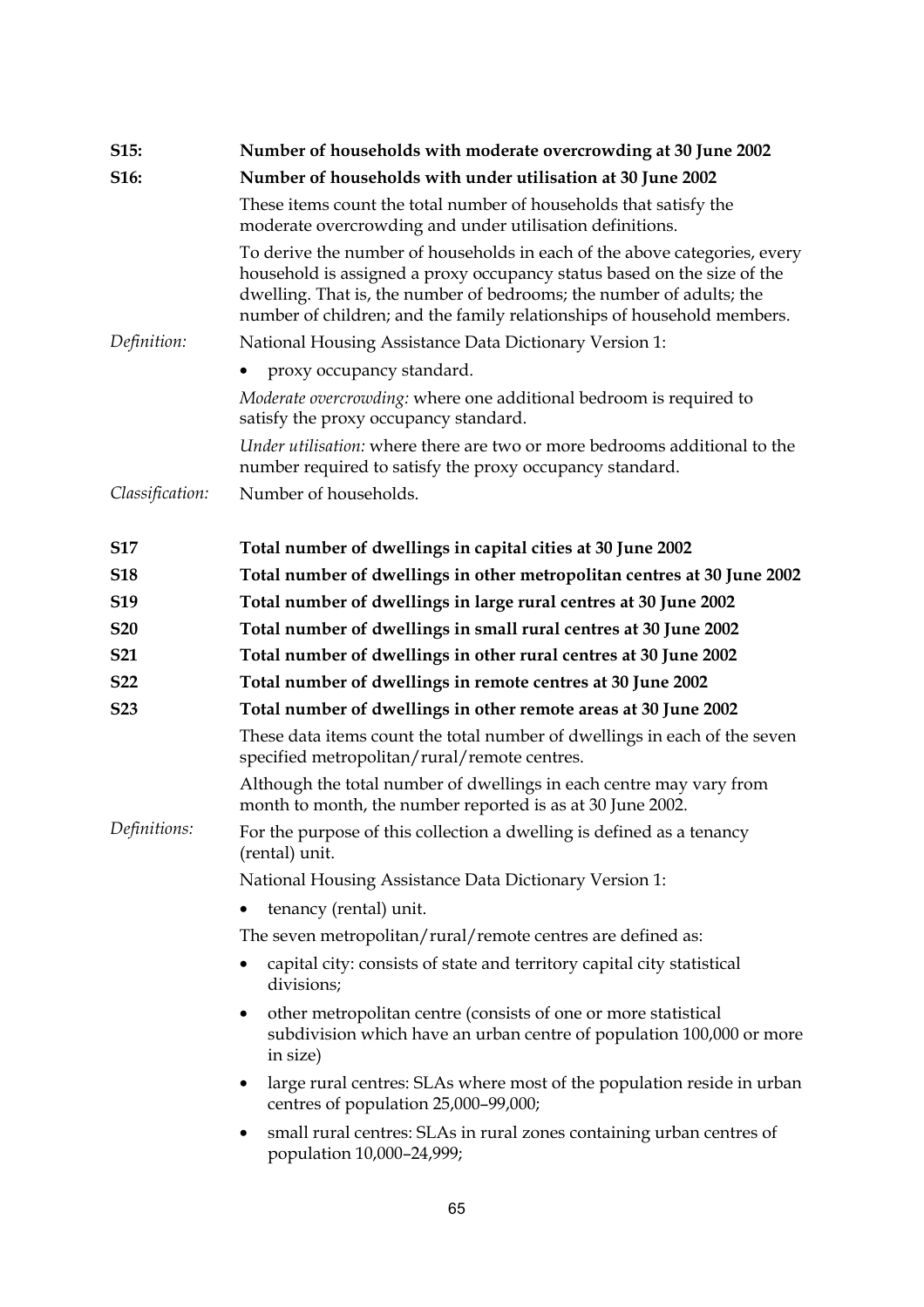**S15: Number of households with moderate overcrowding at 30 June 2002**

**S16: Number of households with under utilisation at 30 June 2002**

These items count the total number of households that satisfy the moderate overcrowding and under utilisation definitions.

To derive the number of households in each of the above categories, every household is assigned a proxy occupancy status based on the size of the dwelling. That is, the number of bedrooms; the number of adults; the number of children; and the family relationships of household members.

*Definition:* National Housing Assistance Data Dictionary Version 1:

- proxy occupancy standard.

*Moderate overcrowding:* where one additional bedroom is required to satisfy the proxy occupancy standard.

*Under utilisation:* where there are two or more bedrooms additional to the number required to satisfy the proxy occupancy standard.

*Classification:* Number of households.

**S17 Total number of dwellings in capital cities at 30 June 2002**

**S18 Total number of dwellings in other metropolitan centres at 30 June 2002**

**S19 Total number of dwellings in large rural centres at 30 June 2002**

**S20 Total number of dwellings in small rural centres at 30 June 2002**

**S21 Total number of dwellings in other rural centres at 30 June 2002**

**S22 Total number of dwellings in remote centres at 30 June 2002**

**S23 Total number of dwellings in other remote areas at 30 June 2002**

These data items count the total number of dwellings in each of the seven specified metropolitan/rural/remote centres.

Although the total number of dwellings in each centre may vary from month to month, the number reported is as at 30 June 2002.

*Definitions:* For the purpose of this collection a dwelling is defined as a tenancy (rental) unit.

National Housing Assistance Data Dictionary Version 1:

- tenancy (rental) unit.

The seven metropolitan/rural/remote centres are defined as:

- capital city: consists of state and territory capital city statistical divisions;
- other metropolitan centre (consists of one or more statistical subdivision which have an urban centre of population 100,000 or more in size)
- large rural centres: SLAs where most of the population reside in urban centres of population 25,000–99,000;
- small rural centres: SLAs in rural zones containing urban centres of population 10,000–24,999;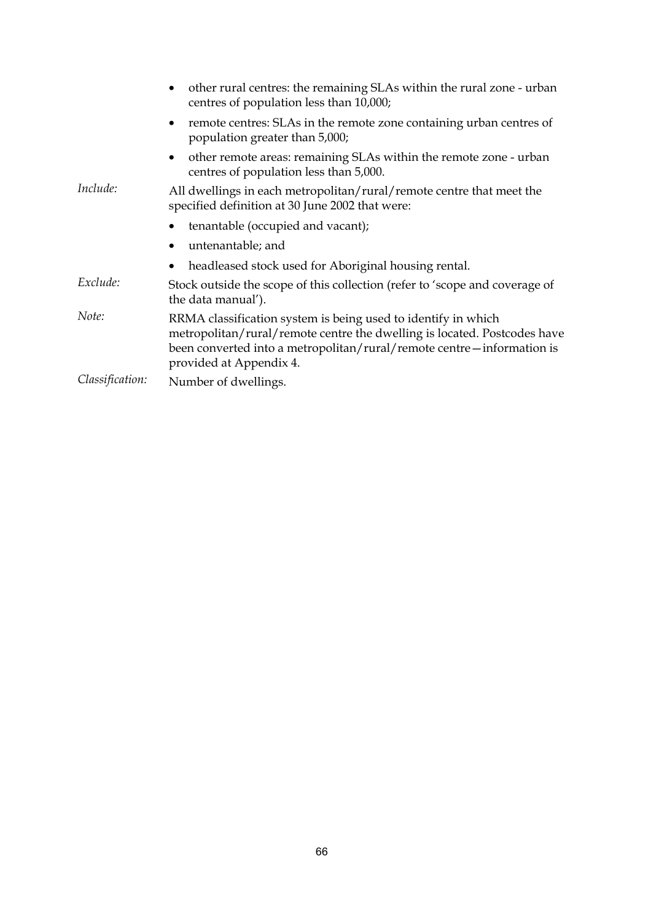- other rural centres: the remaining SLAs within the rural zone - urban centres of population less than 10,000;
- remote centres: SLAs in the remote zone containing urban centres of population greater than 5,000;
- other remote areas: remaining SLAs within the remote zone - urban centres of population less than 5,000.

*Include:* All dwellings in each metropolitan/rural/remote centre that meet the specified definition at 30 June 2002 that were:

- tenantable (occupied and vacant);
- untenantable; and
- headleased stock used for Aboriginal housing rental.

*Exclude:* Stock outside the scope of this collection (refer to 'scope and coverage of the data manual').

*Note:* RRMA classification system is being used to identify in which metropolitan/rural/remote centre the dwelling is located. Postcodes have been converted into a metropolitan/rural/remote centre—information is provided at Appendix 4.

*Classification:* Number of dwellings.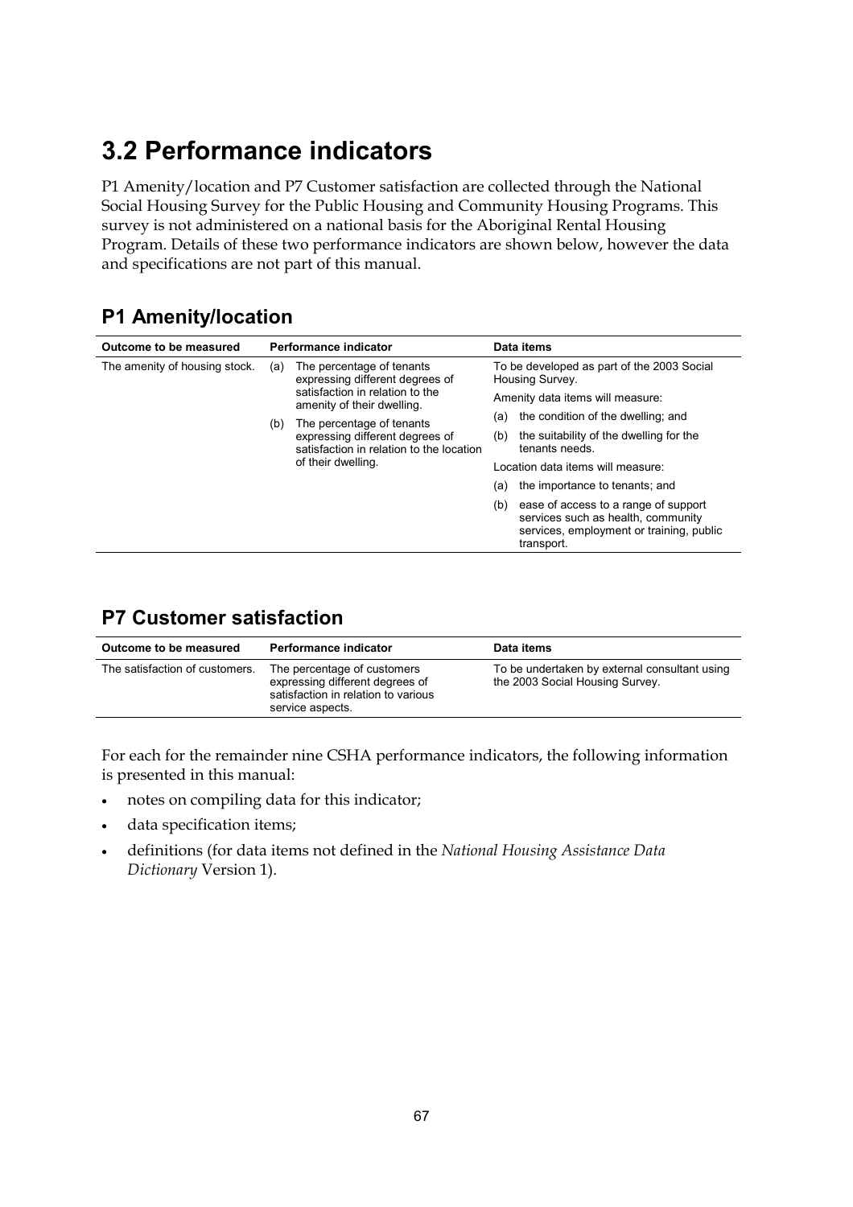## 3.2 Performance indicators

P1 Amenity/location and P7 Customer satisfaction are collected through the National Social Housing Survey for the Public Housing and Community Housing Programs. This survey is not administered on a national basis for the Aboriginal Rental Housing Program. Details of these two performance indicators are shown below, however the data and specifications are not part of this manual.

### P1 Amenity/location

| Outcome to be measured | Performance indicator | Data items |
|---|---|---|
| The amenity of housing stock. | (a) The percentage of tenants expressing different degrees of satisfaction in relation to the amenity of their dwelling.<br>(b) The percentage of tenants expressing different degrees of satisfaction in relation to the location of their dwelling. | To be developed as part of the 2003 Social Housing Survey.<br>Amenity data items will measure:<br>(a) the condition of the dwelling; and<br>(b) the suitability of the dwelling for the tenants needs.<br>Location data items will measure:<br>(a) the importance to tenants; and<br>(b) ease of access to a range of support services such as health, community services, employment or training, public transport. |

### P7 Customer satisfaction

| Outcome to be measured | Performance indicator | Data items |
|---|---|---|
| The satisfaction of customers. | The percentage of customers expressing different degrees of satisfaction in relation to various service aspects. | To be undertaken by external consultant using the 2003 Social Housing Survey. |

For each for the remainder nine CSHA performance indicators, the following information is presented in this manual:

- notes on compiling data for this indicator;
- data specification items;
- definitions (for data items not defined in the *National Housing Assistance Data Dictionary* Version 1).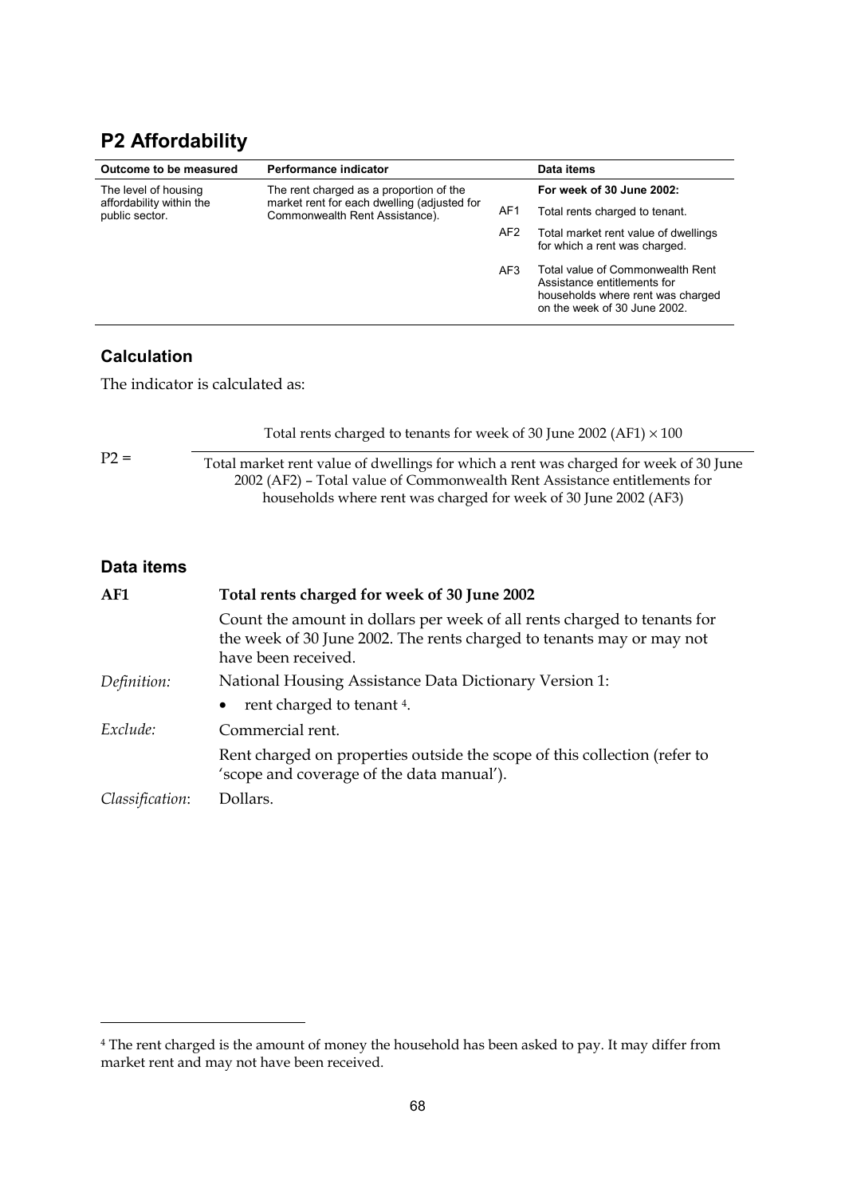## P2 Affordability

| Outcome to be measured | Performance indicator | | Data items |
|---|---|---|---|
| The level of housing affordability within the public sector. | The rent charged as a proportion of the market rent for each dwelling (adjusted for Commonwealth Rent Assistance). | | **For week of 30 June 2002:** |
| | | AF1 | Total rents charged to tenant. |
| | | AF2 | Total market rent value of dwellings for which a rent was charged. |
| | | AF3 | Total value of Commonwealth Rent Assistance entitlements for households where rent was charged on the week of 30 June 2002. |

### Calculation

The indicator is calculated as:

$$P2 = \frac{\text{Total rents charged to tenants for week of 30 June 2002 (AF1)} \times 100}{\text{Total market rent value of dwellings for which a rent was charged for week of 30 June 2002 (AF2) – Total value of Commonwealth Rent Assistance entitlements for households where rent was charged for week of 30 June 2002 (AF3)}}$$

### Data items

**AF1 Total rents charged for week of 30 June 2002**

Count the amount in dollars per week of all rents charged to tenants for the week of 30 June 2002. The rents charged to tenants may or may not have been received.

*Definition:* National Housing Assistance Data Dictionary Version 1:

- rent charged to tenant [4].

*Exclude:* Commercial rent.

Rent charged on properties outside the scope of this collection (refer to 'scope and coverage of the data manual').

*Classification:* Dollars.

---

[4] The rent charged is the amount of money the household has been asked to pay. It may differ from market rent and may not have been received.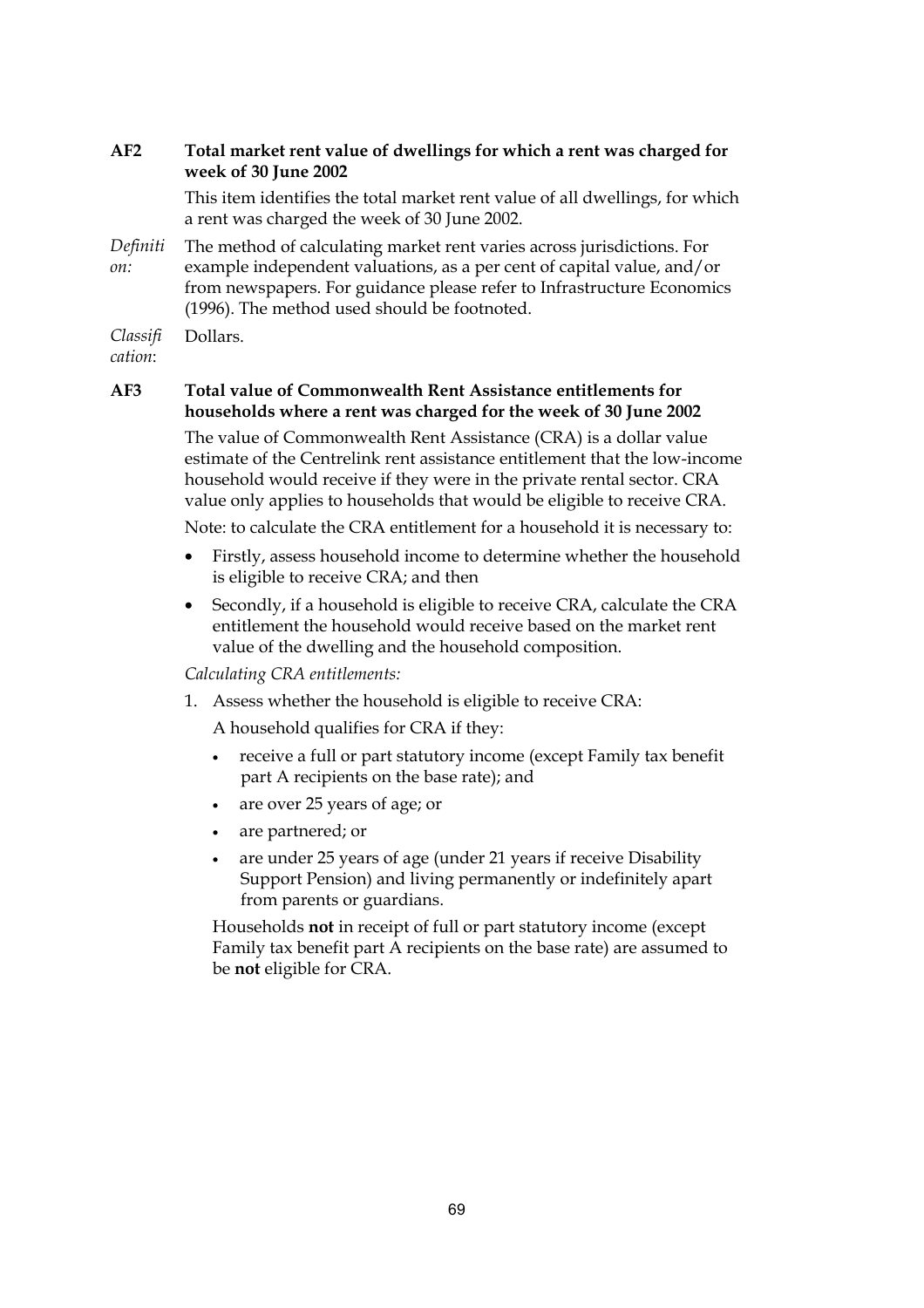**AF2 Total market rent value of dwellings for which a rent was charged for week of 30 June 2002**

This item identifies the total market rent value of all dwellings, for which a rent was charged the week of 30 June 2002.

*Definition:* The method of calculating market rent varies across jurisdictions. For example independent valuations, as a per cent of capital value, and/or from newspapers. For guidance please refer to Infrastructure Economics (1996). The method used should be footnoted.

*Classification*: Dollars.

**AF3 Total value of Commonwealth Rent Assistance entitlements for households where a rent was charged for the week of 30 June 2002**

The value of Commonwealth Rent Assistance (CRA) is a dollar value estimate of the Centrelink rent assistance entitlement that the low-income household would receive if they were in the private rental sector. CRA value only applies to households that would be eligible to receive CRA.

Note: to calculate the CRA entitlement for a household it is necessary to:

- Firstly, assess household income to determine whether the household is eligible to receive CRA; and then
- Secondly, if a household is eligible to receive CRA, calculate the CRA entitlement the household would receive based on the market rent value of the dwelling and the household composition.

*Calculating CRA entitlements:*

1. Assess whether the household is eligible to receive CRA:

   A household qualifies for CRA if they:

   - receive a full or part statutory income (except Family tax benefit part A recipients on the base rate); and
   - are over 25 years of age; or
   - are partnered; or
   - are under 25 years of age (under 21 years if receive Disability Support Pension) and living permanently or indefinitely apart from parents or guardians.

   Households **not** in receipt of full or part statutory income (except Family tax benefit part A recipients on the base rate) are assumed to be **not** eligible for CRA.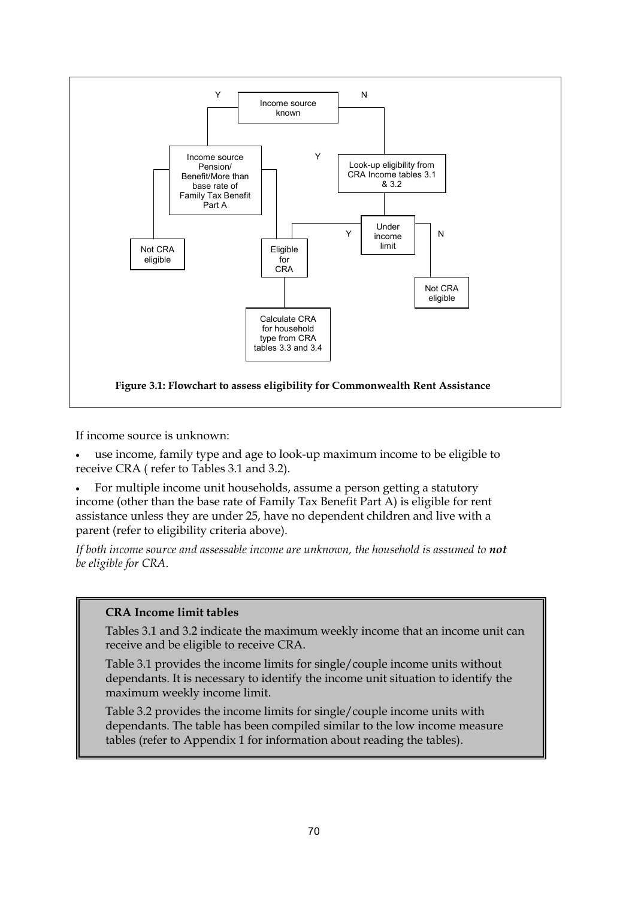Figure 3.1: Flowchart to assess eligibility for Commonwealth Rent Assistance

If income source is unknown:

- use income, family type and age to look-up maximum income to be eligible to receive CRA ( refer to Tables 3.1 and 3.2).
- For multiple income unit households, assume a person getting a statutory income (other than the base rate of Family Tax Benefit Part A) is eligible for rent assistance unless they are under 25, have no dependent children and live with a parent (refer to eligibility criteria above).

*If both income source and assessable income are unknown, the household is assumed to* ***not*** *be eligible for CRA.*

**CRA Income limit tables**

Tables 3.1 and 3.2 indicate the maximum weekly income that an income unit can receive and be eligible to receive CRA.

Table 3.1 provides the income limits for single/couple income units without dependants. It is necessary to identify the income unit situation to identify the maximum weekly income limit.

Table 3.2 provides the income limits for single/couple income units with dependants. The table has been compiled similar to the low income measure tables (refer to Appendix 1 for information about reading the tables).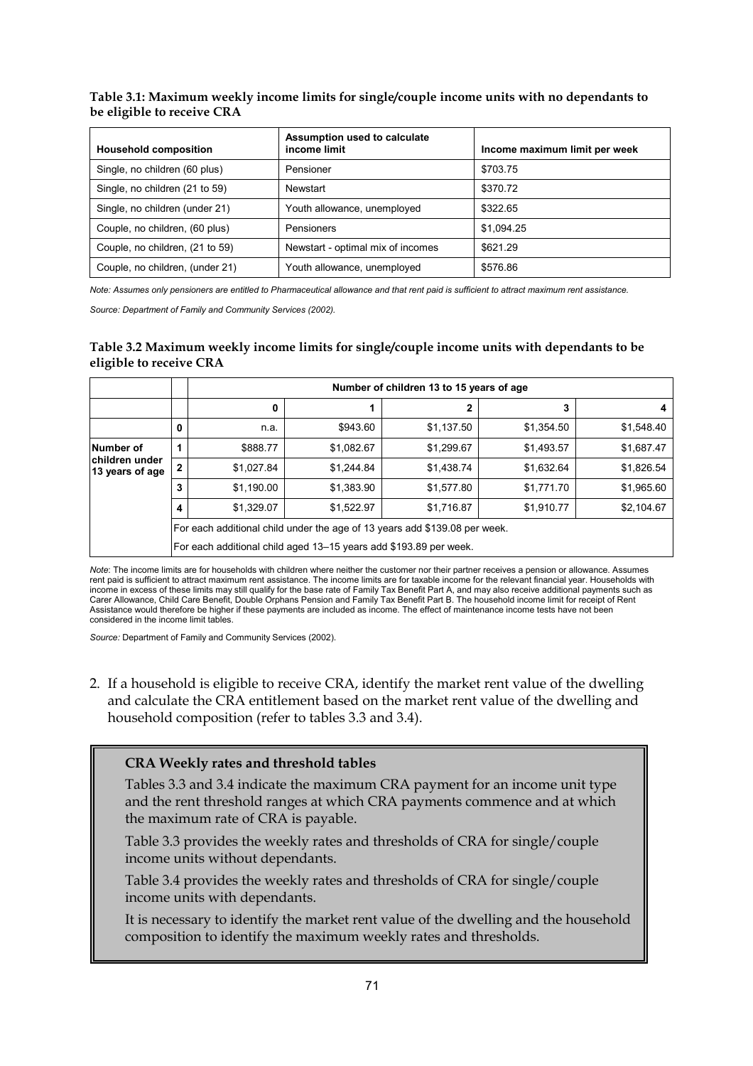**Table 3.1: Maximum weekly income limits for single/couple income units with no dependants to be eligible to receive CRA**

| Household composition | Assumption used to calculate income limit | Income maximum limit per week |
|---|---|---|
| Single, no children (60 plus) | Pensioner | $703.75 |
| Single, no children (21 to 59) | Newstart | $370.72 |
| Single, no children (under 21) | Youth allowance, unemployed | $322.65 |
| Couple, no children, (60 plus) | Pensioners | $1,094.25 |
| Couple, no children, (21 to 59) | Newstart - optimal mix of incomes | $621.29 |
| Couple, no children, (under 21) | Youth allowance, unemployed | $576.86 |

*Note: Assumes only pensioners are entitled to Pharmaceutical allowance and that rent paid is sufficient to attract maximum rent assistance.*

*Source: Department of Family and Community Services (2002).*

**Table 3.2 Maximum weekly income limits for single/couple income units with dependants to be eligible to receive CRA**

| | | Number of children 13 to 15 years of age | | | | |
|---|---|---|---|---|---|---|
| | | 0 | 1 | 2 | 3 | 4 |
| Number of children under 13 years of age | 0 | n.a. | $943.60 | $1,137.50 | $1,354.50 | $1,548.40 |
| | 1 | $888.77 | $1,082.67 | $1,299.67 | $1,493.57 | $1,687.47 |
| | 2 | $1,027.84 | $1,244.84 | $1,438.74 | $1,632.64 | $1,826.54 |
| | 3 | $1,190.00 | $1,383.90 | $1,577.80 | $1,771.70 | $1,965.60 |
| | 4 | $1,329.07 | $1,522.97 | $1,716.87 | $1,910.77 | $2,104.67 |
| | | For each additional child under the age of 13 years add $139.08 per week. | | | | |
| | | For each additional child aged 13–15 years add $193.89 per week. | | | | |

*Note*: The income limits are for households with children where neither the customer nor their partner receives a pension or allowance. Assumes rent paid is sufficient to attract maximum rent assistance. The income limits are for taxable income for the relevant financial year. Households with income in excess of these limits may still qualify for the base rate of Family Tax Benefit Part A, and may also receive additional payments such as Carer Allowance, Child Care Benefit, Double Orphans Pension and Family Tax Benefit Part B. The household income limit for receipt of Rent Assistance would therefore be higher if these payments are included as income. The effect of maintenance income tests have not been considered in the income limit tables.

*Source:* Department of Family and Community Services (2002).

2. If a household is eligible to receive CRA, identify the market rent value of the dwelling and calculate the CRA entitlement based on the market rent value of the dwelling and household composition (refer to tables 3.3 and 3.4).

**CRA Weekly rates and threshold tables**

Tables 3.3 and 3.4 indicate the maximum CRA payment for an income unit type and the rent threshold ranges at which CRA payments commence and at which the maximum rate of CRA is payable.

Table 3.3 provides the weekly rates and thresholds of CRA for single/couple income units without dependants.

Table 3.4 provides the weekly rates and thresholds of CRA for single/couple income units with dependants.

It is necessary to identify the market rent value of the dwelling and the household composition to identify the maximum weekly rates and thresholds.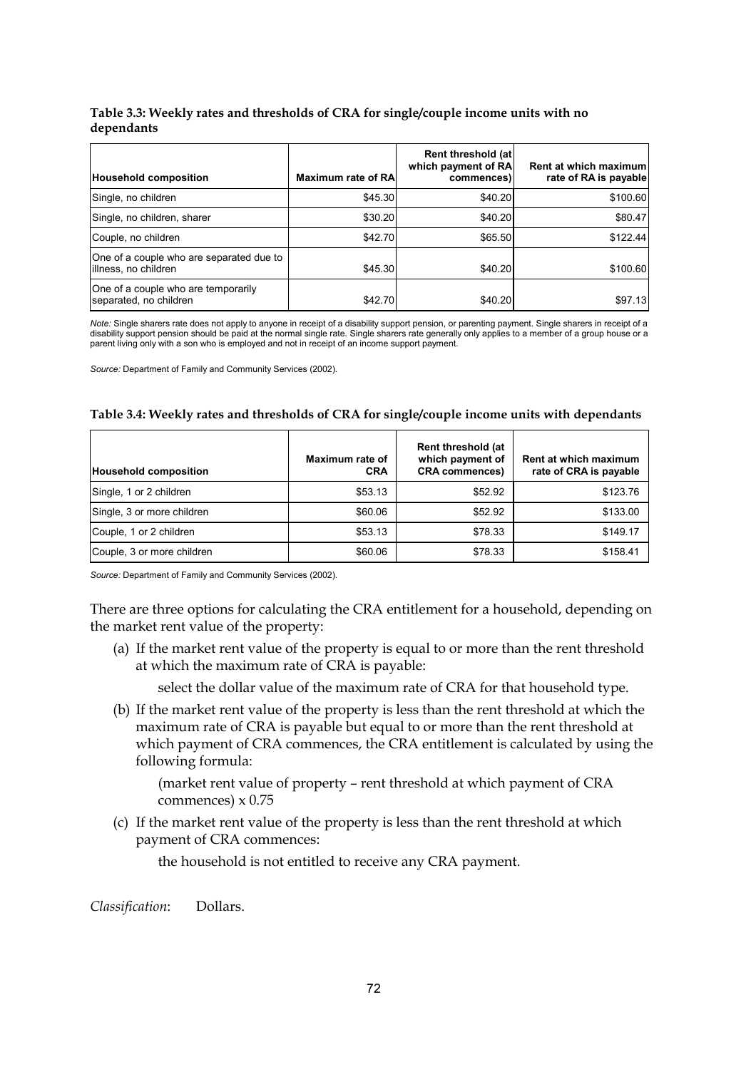**Table 3.3: Weekly rates and thresholds of CRA for single/couple income units with no dependants**

| Household composition | Maximum rate of RA | Rent threshold (at which payment of RA commences) | Rent at which maximum rate of RA is payable |
|---|---|---|---|
| Single, no children | \$45.30 | \$40.20 | \$100.60 |
| Single, no children, sharer | \$30.20 | \$40.20 | \$80.47 |
| Couple, no children | \$42.70 | \$65.50 | \$122.44 |
| One of a couple who are separated due to illness, no children | \$45.30 | \$40.20 | \$100.60 |
| One of a couple who are temporarily separated, no children | \$42.70 | \$40.20 | \$97.13 |

*Note:* Single sharers rate does not apply to anyone in receipt of a disability support pension, or parenting payment. Single sharers in receipt of a disability support pension should be paid at the normal single rate. Single sharers rate generally only applies to a member of a group house or a parent living only with a son who is employed and not in receipt of an income support payment.

*Source:* Department of Family and Community Services (2002).

**Table 3.4: Weekly rates and thresholds of CRA for single/couple income units with dependants**

| Household composition | Maximum rate of CRA | Rent threshold (at which payment of CRA commences) | Rent at which maximum rate of CRA is payable |
|---|---|---|---|
| Single, 1 or 2 children | \$53.13 | \$52.92 | \$123.76 |
| Single, 3 or more children | \$60.06 | \$52.92 | \$133.00 |
| Couple, 1 or 2 children | \$53.13 | \$78.33 | \$149.17 |
| Couple, 3 or more children | \$60.06 | \$78.33 | \$158.41 |

*Source:* Department of Family and Community Services (2002).

There are three options for calculating the CRA entitlement for a household, depending on the market rent value of the property:

(a) If the market rent value of the property is equal to or more than the rent threshold at which the maximum rate of CRA is payable:

select the dollar value of the maximum rate of CRA for that household type.

(b) If the market rent value of the property is less than the rent threshold at which the maximum rate of CRA is payable but equal to or more than the rent threshold at which payment of CRA commences, the CRA entitlement is calculated by using the following formula:

(market rent value of property – rent threshold at which payment of CRA commences) x 0.75

(c) If the market rent value of the property is less than the rent threshold at which payment of CRA commences:

the household is not entitled to receive any CRA payment.

*Classification*: Dollars.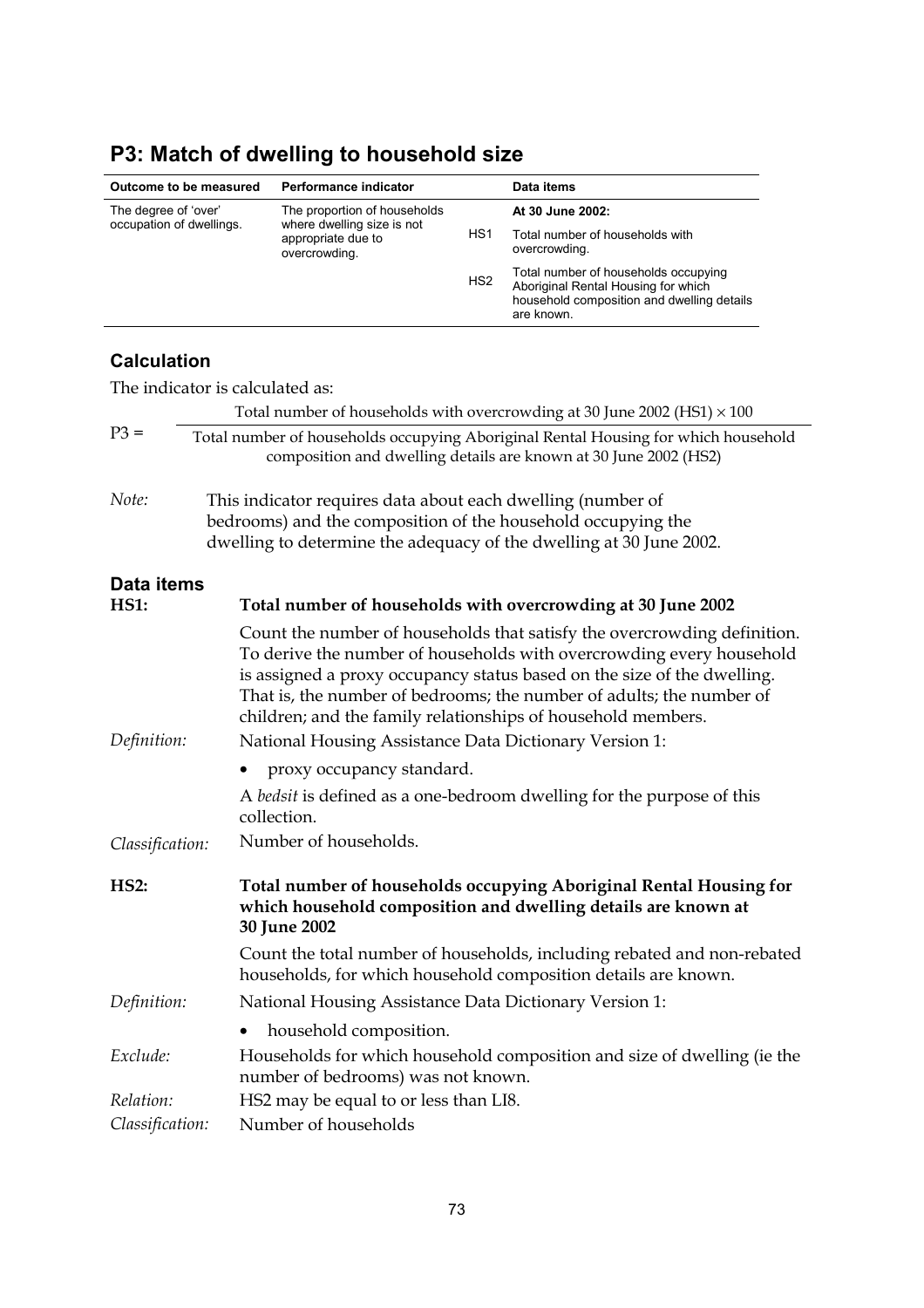## P3: Match of dwelling to household size

| Outcome to be measured | Performance indicator | | Data items |
|---|---|---|---|
| The degree of 'over' occupation of dwellings. | The proportion of households where dwelling size is not appropriate due to overcrowding. | | **At 30 June 2002:** |
| | | HS1 | Total number of households with overcrowding. |
| | | HS2 | Total number of households occupying Aboriginal Rental Housing for which household composition and dwelling details are known. |

### Calculation

The indicator is calculated as:

$$P3 = \frac{\text{Total number of households with overcrowding at 30 June 2002 (HS1)} \times 100}{\text{Total number of households occupying Aboriginal Rental Housing for which household composition and dwelling details are known at 30 June 2002 (HS2)}}$$

*Note:* This indicator requires data about each dwelling (number of bedrooms) and the composition of the household occupying the dwelling to determine the adequacy of the dwelling at 30 June 2002.

### Data items

**HS1: Total number of households with overcrowding at 30 June 2002**

Count the number of households that satisfy the overcrowding definition. To derive the number of households with overcrowding every household is assigned a proxy occupancy status based on the size of the dwelling. That is, the number of bedrooms; the number of adults; the number of children; and the family relationships of household members.

*Definition:* National Housing Assistance Data Dictionary Version 1:

- proxy occupancy standard.

A *bedsit* is defined as a one-bedroom dwelling for the purpose of this collection.

*Classification:* Number of households.

**HS2: Total number of households occupying Aboriginal Rental Housing for which household composition and dwelling details are known at 30 June 2002**

Count the total number of households, including rebated and non-rebated households, for which household composition details are known.

*Definition:* National Housing Assistance Data Dictionary Version 1:

- household composition.

*Exclude:* Households for which household composition and size of dwelling (ie the number of bedrooms) was not known.

*Relation:* HS2 may be equal to or less than LI8.

*Classification:* Number of households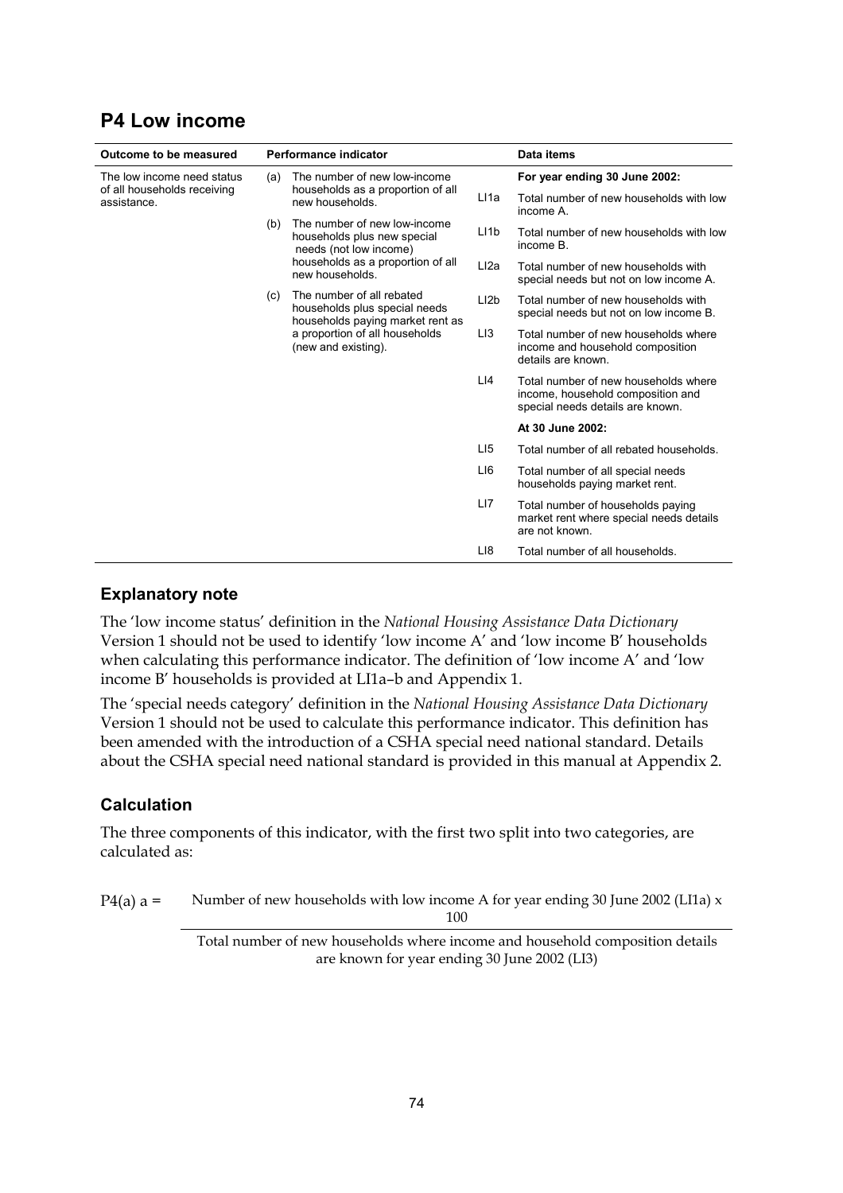## P4 Low income

| Outcome to be measured | Performance indicator | | Data items |
|---|---|---|---|
| The low income need status of all households receiving assistance. | (a) The number of new low-income households as a proportion of all new households. | | **For year ending 30 June 2002:** |
| | (b) The number of new low-income households plus new special needs (not low income) households as a proportion of all new households. | LI1a | Total number of new households with low income A. |
| | (c) The number of all rebated households plus special needs households paying market rent as a proportion of all households (new and existing). | LI1b | Total number of new households with low income B. |
| | | LI2a | Total number of new households with special needs but not on low income A. |
| | | LI2b | Total number of new households with special needs but not on low income B. |
| | | LI3 | Total number of new households where income and household composition details are known. |
| | | LI4 | Total number of new households where income, household composition and special needs details are known. |
| | | | **At 30 June 2002:** |
| | | LI5 | Total number of all rebated households. |
| | | LI6 | Total number of all special needs households paying market rent. |
| | | LI7 | Total number of households paying market rent where special needs details are not known. |
| | | LI8 | Total number of all households. |

### Explanatory note

The 'low income status' definition in the *National Housing Assistance Data Dictionary* Version 1 should not be used to identify 'low income A' and 'low income B' households when calculating this performance indicator. The definition of 'low income A' and 'low income B' households is provided at LI1a–b and Appendix 1.

The 'special needs category' definition in the *National Housing Assistance Data Dictionary* Version 1 should not be used to calculate this performance indicator. This definition has been amended with the introduction of a CSHA special need national standard. Details about the CSHA special need national standard is provided in this manual at Appendix 2.

### Calculation

The three components of this indicator, with the first two split into two categories, are calculated as:

$$P4(a)\ a = \frac{\text{Number of new households with low income A for year ending 30 June 2002 (LI1a)} \times 100}{\text{Total number of new households where income and household composition details are known for year ending 30 June 2002 (LI3)}}$$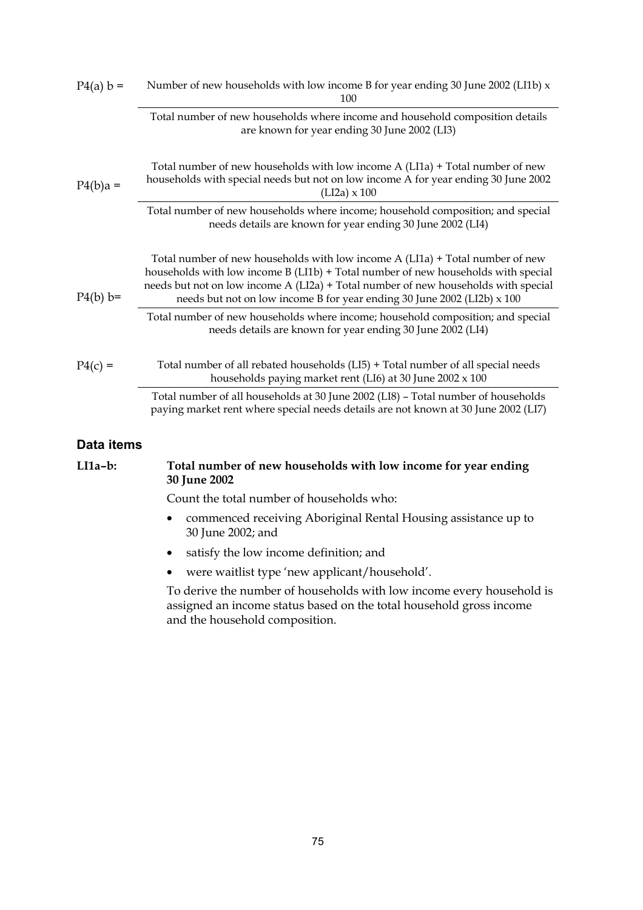$$P4(a)\ b = \frac{\text{Number of new households with low income B for year ending 30 June 2002 (LI1b)} \times 100}{\text{Total number of new households where income and household composition details are known for year ending 30 June 2002 (LI3)}}$$

$$P4(b)a = \frac{\text{Total number of new households with low income A (LI1a) + Total number of new households with special needs but not on low income A for year ending 30 June 2002 (LI2a)} \times 100}{\text{Total number of new households where income; household composition; and special needs details are known for year ending 30 June 2002 (LI4)}}$$

$$P4(b)\ b = \frac{\text{Total number of new households with low income A (LI1a) + Total number of new households with low income B (LI1b) + Total number of new households with special needs but not on low income A (LI2a) + Total number of new households with special needs but not on low income B for year ending 30 June 2002 (LI2b)} \times 100}{\text{Total number of new households where income; household composition; and special needs details are known for year ending 30 June 2002 (LI4)}}$$

$$P4(c) = \frac{\text{Total number of all rebated households (LI5) + Total number of all special needs households paying market rent (LI6) at 30 June 2002} \times 100}{\text{Total number of all households at 30 June 2002 (LI8) – Total number of households paying market rent where special needs details are not known at 30 June 2002 (LI7)}}$$

## Data items

**LI1a–b: Total number of new households with low income for year ending 30 June 2002**

Count the total number of households who:

- commenced receiving Aboriginal Rental Housing assistance up to 30 June 2002; and
- satisfy the low income definition; and
- were waitlist type 'new applicant/household'.

To derive the number of households with low income every household is assigned an income status based on the total household gross income and the household composition.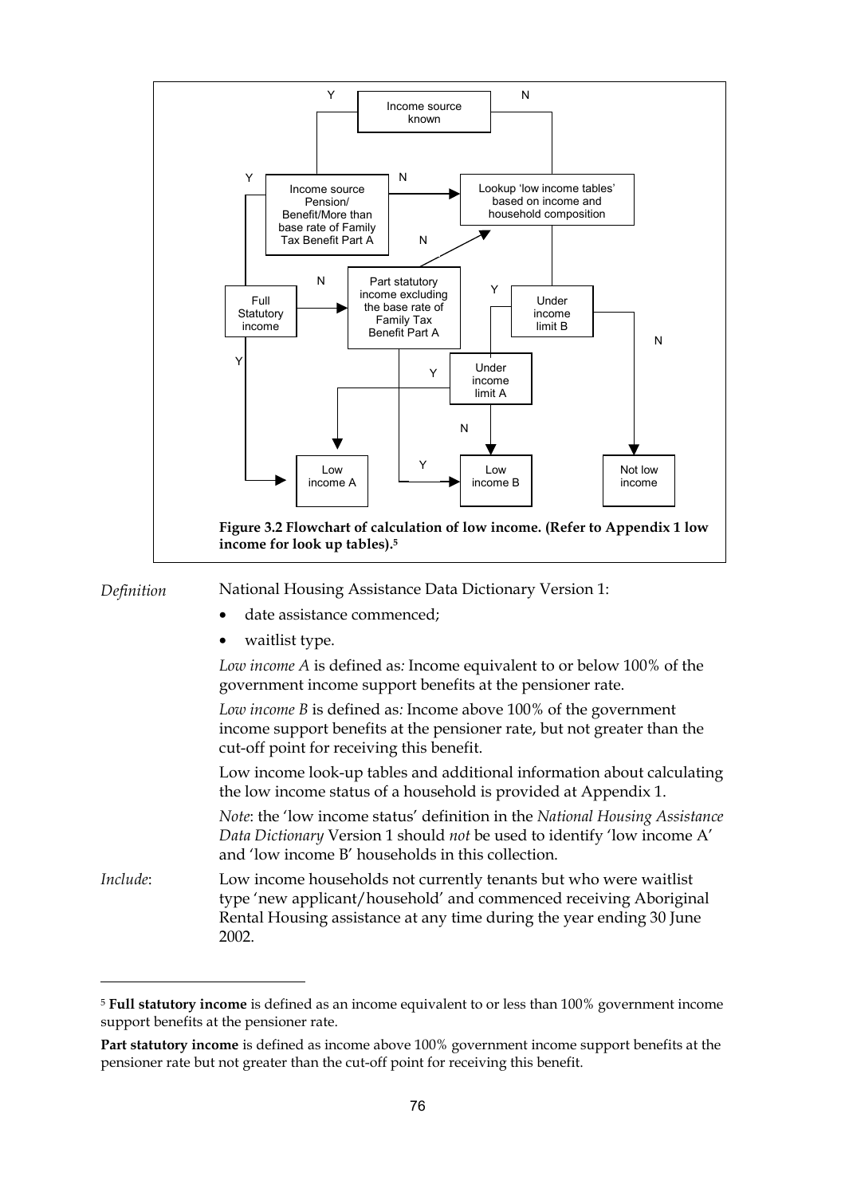Figure 3.2 Flowchart of calculation of low income. (Refer to Appendix 1 low income for look up tables).[5]

*Definition* National Housing Assistance Data Dictionary Version 1:

- date assistance commenced;
- waitlist type.

*Low income A* is defined as*:* Income equivalent to or below 100% of the government income support benefits at the pensioner rate.

*Low income B* is defined as*:* Income above 100% of the government income support benefits at the pensioner rate, but not greater than the cut-off point for receiving this benefit.

Low income look-up tables and additional information about calculating the low income status of a household is provided at Appendix 1.

*Note*: the 'low income status' definition in the *National Housing Assistance Data Dictionary* Version 1 should *not* be used to identify 'low income A' and 'low income B' households in this collection.

*Include*: Low income households not currently tenants but who were waitlist type 'new applicant/household' and commenced receiving Aboriginal Rental Housing assistance at any time during the year ending 30 June 2002.

[5] **Full statutory income** is defined as an income equivalent to or less than 100% government income support benefits at the pensioner rate.

**Part statutory income** is defined as income above 100% government income support benefits at the pensioner rate but not greater than the cut-off point for receiving this benefit.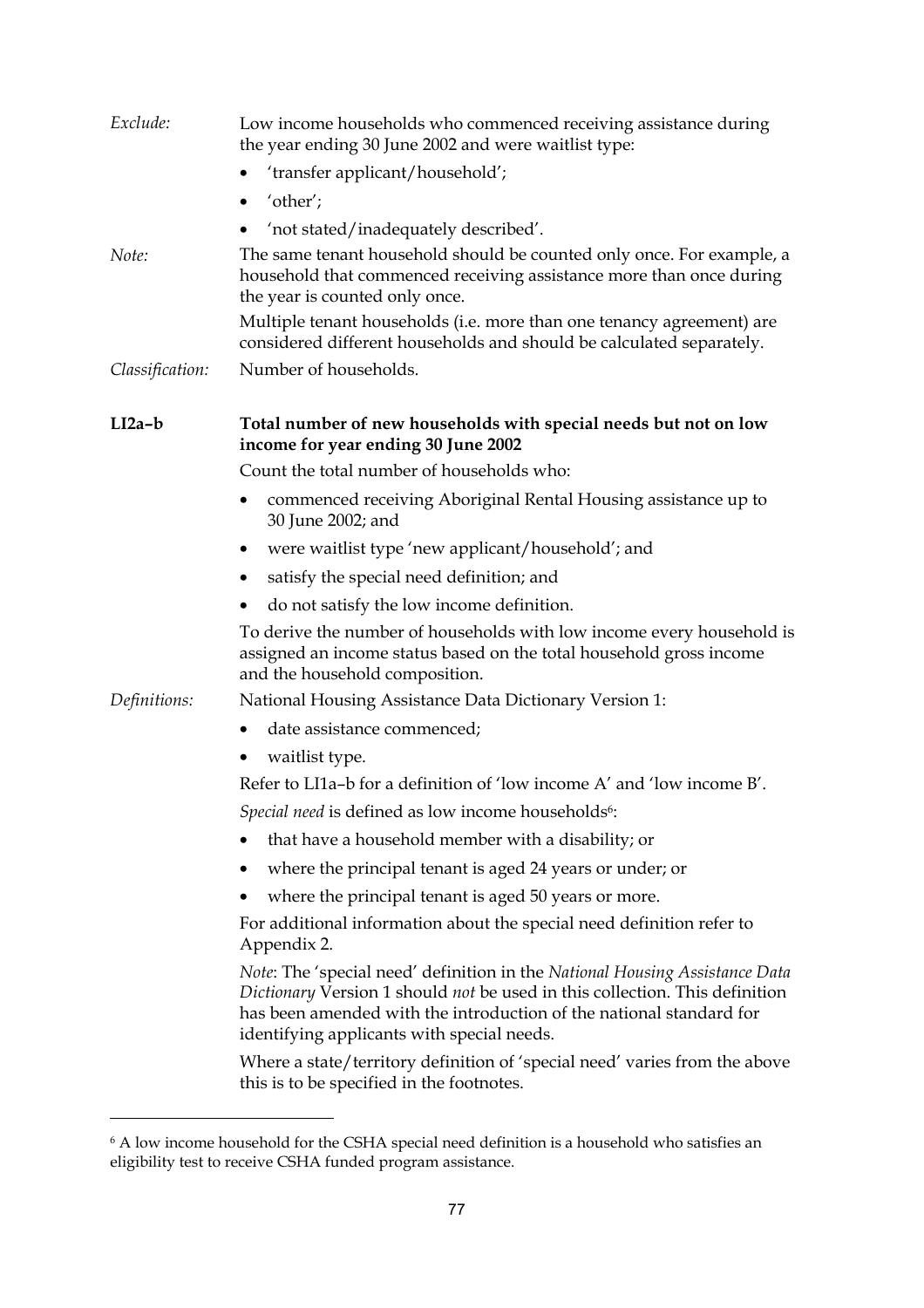*Exclude:* Low income households who commenced receiving assistance during the year ending 30 June 2002 and were waitlist type:

- 'transfer applicant/household';
- 'other';
- 'not stated/inadequately described'.

*Note:* The same tenant household should be counted only once. For example, a household that commenced receiving assistance more than once during the year is counted only once.

Multiple tenant households (i.e. more than one tenancy agreement) are considered different households and should be calculated separately.

*Classification:* Number of households.

**LI2a–b** **Total number of new households with special needs but not on low income for year ending 30 June 2002**

Count the total number of households who:

- commenced receiving Aboriginal Rental Housing assistance up to 30 June 2002; and
- were waitlist type 'new applicant/household'; and
- satisfy the special need definition; and
- do not satisfy the low income definition.

To derive the number of households with low income every household is assigned an income status based on the total household gross income and the household composition.

*Definitions:* National Housing Assistance Data Dictionary Version 1:

- date assistance commenced;
- waitlist type.

Refer to LI1a–b for a definition of 'low income A' and 'low income B'.

*Special need* is defined as low income households[6]:

- that have a household member with a disability; or
- where the principal tenant is aged 24 years or under; or
- where the principal tenant is aged 50 years or more.

For additional information about the special need definition refer to Appendix 2.

*Note*: The 'special need' definition in the *National Housing Assistance Data Dictionary* Version 1 should *not* be used in this collection. This definition has been amended with the introduction of the national standard for identifying applicants with special needs.

Where a state/territory definition of 'special need' varies from the above this is to be specified in the footnotes.

---

[6] A low income household for the CSHA special need definition is a household who satisfies an eligibility test to receive CSHA funded program assistance.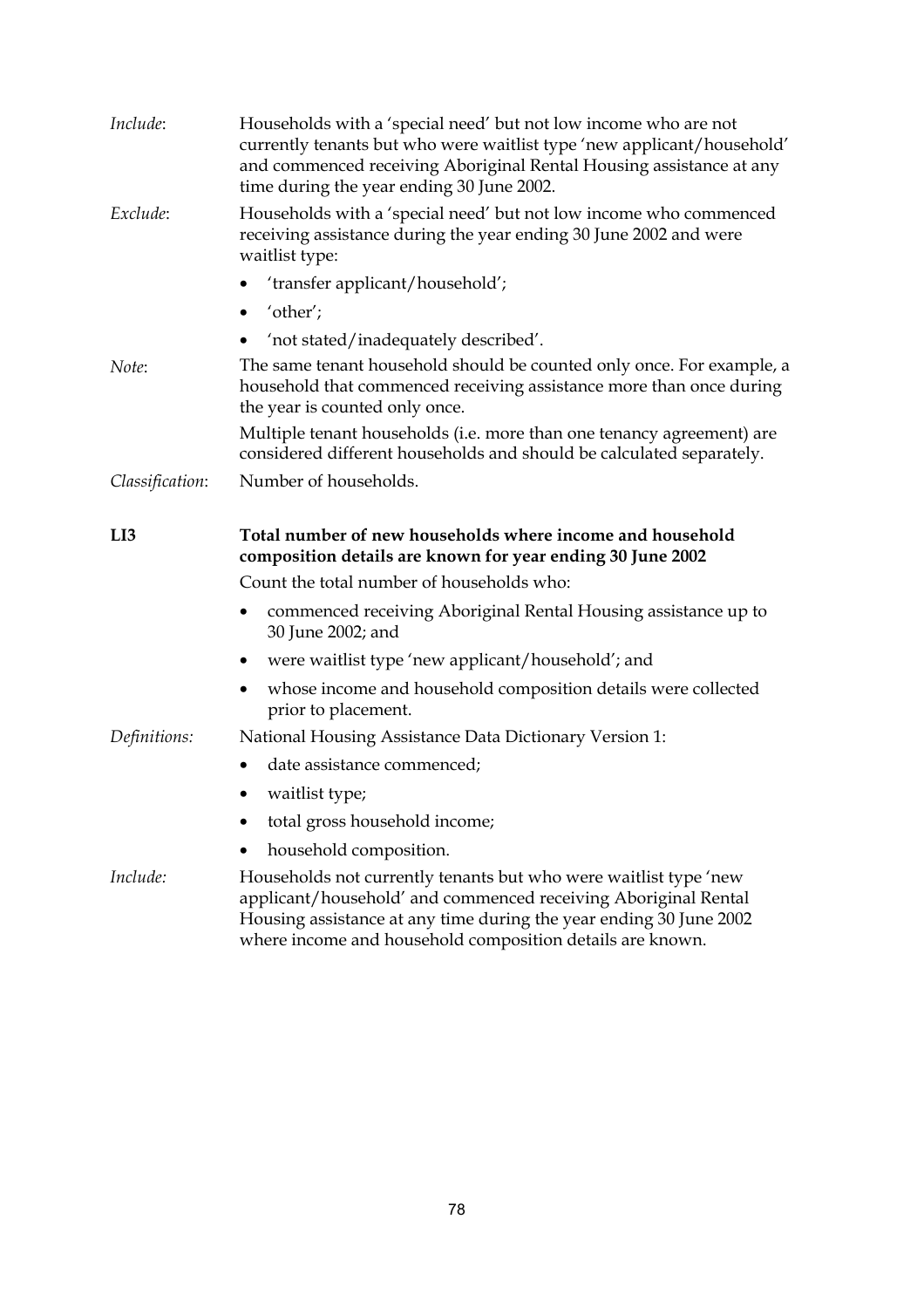*Include*: Households with a 'special need' but not low income who are not currently tenants but who were waitlist type 'new applicant/household' and commenced receiving Aboriginal Rental Housing assistance at any time during the year ending 30 June 2002.

*Exclude*: Households with a 'special need' but not low income who commenced receiving assistance during the year ending 30 June 2002 and were waitlist type:

- 'transfer applicant/household';
- 'other';
- 'not stated/inadequately described'.

*Note*: The same tenant household should be counted only once. For example, a household that commenced receiving assistance more than once during the year is counted only once.

Multiple tenant households (i.e. more than one tenancy agreement) are considered different households and should be calculated separately.

*Classification*: Number of households.

**LI3 Total number of new households where income and household composition details are known for year ending 30 June 2002**

Count the total number of households who:

- commenced receiving Aboriginal Rental Housing assistance up to 30 June 2002; and
- were waitlist type 'new applicant/household'; and
- whose income and household composition details were collected prior to placement.

*Definitions:* National Housing Assistance Data Dictionary Version 1:

- date assistance commenced;
- waitlist type;
- total gross household income;
- household composition.

*Include:* Households not currently tenants but who were waitlist type 'new applicant/household' and commenced receiving Aboriginal Rental Housing assistance at any time during the year ending 30 June 2002 where income and household composition details are known.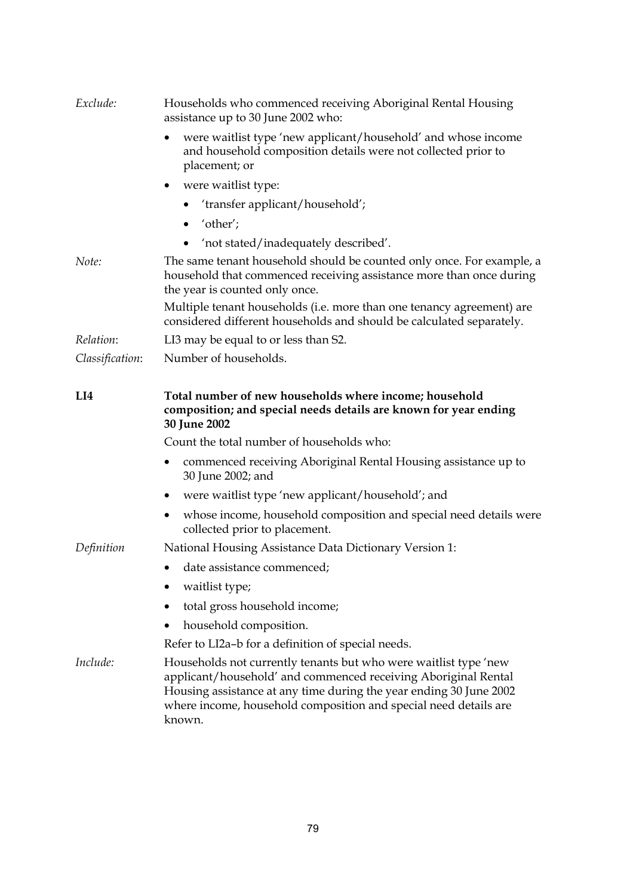*Exclude:* Households who commenced receiving Aboriginal Rental Housing assistance up to 30 June 2002 who:

- were waitlist type 'new applicant/household' and whose income and household composition details were not collected prior to placement; or
- were waitlist type:
  - 'transfer applicant/household';
  - 'other';
  - 'not stated/inadequately described'.

*Note:* The same tenant household should be counted only once. For example, a household that commenced receiving assistance more than once during the year is counted only once.

Multiple tenant households (i.e. more than one tenancy agreement) are considered different households and should be calculated separately.

*Relation*: LI3 may be equal to or less than S2.

*Classification*: Number of households.

**LI4 Total number of new households where income; household composition; and special needs details are known for year ending 30 June 2002**

Count the total number of households who:

- commenced receiving Aboriginal Rental Housing assistance up to 30 June 2002; and
- were waitlist type 'new applicant/household'; and
- whose income, household composition and special need details were collected prior to placement.

*Definition* National Housing Assistance Data Dictionary Version 1:

- date assistance commenced;
- waitlist type;
- total gross household income;
- household composition.

Refer to LI2a–b for a definition of special needs.

*Include:* Households not currently tenants but who were waitlist type 'new applicant/household' and commenced receiving Aboriginal Rental Housing assistance at any time during the year ending 30 June 2002 where income, household composition and special need details are known.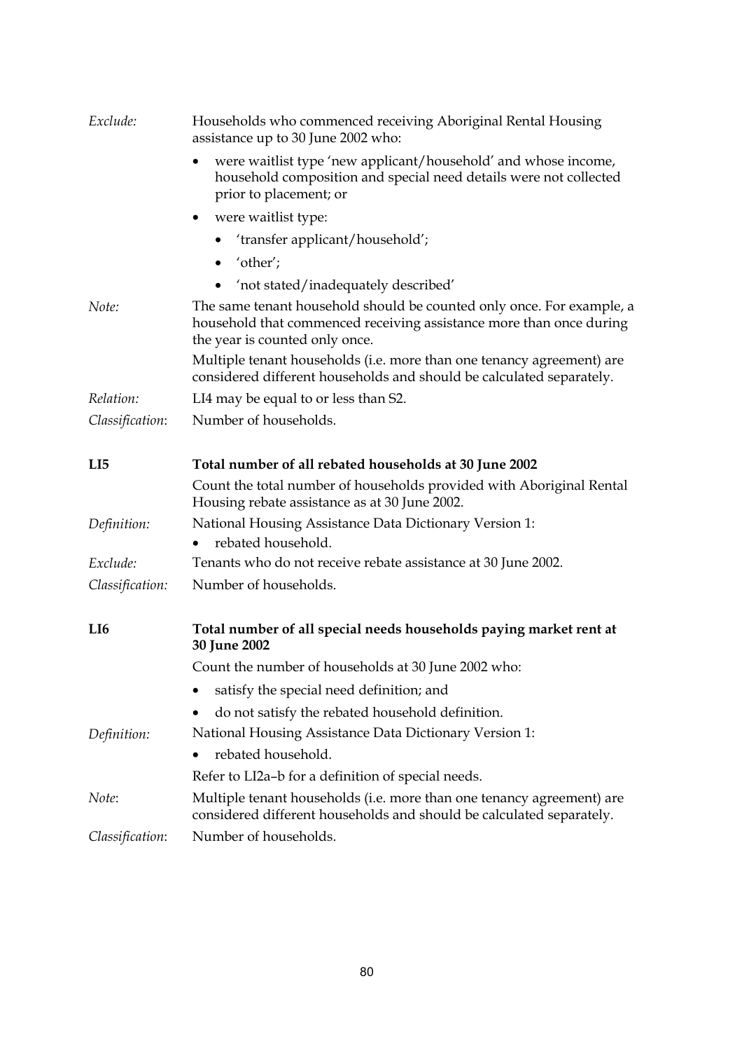*Exclude:* Households who commenced receiving Aboriginal Rental Housing assistance up to 30 June 2002 who:

- were waitlist type 'new applicant/household' and whose income, household composition and special need details were not collected prior to placement; or
- were waitlist type:
  - 'transfer applicant/household';
  - 'other';
  - 'not stated/inadequately described'

*Note:* The same tenant household should be counted only once. For example, a household that commenced receiving assistance more than once during the year is counted only once.

Multiple tenant households (i.e. more than one tenancy agreement) are considered different households and should be calculated separately.

*Relation:* LI4 may be equal to or less than S2.

*Classification*: Number of households.

**LI5 Total number of all rebated households at 30 June 2002**

Count the total number of households provided with Aboriginal Rental Housing rebate assistance as at 30 June 2002.

*Definition:* National Housing Assistance Data Dictionary Version 1:

- rebated household.

*Exclude:* Tenants who do not receive rebate assistance at 30 June 2002.

*Classification:* Number of households.

**LI6 Total number of all special needs households paying market rent at 30 June 2002**

Count the number of households at 30 June 2002 who:

- satisfy the special need definition; and
- do not satisfy the rebated household definition.

*Definition:* National Housing Assistance Data Dictionary Version 1:

- rebated household.

Refer to LI2a–b for a definition of special needs.

*Note*: Multiple tenant households (i.e. more than one tenancy agreement) are considered different households and should be calculated separately.

*Classification*: Number of households.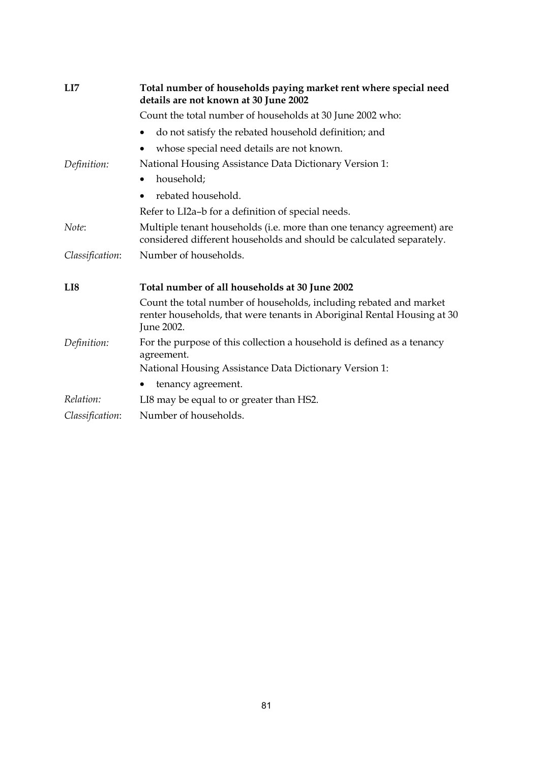**LI7** **Total number of households paying market rent where special need details are not known at 30 June 2002**

Count the total number of households at 30 June 2002 who:

- do not satisfy the rebated household definition; and
- whose special need details are not known.

*Definition:* National Housing Assistance Data Dictionary Version 1:

- household;
- rebated household.

Refer to LI2a–b for a definition of special needs.

*Note*: Multiple tenant households (i.e. more than one tenancy agreement) are considered different households and should be calculated separately.

*Classification*: Number of households.

**LI8** **Total number of all households at 30 June 2002**

Count the total number of households, including rebated and market renter households, that were tenants in Aboriginal Rental Housing at 30 June 2002.

*Definition:* For the purpose of this collection a household is defined as a tenancy agreement.

National Housing Assistance Data Dictionary Version 1:

- tenancy agreement.

*Relation:* LI8 may be equal to or greater than HS2.

*Classification*: Number of households.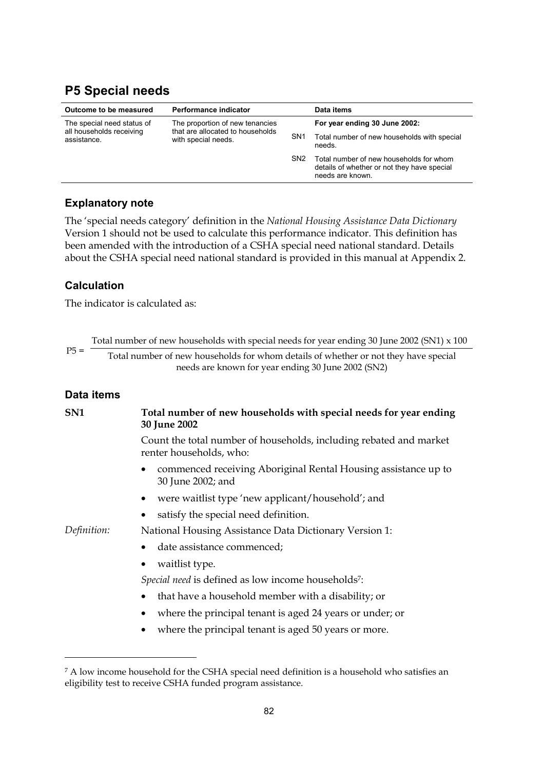## P5 Special needs

| Outcome to be measured | Performance indicator | | Data items |
|---|---|---|---|
| The special need status of all households receiving assistance. | The proportion of new tenancies that are allocated to households with special needs. | | **For year ending 30 June 2002:** |
| | | SN1 | Total number of new households with special needs. |
| | | SN2 | Total number of new households for whom details of whether or not they have special needs are known. |

### Explanatory note

The 'special needs category' definition in the *National Housing Assistance Data Dictionary* Version 1 should not be used to calculate this performance indicator. This definition has been amended with the introduction of a CSHA special need national standard. Details about the CSHA special need national standard is provided in this manual at Appendix 2.

### Calculation

The indicator is calculated as:

$$P5 = \frac{\text{Total number of new households with special needs for year ending 30 June 2002 (SN1)} \times 100}{\text{Total number of new households for whom details of whether or not they have special needs are known for year ending 30 June 2002 (SN2)}}$$

### Data items

**SN1** **Total number of new households with special needs for year ending 30 June 2002**

Count the total number of households, including rebated and market renter households, who:

- commenced receiving Aboriginal Rental Housing assistance up to 30 June 2002; and
- were waitlist type 'new applicant/household'; and
- satisfy the special need definition.

*Definition:* National Housing Assistance Data Dictionary Version 1:

- date assistance commenced;
- waitlist type.

*Special need* is defined as low income households[7]:

- that have a household member with a disability; or
- where the principal tenant is aged 24 years or under; or
- where the principal tenant is aged 50 years or more.

---

[7] A low income household for the CSHA special need definition is a household who satisfies an eligibility test to receive CSHA funded program assistance.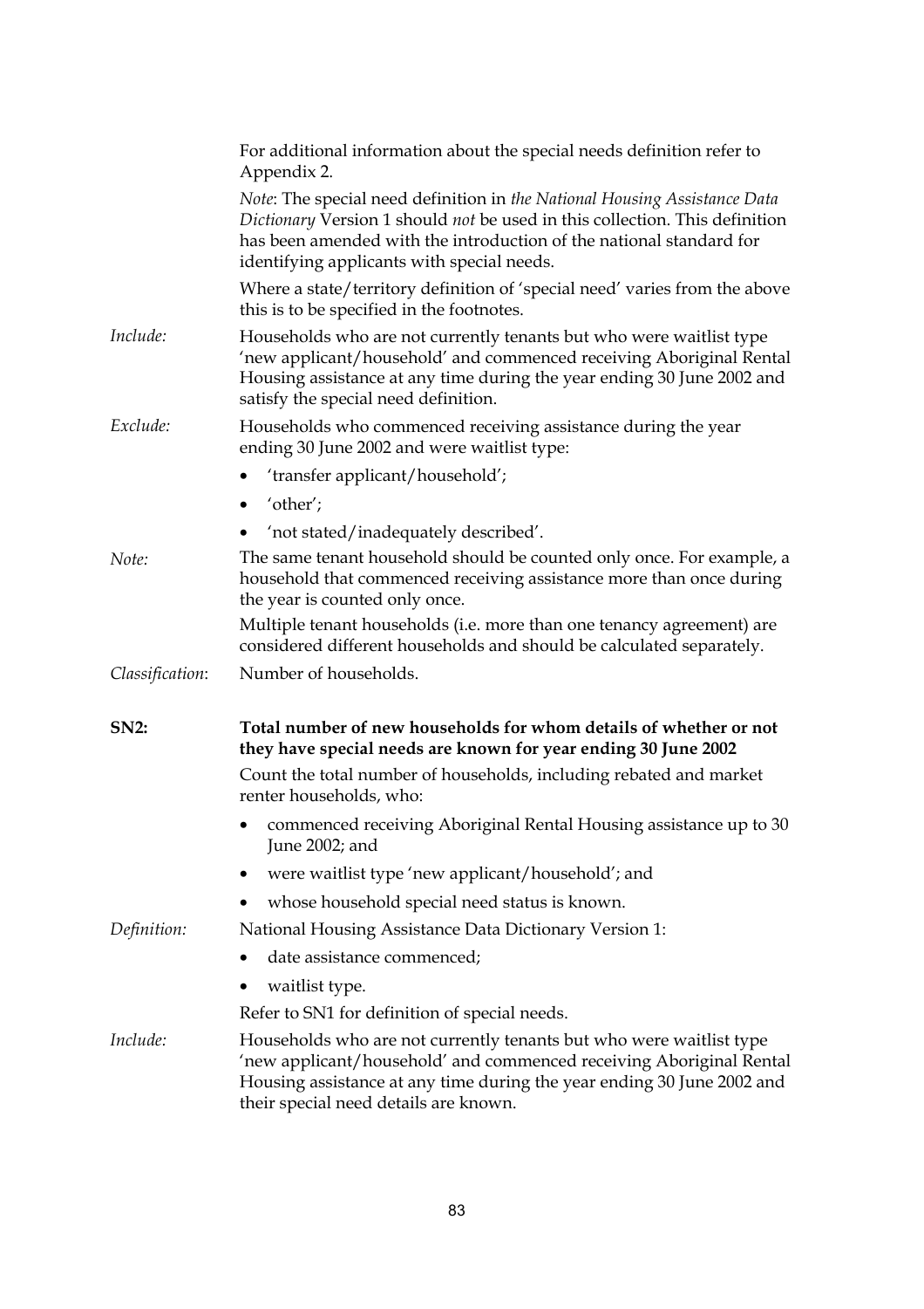For additional information about the special needs definition refer to Appendix 2.

*Note*: The special need definition in *the National Housing Assistance Data Dictionary* Version 1 should *not* be used in this collection. This definition has been amended with the introduction of the national standard for identifying applicants with special needs.

Where a state/territory definition of 'special need' varies from the above this is to be specified in the footnotes.

*Include:* Households who are not currently tenants but who were waitlist type 'new applicant/household' and commenced receiving Aboriginal Rental Housing assistance at any time during the year ending 30 June 2002 and satisfy the special need definition.

*Exclude:* Households who commenced receiving assistance during the year ending 30 June 2002 and were waitlist type:

- 'transfer applicant/household';
- 'other';
- 'not stated/inadequately described'.

*Note:* The same tenant household should be counted only once. For example, a household that commenced receiving assistance more than once during the year is counted only once.

Multiple tenant households (i.e. more than one tenancy agreement) are considered different households and should be calculated separately.

*Classification*: Number of households.

**SN2: Total number of new households for whom details of whether or not they have special needs are known for year ending 30 June 2002**

Count the total number of households, including rebated and market renter households, who:

- commenced receiving Aboriginal Rental Housing assistance up to 30 June 2002; and
- were waitlist type 'new applicant/household'; and
- whose household special need status is known.

*Definition:* National Housing Assistance Data Dictionary Version 1:

- date assistance commenced;
- waitlist type.

Refer to SN1 for definition of special needs.

*Include:* Households who are not currently tenants but who were waitlist type 'new applicant/household' and commenced receiving Aboriginal Rental Housing assistance at any time during the year ending 30 June 2002 and their special need details are known.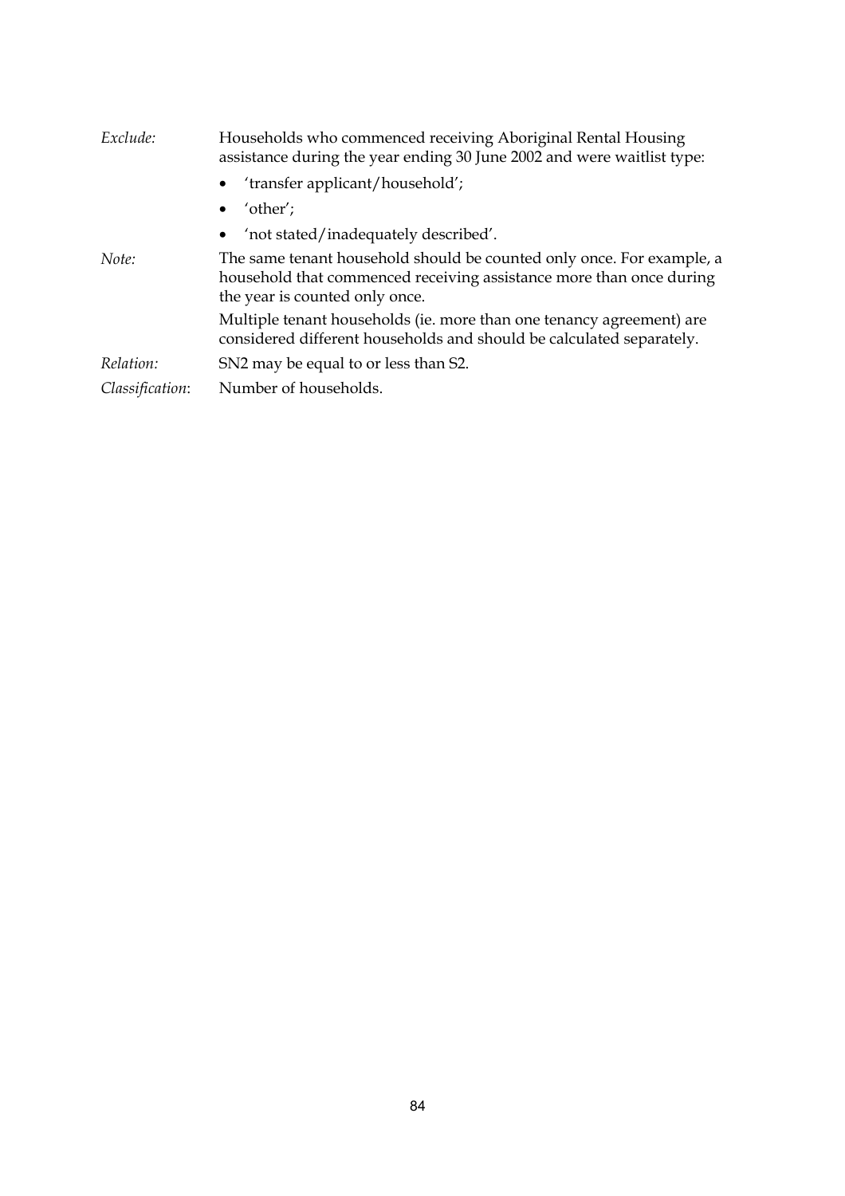*Exclude:* Households who commenced receiving Aboriginal Rental Housing assistance during the year ending 30 June 2002 and were waitlist type:

- 'transfer applicant/household';
- 'other';
- 'not stated/inadequately described'.

*Note:* The same tenant household should be counted only once. For example, a household that commenced receiving assistance more than once during the year is counted only once.

Multiple tenant households (ie. more than one tenancy agreement) are considered different households and should be calculated separately.

*Relation:* SN2 may be equal to or less than S2.

*Classification*: Number of households.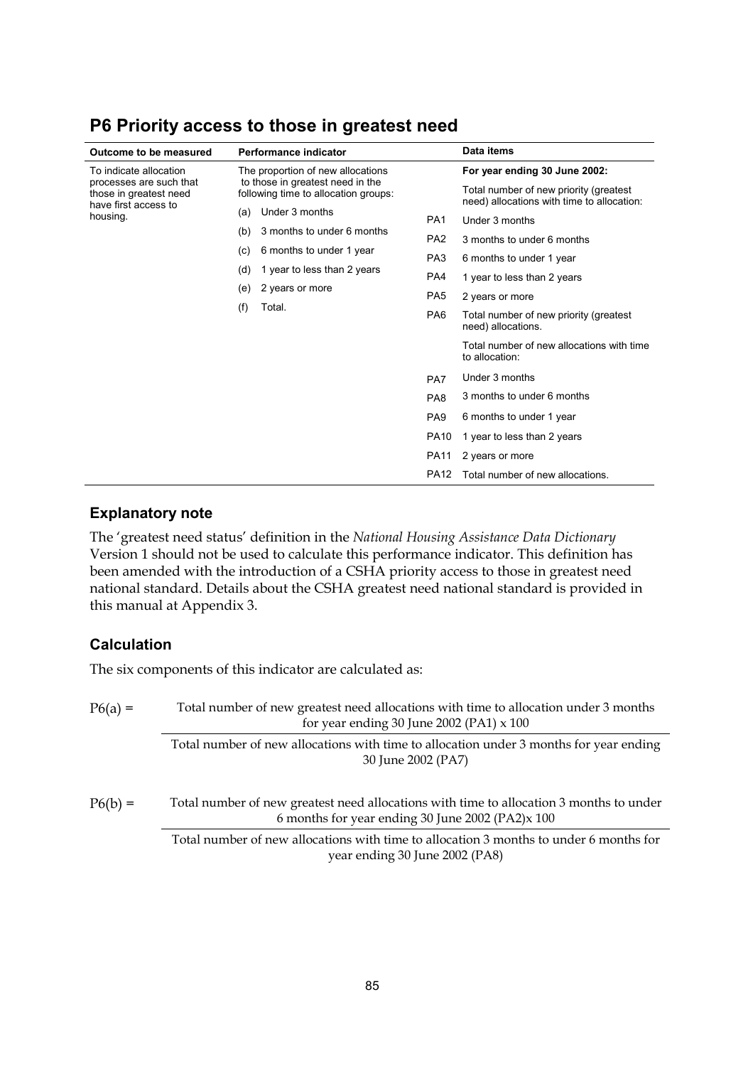## P6 Priority access to those in greatest need

| Outcome to be measured | Performance indicator | | Data items |
|---|---|---|---|
| To indicate allocation processes are such that those in greatest need have first access to housing. | The proportion of new allocations to those in greatest need in the following time to allocation groups: | | **For year ending 30 June 2002:** |
| | | | Total number of new priority (greatest need) allocations with time to allocation: |
| | (a) Under 3 months | PA1 | Under 3 months |
| | (b) 3 months to under 6 months | PA2 | 3 months to under 6 months |
| | (c) 6 months to under 1 year | PA3 | 6 months to under 1 year |
| | (d) 1 year to less than 2 years | PA4 | 1 year to less than 2 years |
| | (e) 2 years or more | PA5 | 2 years or more |
| | (f) Total. | PA6 | Total number of new priority (greatest need) allocations. |
| | | | Total number of new allocations with time to allocation: |
| | | PA7 | Under 3 months |
| | | PA8 | 3 months to under 6 months |
| | | PA9 | 6 months to under 1 year |
| | | PA10 | 1 year to less than 2 years |
| | | PA11 | 2 years or more |
| | | PA12 | Total number of new allocations. |

### Explanatory note

The 'greatest need status' definition in the *National Housing Assistance Data Dictionary* Version 1 should not be used to calculate this performance indicator. This definition has been amended with the introduction of a CSHA priority access to those in greatest need national standard. Details about the CSHA greatest need national standard is provided in this manual at Appendix 3.

### Calculation

The six components of this indicator are calculated as:

$$P6(a) = \frac{\text{Total number of new greatest need allocations with time to allocation under 3 months for year ending 30 June 2002 (PA1)} \times 100}{\text{Total number of new allocations with time to allocation under 3 months for year ending 30 June 2002 (PA7)}}$$

$$P6(b) = \frac{\text{Total number of new greatest need allocations with time to allocation 3 months to under 6 months for year ending 30 June 2002 (PA2)} \times 100}{\text{Total number of new allocations with time to allocation 3 months to under 6 months for year ending 30 June 2002 (PA8)}}$$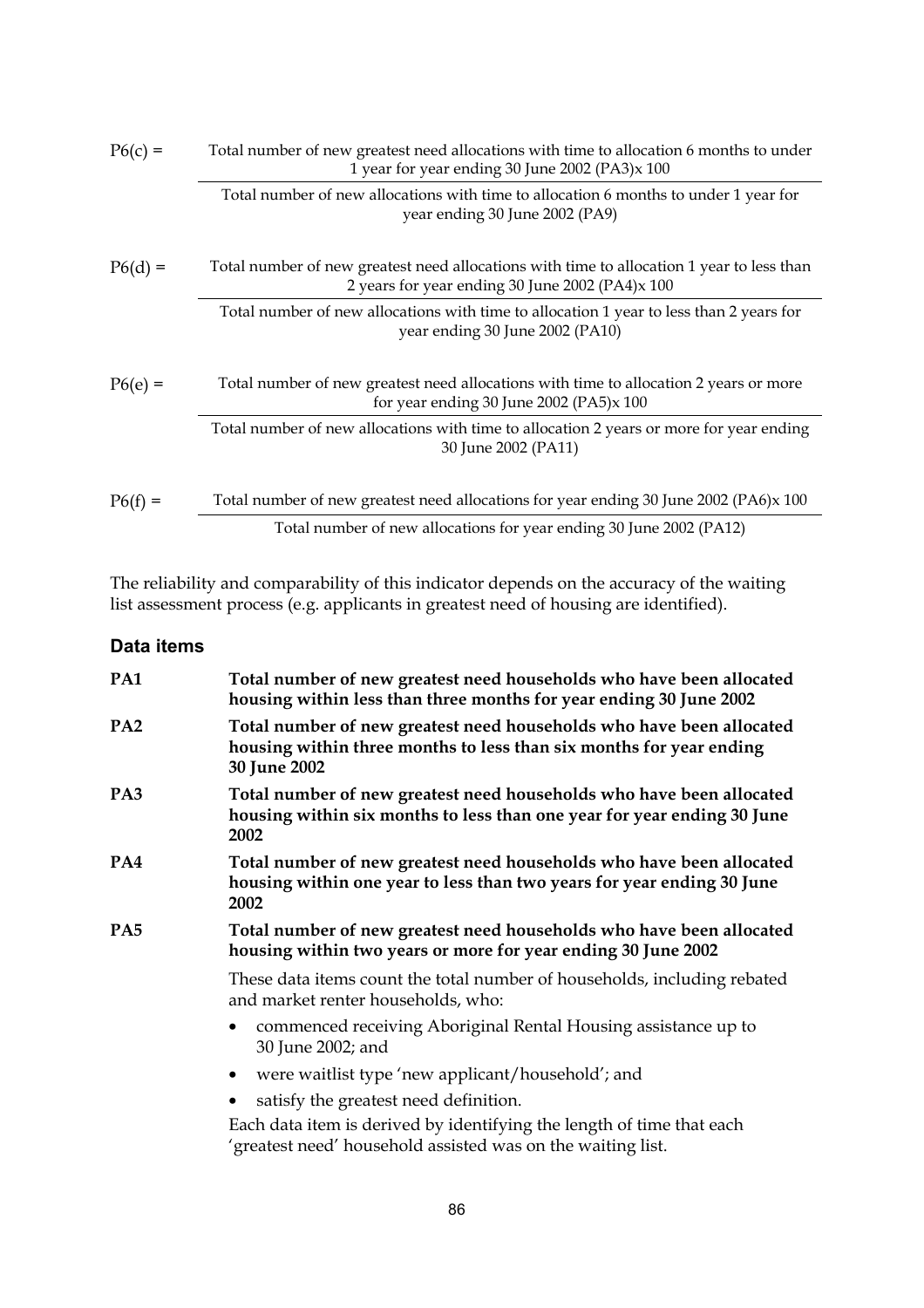$$P6(c) = \frac{\text{Total number of new greatest need allocations with time to allocation 6 months to under 1 year for year ending 30 June 2002 (PA3)} \times 100}{\text{Total number of new allocations with time to allocation 6 months to under 1 year for year ending 30 June 2002 (PA9)}}$$

$$P6(d) = \frac{\text{Total number of new greatest need allocations with time to allocation 1 year to less than 2 years for year ending 30 June 2002 (PA4)} \times 100}{\text{Total number of new allocations with time to allocation 1 year to less than 2 years for year ending 30 June 2002 (PA10)}}$$

$$P6(e) = \frac{\text{Total number of new greatest need allocations with time to allocation 2 years or more for year ending 30 June 2002 (PA5)} \times 100}{\text{Total number of new allocations with time to allocation 2 years or more for year ending 30 June 2002 (PA11)}}$$

$$P6(f) = \frac{\text{Total number of new greatest need allocations for year ending 30 June 2002 (PA6)} \times 100}{\text{Total number of new allocations for year ending 30 June 2002 (PA12)}}$$

The reliability and comparability of this indicator depends on the accuracy of the waiting list assessment process (e.g. applicants in greatest need of housing are identified).

## Data items

**PA1 Total number of new greatest need households who have been allocated housing within less than three months for year ending 30 June 2002**

**PA2 Total number of new greatest need households who have been allocated housing within three months to less than six months for year ending 30 June 2002**

**PA3 Total number of new greatest need households who have been allocated housing within six months to less than one year for year ending 30 June 2002**

**PA4 Total number of new greatest need households who have been allocated housing within one year to less than two years for year ending 30 June 2002**

**PA5 Total number of new greatest need households who have been allocated housing within two years or more for year ending 30 June 2002**

These data items count the total number of households, including rebated and market renter households, who:

- commenced receiving Aboriginal Rental Housing assistance up to 30 June 2002; and
- were waitlist type 'new applicant/household'; and
- satisfy the greatest need definition.

Each data item is derived by identifying the length of time that each 'greatest need' household assisted was on the waiting list.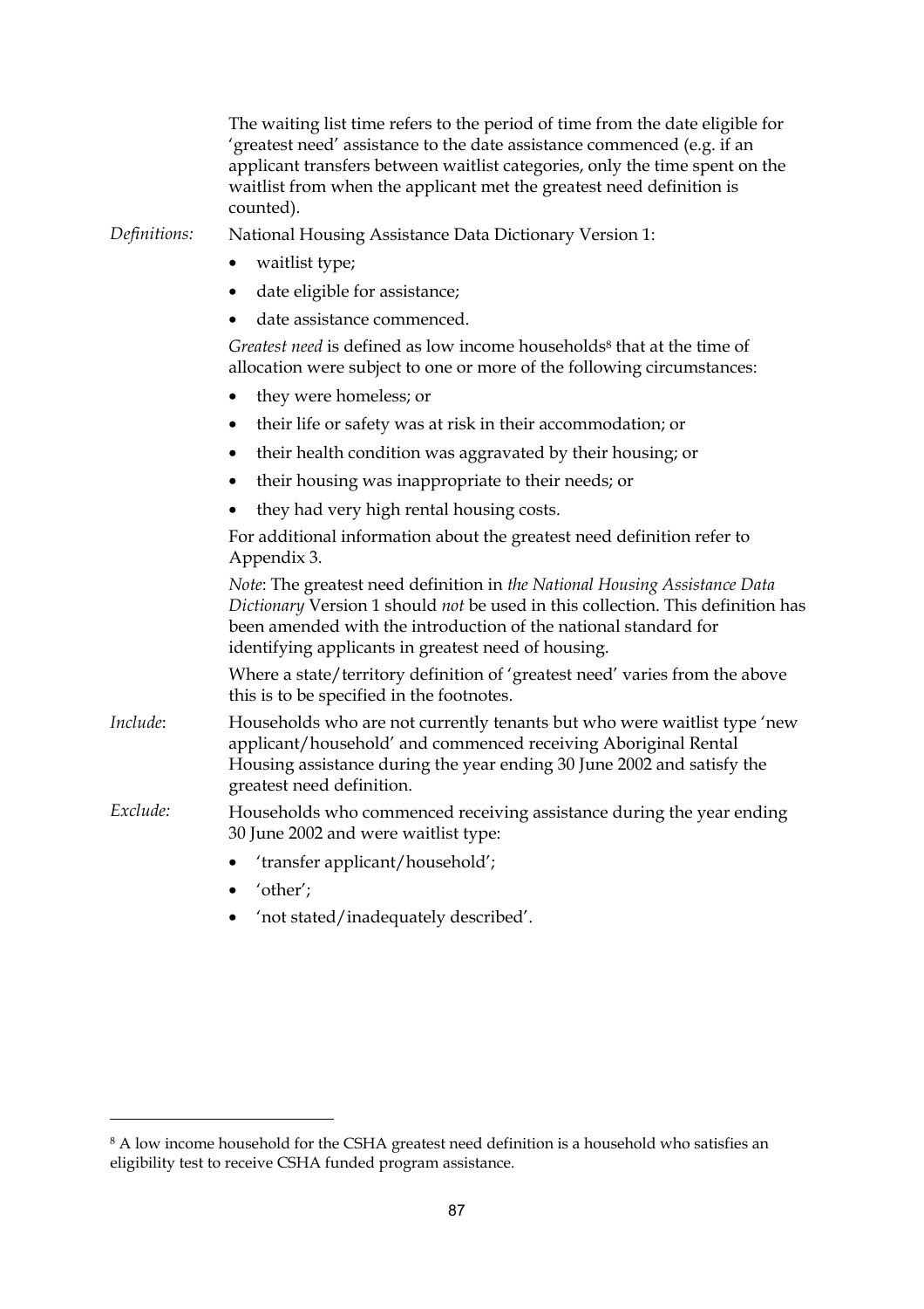The waiting list time refers to the period of time from the date eligible for 'greatest need' assistance to the date assistance commenced (e.g. if an applicant transfers between waitlist categories, only the time spent on the waitlist from when the applicant met the greatest need definition is counted).

*Definitions:* National Housing Assistance Data Dictionary Version 1:

- waitlist type;
- date eligible for assistance;
- date assistance commenced.

*Greatest need* is defined as low income households[8] that at the time of allocation were subject to one or more of the following circumstances:

- they were homeless; or
- their life or safety was at risk in their accommodation; or
- their health condition was aggravated by their housing; or
- their housing was inappropriate to their needs; or
- they had very high rental housing costs.

For additional information about the greatest need definition refer to Appendix 3.

*Note*: The greatest need definition in *the National Housing Assistance Data Dictionary* Version 1 should *not* be used in this collection. This definition has been amended with the introduction of the national standard for identifying applicants in greatest need of housing.

Where a state/territory definition of 'greatest need' varies from the above this is to be specified in the footnotes.

*Include*: Households who are not currently tenants but who were waitlist type 'new applicant/household' and commenced receiving Aboriginal Rental Housing assistance during the year ending 30 June 2002 and satisfy the greatest need definition.

*Exclude:* Households who commenced receiving assistance during the year ending 30 June 2002 and were waitlist type:

- 'transfer applicant/household';
- 'other';
- 'not stated/inadequately described'.

---

[8] A low income household for the CSHA greatest need definition is a household who satisfies an eligibility test to receive CSHA funded program assistance.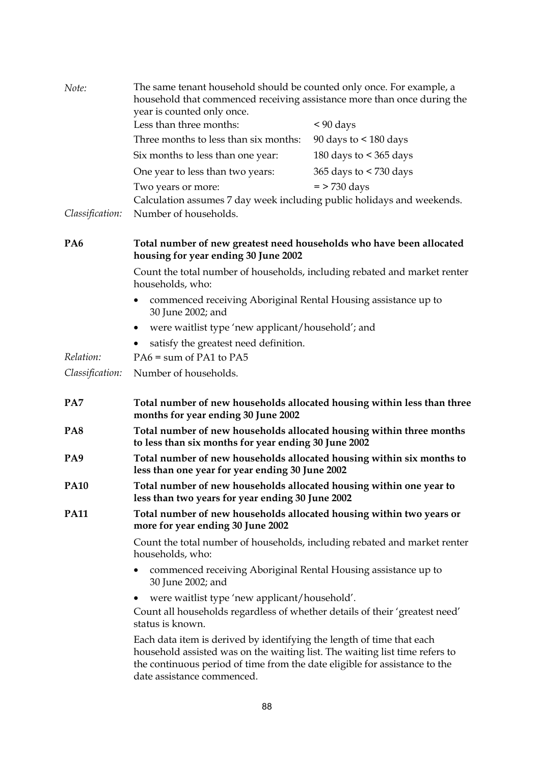*Note:* The same tenant household should be counted only once. For example, a household that commenced receiving assistance more than once during the year is counted only once.

| | |
|---|---|
| Less than three months: | < 90 days |
| Three months to less than six months: | 90 days to < 180 days |
| Six months to less than one year: | 180 days to < 365 days |
| One year to less than two years: | 365 days to < 730 days |
| Two years or more: | = > 730 days |

Calculation assumes 7 day week including public holidays and weekends.

*Classification:* Number of households.

**PA6 Total number of new greatest need households who have been allocated housing for year ending 30 June 2002**

Count the total number of households, including rebated and market renter households, who:

- commenced receiving Aboriginal Rental Housing assistance up to 30 June 2002; and
- were waitlist type 'new applicant/household'; and
- satisfy the greatest need definition.

*Relation:* PA6 = sum of PA1 to PA5

*Classification:* Number of households.

**PA7 Total number of new households allocated housing within less than three months for year ending 30 June 2002**

**PA8 Total number of new households allocated housing within three months to less than six months for year ending 30 June 2002**

**PA9 Total number of new households allocated housing within six months to less than one year for year ending 30 June 2002**

**PA10 Total number of new households allocated housing within one year to less than two years for year ending 30 June 2002**

**PA11 Total number of new households allocated housing within two years or more for year ending 30 June 2002**

Count the total number of households, including rebated and market renter households, who:

- commenced receiving Aboriginal Rental Housing assistance up to 30 June 2002; and
- were waitlist type 'new applicant/household'.

Count all households regardless of whether details of their 'greatest need' status is known.

Each data item is derived by identifying the length of time that each household assisted was on the waiting list. The waiting list time refers to the continuous period of time from the date eligible for assistance to the date assistance commenced.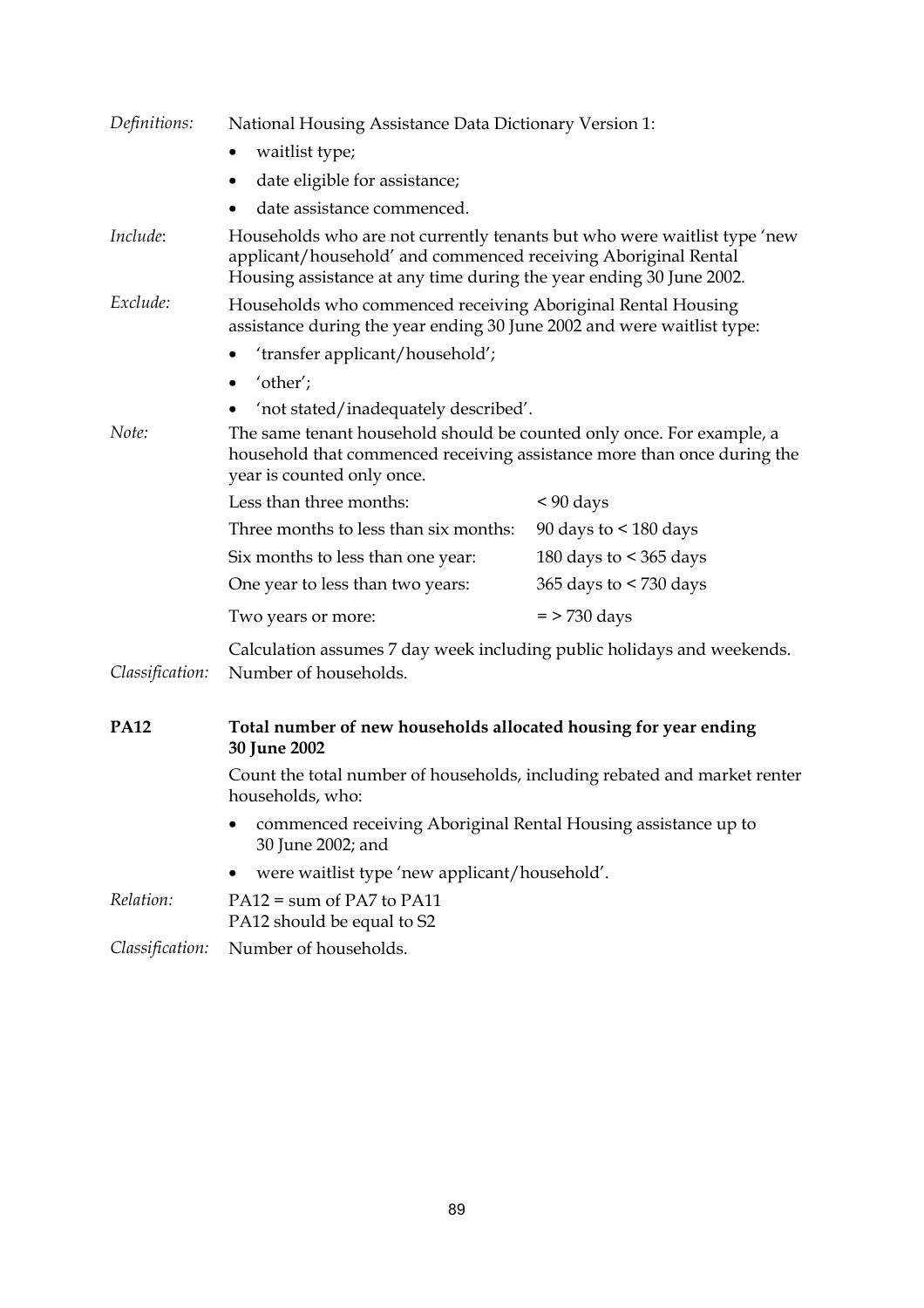*Definitions:* National Housing Assistance Data Dictionary Version 1:

- waitlist type;
- date eligible for assistance;
- date assistance commenced.

*Include*: Households who are not currently tenants but who were waitlist type 'new applicant/household' and commenced receiving Aboriginal Rental Housing assistance at any time during the year ending 30 June 2002.

*Exclude:* Households who commenced receiving Aboriginal Rental Housing assistance during the year ending 30 June 2002 and were waitlist type:

- 'transfer applicant/household';
- 'other';
- 'not stated/inadequately described'.

*Note:* The same tenant household should be counted only once. For example, a household that commenced receiving assistance more than once during the year is counted only once.

| | |
|---|---|
| Less than three months: | < 90 days |
| Three months to less than six months: | 90 days to < 180 days |
| Six months to less than one year: | 180 days to < 365 days |
| One year to less than two years: | 365 days to < 730 days |
| Two years or more: | = > 730 days |

Calculation assumes 7 day week including public holidays and weekends.

*Classification:* Number of households.

**PA12 Total number of new households allocated housing for year ending 30 June 2002**

Count the total number of households, including rebated and market renter households, who:

- commenced receiving Aboriginal Rental Housing assistance up to 30 June 2002; and
- were waitlist type 'new applicant/household'.

*Relation:* PA12 = sum of PA7 to PA11
PA12 should be equal to S2

*Classification:* Number of households.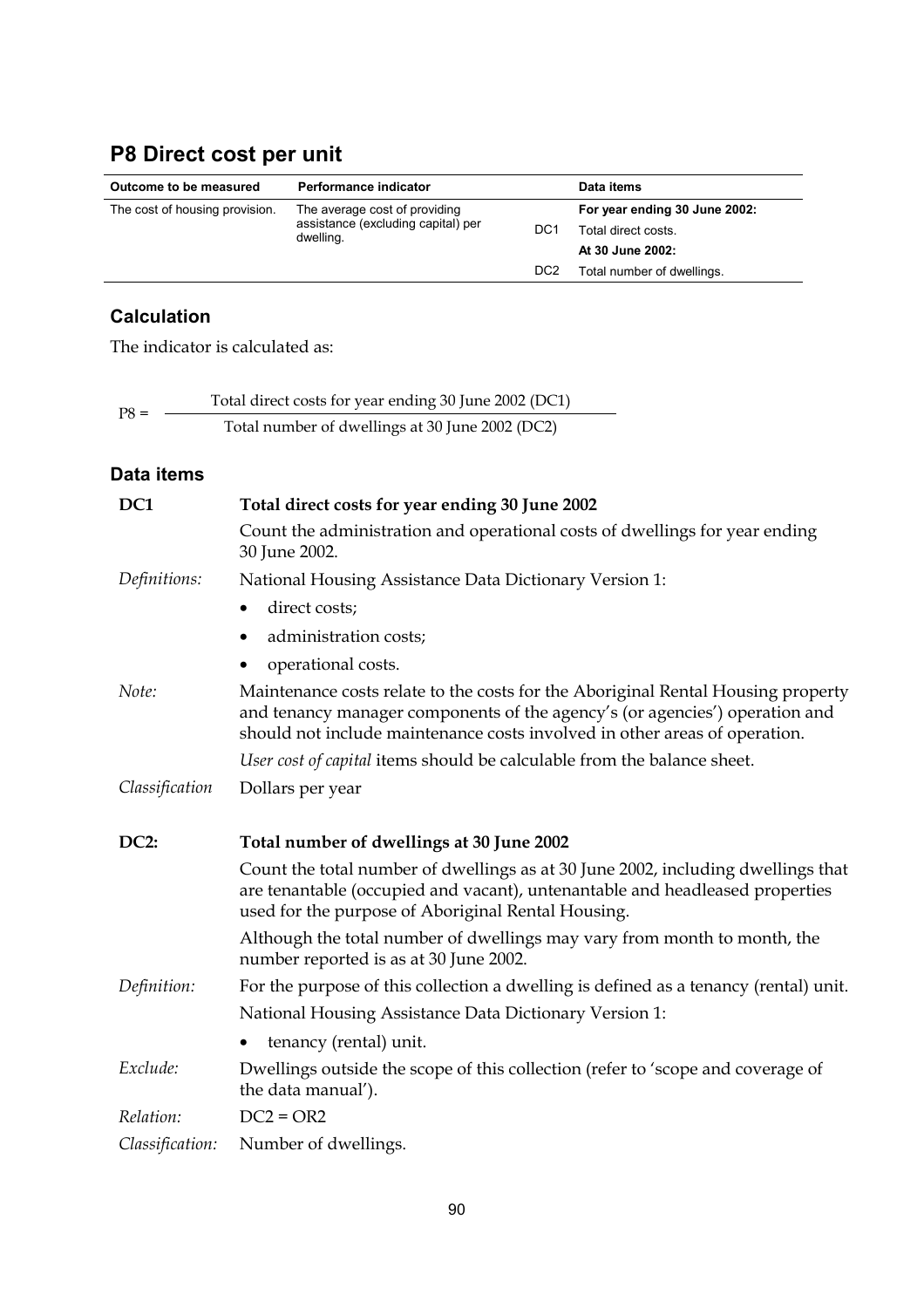## P8 Direct cost per unit

| Outcome to be measured | Performance indicator | | Data items |
|---|---|---|---|
| The cost of housing provision. | The average cost of providing assistance (excluding capital) per dwelling. | | **For year ending 30 June 2002:** |
| | | DC1 | Total direct costs. |
| | | | **At 30 June 2002:** |
| | | DC2 | Total number of dwellings. |

### Calculation

The indicator is calculated as:

$$P8 = \frac{\text{Total direct costs for year ending 30 June 2002 (DC1)}}{\text{Total number of dwellings at 30 June 2002 (DC2)}}$$

### Data items

**DC1** **Total direct costs for year ending 30 June 2002**

Count the administration and operational costs of dwellings for year ending 30 June 2002.

*Definitions:* National Housing Assistance Data Dictionary Version 1:

- direct costs;
- administration costs;
- operational costs.

*Note:* Maintenance costs relate to the costs for the Aboriginal Rental Housing property and tenancy manager components of the agency's (or agencies') operation and should not include maintenance costs involved in other areas of operation.

*User cost of capital* items should be calculable from the balance sheet.

*Classification* Dollars per year

**DC2:** **Total number of dwellings at 30 June 2002**

Count the total number of dwellings as at 30 June 2002, including dwellings that are tenantable (occupied and vacant), untenantable and headleased properties used for the purpose of Aboriginal Rental Housing.

Although the total number of dwellings may vary from month to month, the number reported is as at 30 June 2002.

*Definition:* For the purpose of this collection a dwelling is defined as a tenancy (rental) unit.

National Housing Assistance Data Dictionary Version 1:

- tenancy (rental) unit.

*Exclude:* Dwellings outside the scope of this collection (refer to 'scope and coverage of the data manual').

*Relation:* DC2 = OR2

*Classification:* Number of dwellings.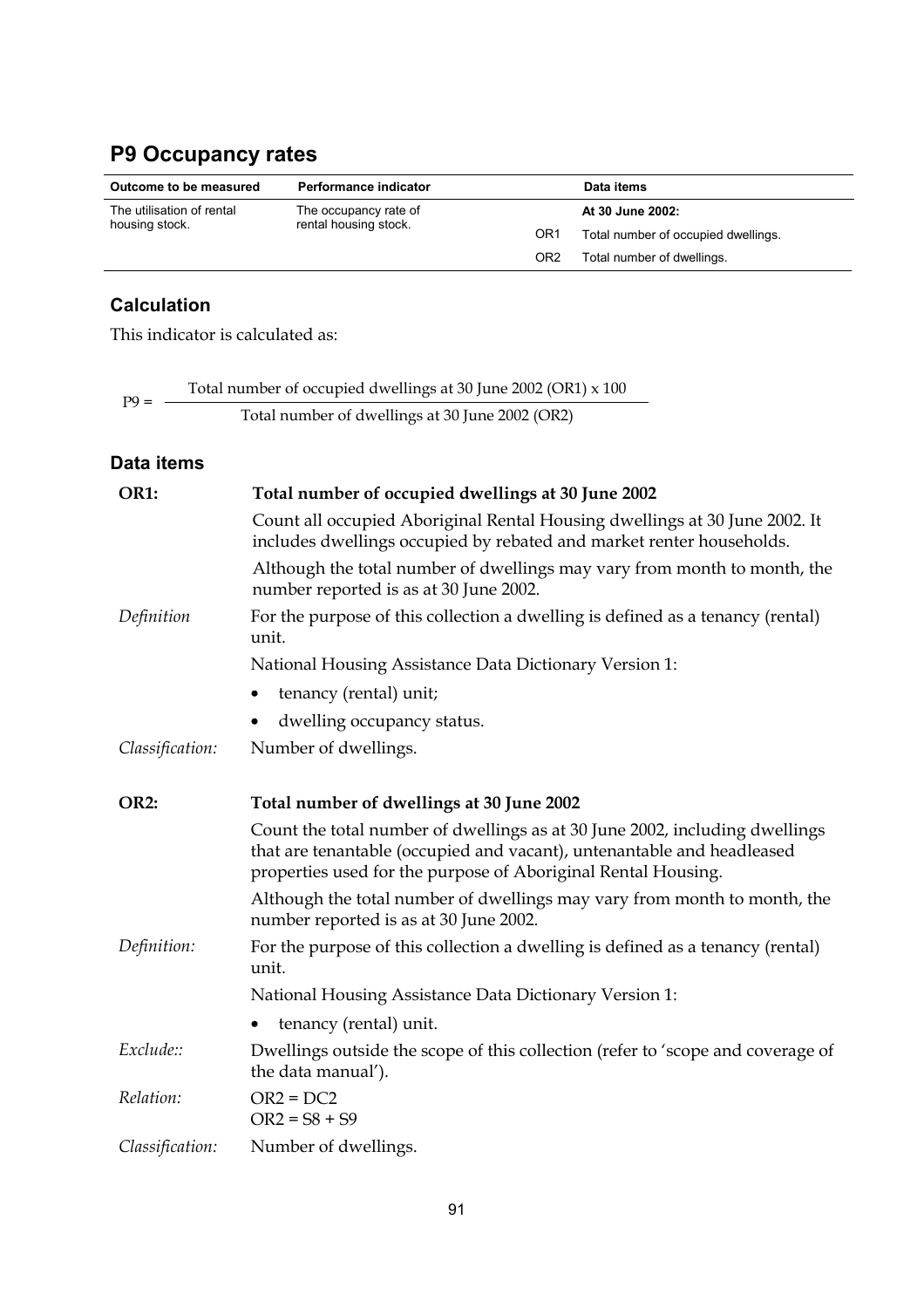## P9 Occupancy rates

| Outcome to be measured | Performance indicator | | Data items |
|---|---|---|---|
| The utilisation of rental housing stock. | The occupancy rate of rental housing stock. | | **At 30 June 2002:** |
| | | OR1 | Total number of occupied dwellings. |
| | | OR2 | Total number of dwellings. |

### Calculation

This indicator is calculated as:

$$P9 = \frac{\text{Total number of occupied dwellings at 30 June 2002 (OR1) x 100}}{\text{Total number of dwellings at 30 June 2002 (OR2)}}$$

### Data items

**OR1: Total number of occupied dwellings at 30 June 2002**

Count all occupied Aboriginal Rental Housing dwellings at 30 June 2002. It includes dwellings occupied by rebated and market renter households.

Although the total number of dwellings may vary from month to month, the number reported is as at 30 June 2002.

*Definition* For the purpose of this collection a dwelling is defined as a tenancy (rental) unit.

National Housing Assistance Data Dictionary Version 1:

- tenancy (rental) unit;
- dwelling occupancy status.

*Classification:* Number of dwellings.

**OR2: Total number of dwellings at 30 June 2002**

Count the total number of dwellings as at 30 June 2002, including dwellings that are tenantable (occupied and vacant), untenantable and headleased properties used for the purpose of Aboriginal Rental Housing.

Although the total number of dwellings may vary from month to month, the number reported is as at 30 June 2002.

*Definition:* For the purpose of this collection a dwelling is defined as a tenancy (rental) unit.

National Housing Assistance Data Dictionary Version 1:

- tenancy (rental) unit.

*Exclude::* Dwellings outside the scope of this collection (refer to 'scope and coverage of the data manual').

*Relation:* OR2 = DC2
OR2 = S8 + S9

*Classification:* Number of dwellings.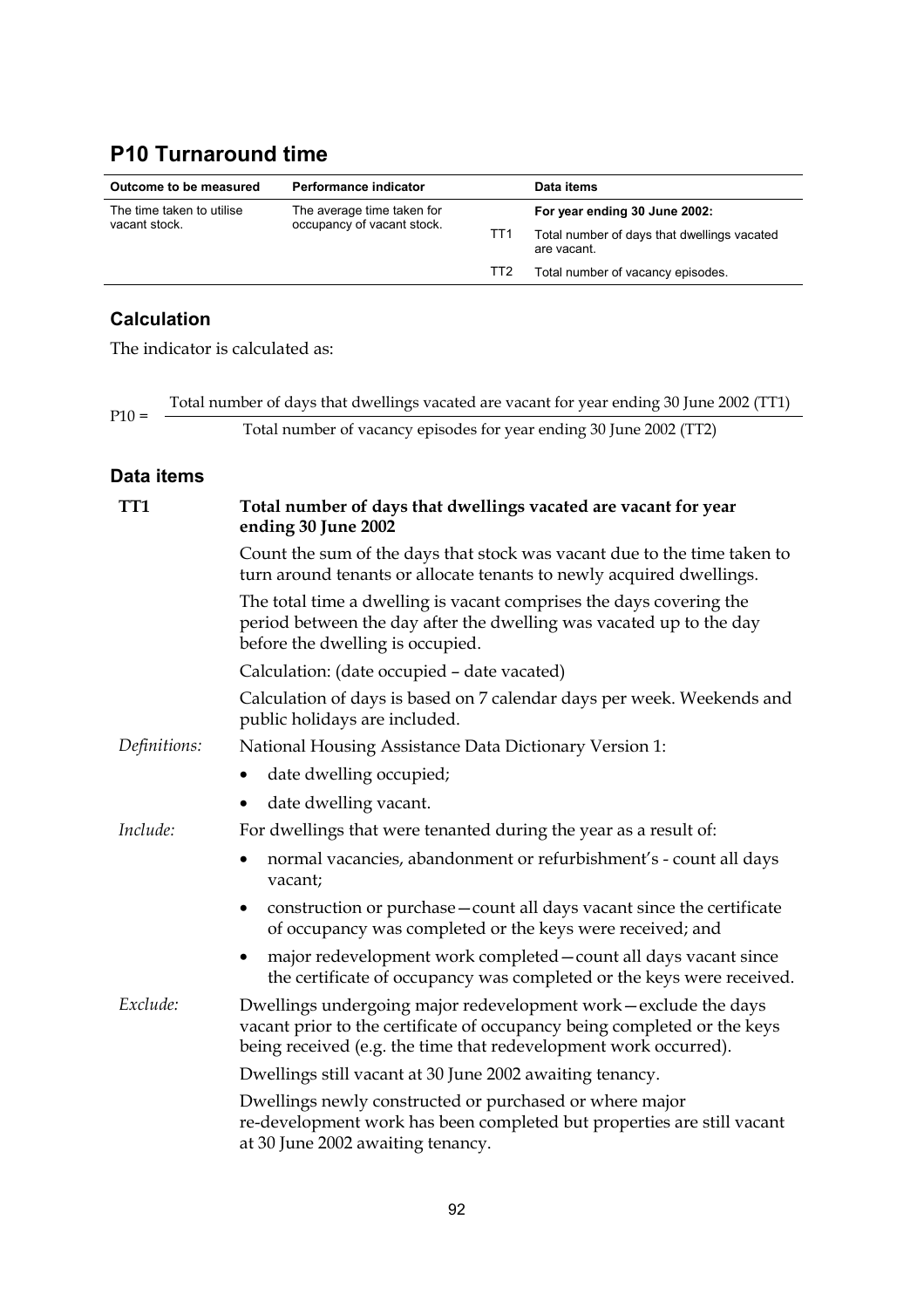## P10 Turnaround time

| Outcome to be measured | Performance indicator | | Data items |
|---|---|---|---|
| The time taken to utilise vacant stock. | The average time taken for occupancy of vacant stock. | | **For year ending 30 June 2002:** |
| | | TT1 | Total number of days that dwellings vacated are vacant. |
| | | TT2 | Total number of vacancy episodes. |

### Calculation

The indicator is calculated as:

$$P10 = \frac{\text{Total number of days that dwellings vacated are vacant for year ending 30 June 2002 (TT1)}}{\text{Total number of vacancy episodes for year ending 30 June 2002 (TT2)}}$$

### Data items

**TT1** **Total number of days that dwellings vacated are vacant for year ending 30 June 2002**

Count the sum of the days that stock was vacant due to the time taken to turn around tenants or allocate tenants to newly acquired dwellings.

The total time a dwelling is vacant comprises the days covering the period between the day after the dwelling was vacated up to the day before the dwelling is occupied.

Calculation: (date occupied – date vacated)

Calculation of days is based on 7 calendar days per week. Weekends and public holidays are included.

*Definitions:* National Housing Assistance Data Dictionary Version 1:

- date dwelling occupied;
- date dwelling vacant.

*Include:* For dwellings that were tenanted during the year as a result of:

- normal vacancies, abandonment or refurbishment's - count all days vacant;
- construction or purchase—count all days vacant since the certificate of occupancy was completed or the keys were received; and
- major redevelopment work completed—count all days vacant since the certificate of occupancy was completed or the keys were received.

*Exclude:* Dwellings undergoing major redevelopment work—exclude the days vacant prior to the certificate of occupancy being completed or the keys being received (e.g. the time that redevelopment work occurred).

Dwellings still vacant at 30 June 2002 awaiting tenancy.

Dwellings newly constructed or purchased or where major re-development work has been completed but properties are still vacant at 30 June 2002 awaiting tenancy.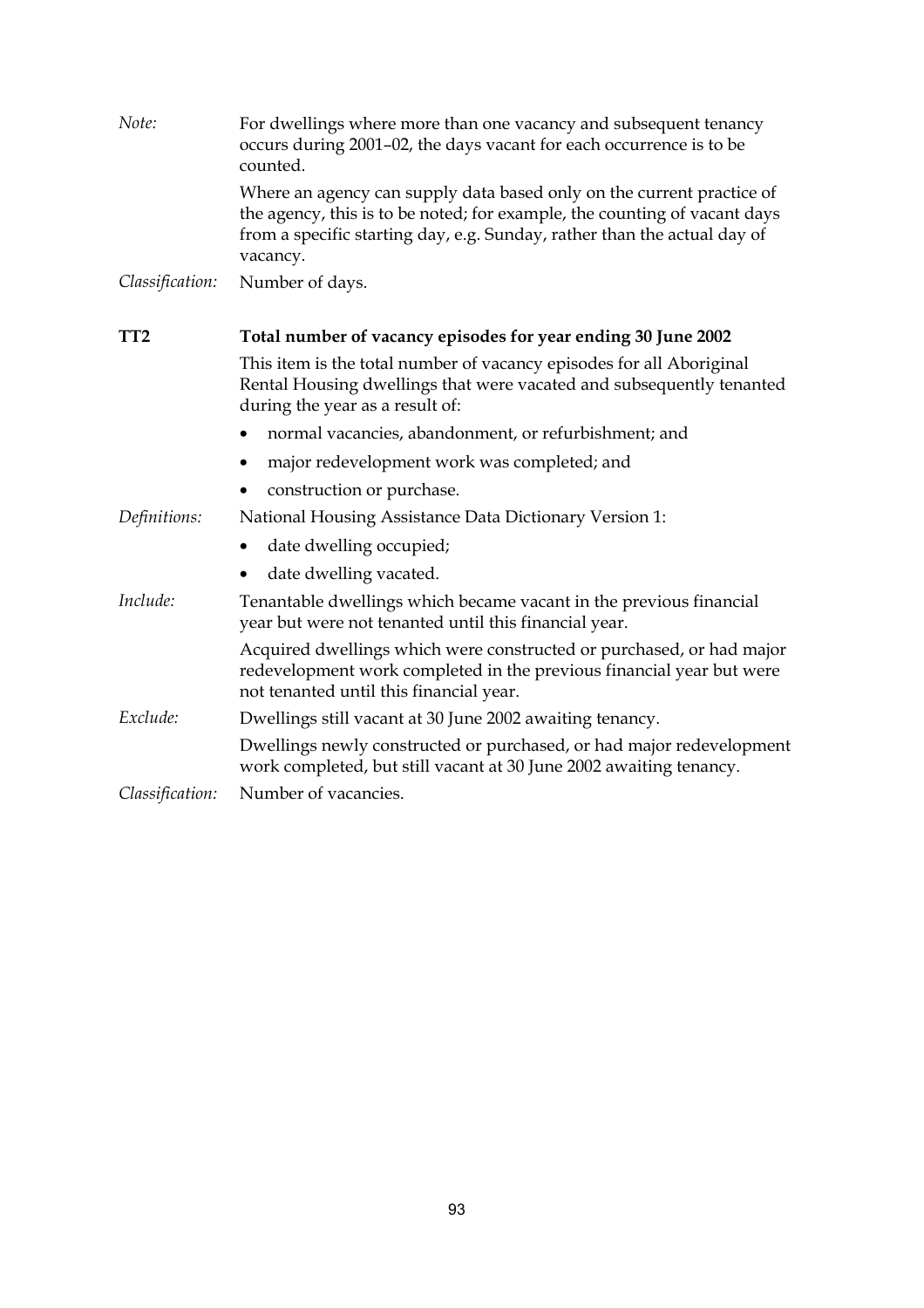*Note:* For dwellings where more than one vacancy and subsequent tenancy occurs during 2001–02, the days vacant for each occurrence is to be counted.

Where an agency can supply data based only on the current practice of the agency, this is to be noted; for example, the counting of vacant days from a specific starting day, e.g. Sunday, rather than the actual day of vacancy.

*Classification:* Number of days.

**TT2 Total number of vacancy episodes for year ending 30 June 2002**

This item is the total number of vacancy episodes for all Aboriginal Rental Housing dwellings that were vacated and subsequently tenanted during the year as a result of:

- normal vacancies, abandonment, or refurbishment; and
- major redevelopment work was completed; and
- construction or purchase.

*Definitions:* National Housing Assistance Data Dictionary Version 1:

- date dwelling occupied;
- date dwelling vacated.

*Include:* Tenantable dwellings which became vacant in the previous financial year but were not tenanted until this financial year.

Acquired dwellings which were constructed or purchased, or had major redevelopment work completed in the previous financial year but were not tenanted until this financial year.

*Exclude:* Dwellings still vacant at 30 June 2002 awaiting tenancy.

Dwellings newly constructed or purchased, or had major redevelopment work completed, but still vacant at 30 June 2002 awaiting tenancy.

*Classification:* Number of vacancies.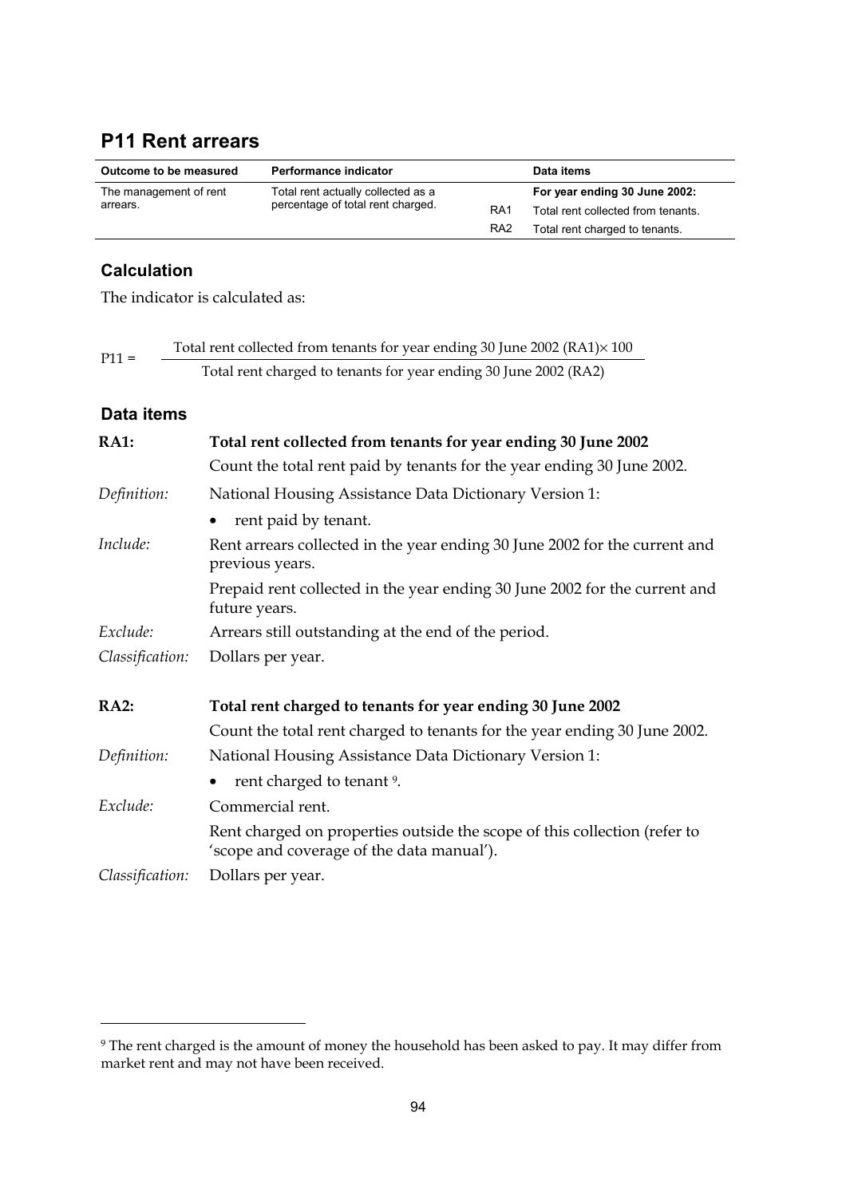## P11 Rent arrears

| Outcome to be measured | Performance indicator | | Data items |
|---|---|---|---|
| The management of rent arrears. | Total rent actually collected as a percentage of total rent charged. | | **For year ending 30 June 2002:** |
| | | RA1 | Total rent collected from tenants. |
| | | RA2 | Total rent charged to tenants. |

### Calculation

The indicator is calculated as:

$$P11 = \frac{\text{Total rent collected from tenants for year ending 30 June 2002 (RA1)} \times 100}{\text{Total rent charged to tenants for year ending 30 June 2002 (RA2)}}$$

### Data items

**RA1:** **Total rent collected from tenants for year ending 30 June 2002**

Count the total rent paid by tenants for the year ending 30 June 2002.

*Definition:* National Housing Assistance Data Dictionary Version 1:

- rent paid by tenant.

*Include:* Rent arrears collected in the year ending 30 June 2002 for the current and previous years.

Prepaid rent collected in the year ending 30 June 2002 for the current and future years.

*Exclude:* Arrears still outstanding at the end of the period.

*Classification:* Dollars per year.

**RA2:** **Total rent charged to tenants for year ending 30 June 2002**

Count the total rent charged to tenants for the year ending 30 June 2002.

*Definition:* National Housing Assistance Data Dictionary Version 1:

- rent charged to tenant [9].

*Exclude:* Commercial rent.

Rent charged on properties outside the scope of this collection (refer to 'scope and coverage of the data manual').

*Classification:* Dollars per year.

---

[9] The rent charged is the amount of money the household has been asked to pay. It may differ from market rent and may not have been received.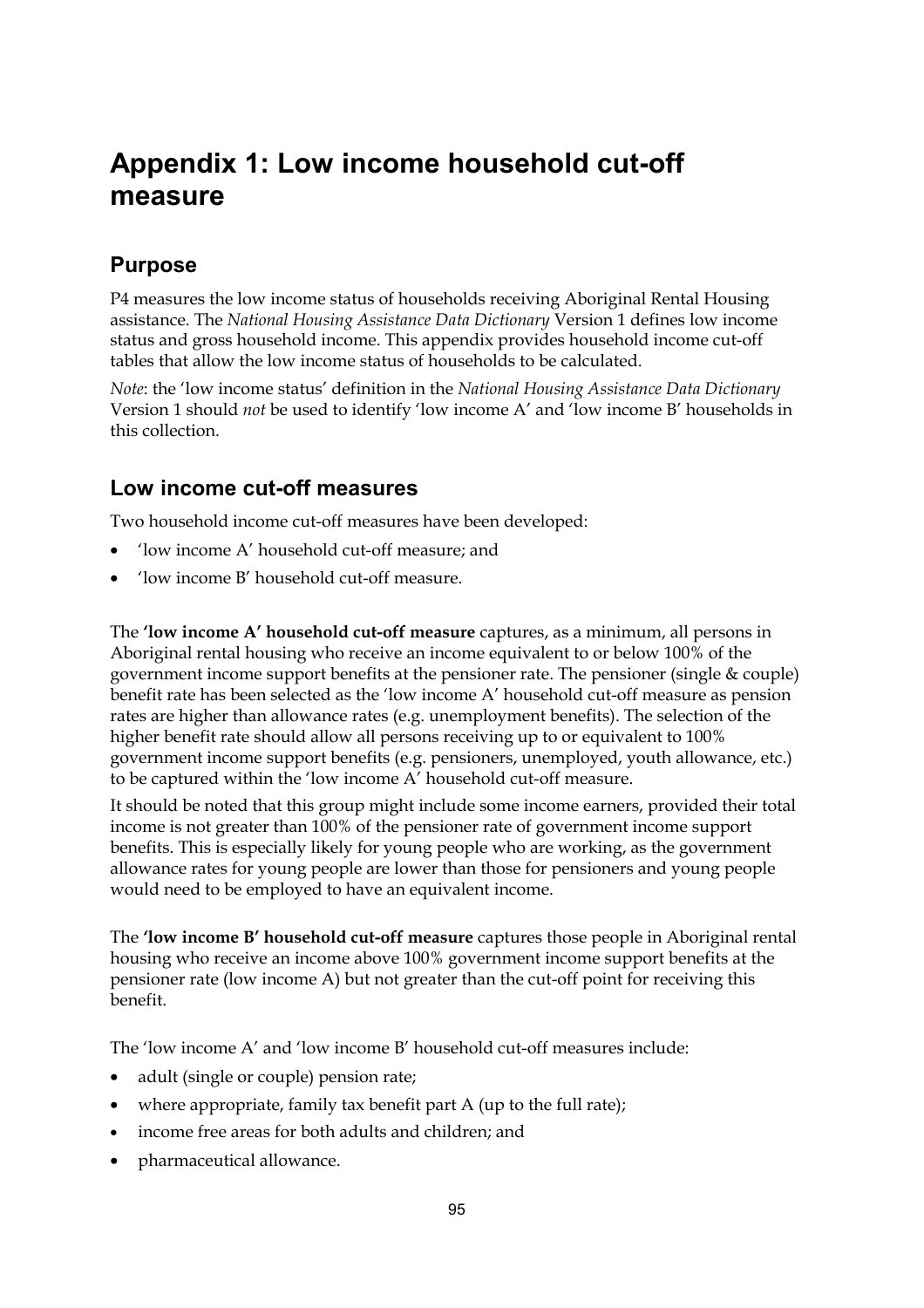# Appendix 1: Low income household cut-off measure

## Purpose

P4 measures the low income status of households receiving Aboriginal Rental Housing assistance. The *National Housing Assistance Data Dictionary* Version 1 defines low income status and gross household income. This appendix provides household income cut-off tables that allow the low income status of households to be calculated.

*Note*: the 'low income status' definition in the *National Housing Assistance Data Dictionary* Version 1 should *not* be used to identify 'low income A' and 'low income B' households in this collection.

## Low income cut-off measures

Two household income cut-off measures have been developed:

- 'low income A' household cut-off measure; and
- 'low income B' household cut-off measure.

The **'low income A' household cut-off measure** captures, as a minimum, all persons in Aboriginal rental housing who receive an income equivalent to or below 100% of the government income support benefits at the pensioner rate. The pensioner (single & couple) benefit rate has been selected as the 'low income A' household cut-off measure as pension rates are higher than allowance rates (e.g. unemployment benefits). The selection of the higher benefit rate should allow all persons receiving up to or equivalent to 100% government income support benefits (e.g. pensioners, unemployed, youth allowance, etc.) to be captured within the 'low income A' household cut-off measure.

It should be noted that this group might include some income earners, provided their total income is not greater than 100% of the pensioner rate of government income support benefits. This is especially likely for young people who are working, as the government allowance rates for young people are lower than those for pensioners and young people would need to be employed to have an equivalent income.

The **'low income B' household cut-off measure** captures those people in Aboriginal rental housing who receive an income above 100% government income support benefits at the pensioner rate (low income A) but not greater than the cut-off point for receiving this benefit.

The 'low income A' and 'low income B' household cut-off measures include:

- adult (single or couple) pension rate;
- where appropriate, family tax benefit part A (up to the full rate);
- income free areas for both adults and children; and
- pharmaceutical allowance.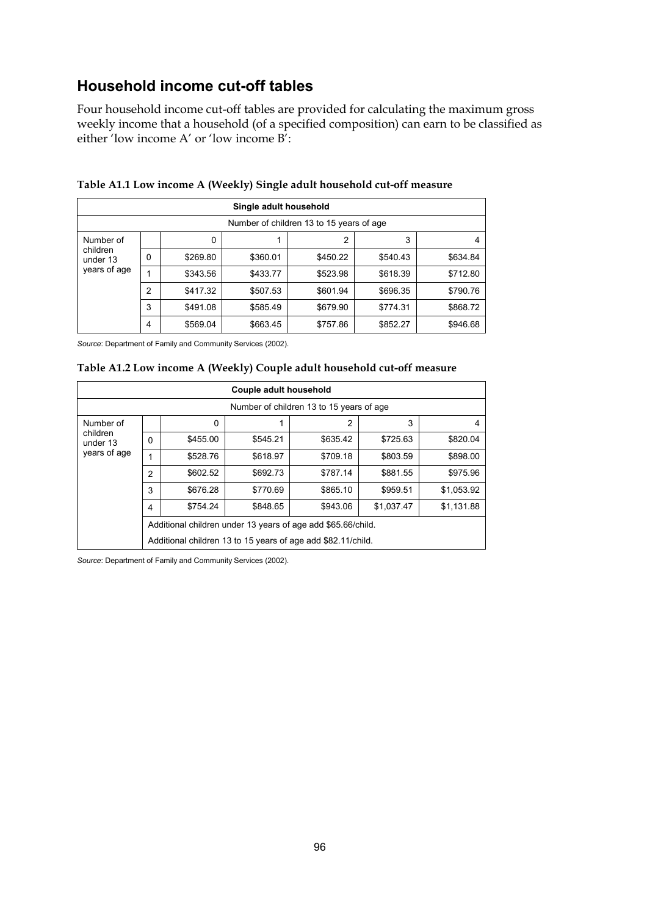## Household income cut-off tables

Four household income cut-off tables are provided for calculating the maximum gross weekly income that a household (of a specified composition) can earn to be classified as either 'low income A' or 'low income B':

**Table A1.1 Low income A (Weekly) Single adult household cut-off measure**

| Single adult household | | | | | | |
|---|---|---|---|---|---|---|
| | | Number of children 13 to 15 years of age | | | | |
| Number of children under 13 years of age | | 0 | 1 | 2 | 3 | 4 |
| | 0 | $269.80 | $360.01 | $450.22 | $540.43 | $634.84 |
| | 1 | $343.56 | $433.77 | $523.98 | $618.39 | $712.80 |
| | 2 | $417.32 | $507.53 | $601.94 | $696.35 | $790.76 |
| | 3 | $491.08 | $585.49 | $679.90 | $774.31 | $868.72 |
| | 4 | $569.04 | $663.45 | $757.86 | $852.27 | $946.68 |

*Source*: Department of Family and Community Services (2002).

**Table A1.2 Low income A (Weekly) Couple adult household cut-off measure**

| Couple adult household | | | | | | |
|---|---|---|---|---|---|---|
| | | Number of children 13 to 15 years of age | | | | |
| Number of children under 13 years of age | | 0 | 1 | 2 | 3 | 4 |
| | 0 | $455.00 | $545.21 | $635.42 | $725.63 | $820.04 |
| | 1 | $528.76 | $618.97 | $709.18 | $803.59 | $898.00 |
| | 2 | $602.52 | $692.73 | $787.14 | $881.55 | $975.96 |
| | 3 | $676.28 | $770.69 | $865.10 | $959.51 | $1,053.92 |
| | 4 | $754.24 | $848.65 | $943.06 | $1,037.47 | $1,131.88 |
| | | Additional children under 13 years of age add $65.66/child. | | | | |
| | | Additional children 13 to 15 years of age add $82.11/child. | | | | |

*Source*: Department of Family and Community Services (2002).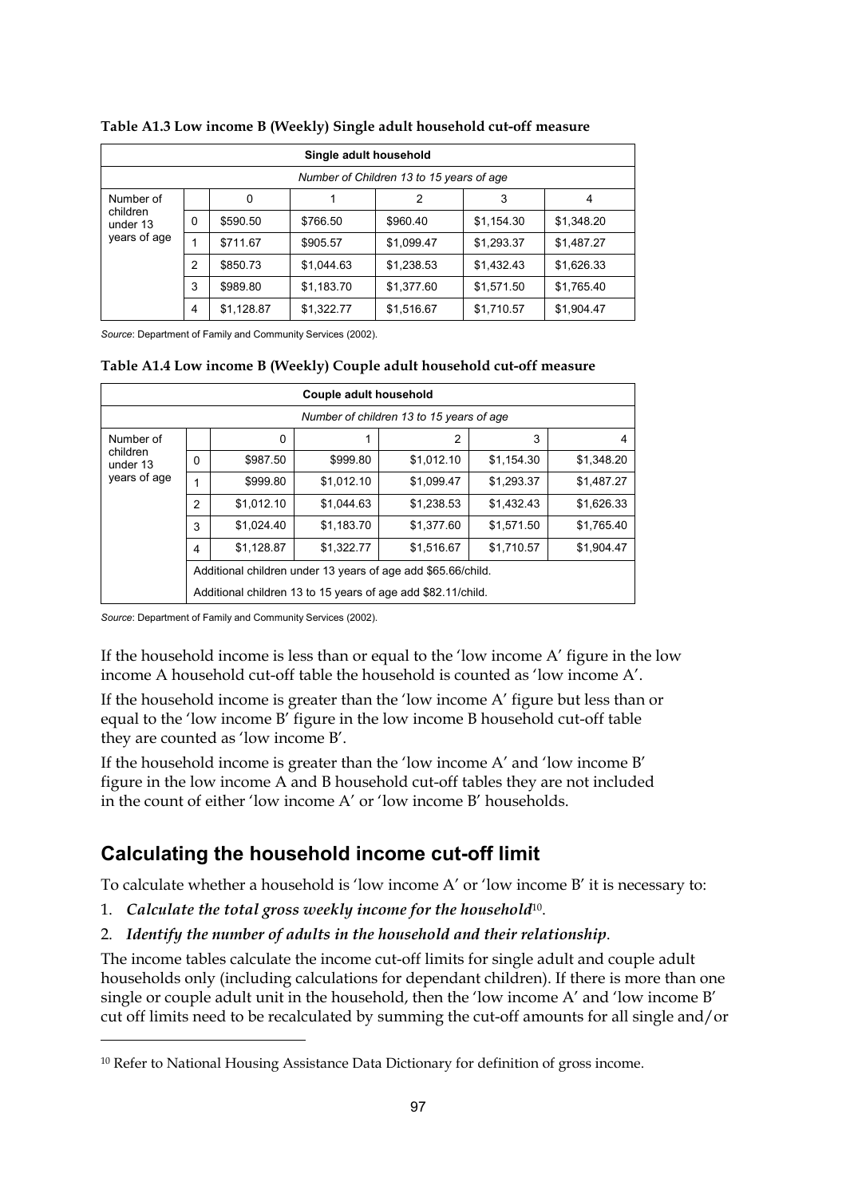**Table A1.3 Low income B (Weekly) Single adult household cut-off measure**

| Single adult household | | | | | | |
|---|---|---|---|---|---|---|
| | | *Number of Children 13 to 15 years of age* | | | | |
| Number of children under 13 years of age | | 0 | 1 | 2 | 3 | 4 |
| | 0 | \$590.50 | \$766.50 | \$960.40 | \$1,154.30 | \$1,348.20 |
| | 1 | \$711.67 | \$905.57 | \$1,099.47 | \$1,293.37 | \$1,487.27 |
| | 2 | \$850.73 | \$1,044.63 | \$1,238.53 | \$1,432.43 | \$1,626.33 |
| | 3 | \$989.80 | \$1,183.70 | \$1,377.60 | \$1,571.50 | \$1,765.40 |
| | 4 | \$1,128.87 | \$1,322.77 | \$1,516.67 | \$1,710.57 | \$1,904.47 |

*Source*: Department of Family and Community Services (2002).

**Table A1.4 Low income B (Weekly) Couple adult household cut-off measure**

| Couple adult household | | | | | | |
|---|---|---|---|---|---|---|
| | | *Number of children 13 to 15 years of age* | | | | |
| Number of children under 13 years of age | | 0 | 1 | 2 | 3 | 4 |
| | 0 | \$987.50 | \$999.80 | \$1,012.10 | \$1,154.30 | \$1,348.20 |
| | 1 | \$999.80 | \$1,012.10 | \$1,099.47 | \$1,293.37 | \$1,487.27 |
| | 2 | \$1,012.10 | \$1,044.63 | \$1,238.53 | \$1,432.43 | \$1,626.33 |
| | 3 | \$1,024.40 | \$1,183.70 | \$1,377.60 | \$1,571.50 | \$1,765.40 |
| | 4 | \$1,128.87 | \$1,322.77 | \$1,516.67 | \$1,710.57 | \$1,904.47 |
| | Additional children under 13 years of age add \$65.66/child. | | | | | |
| | Additional children 13 to 15 years of age add \$82.11/child. | | | | | |

*Source*: Department of Family and Community Services (2002).

If the household income is less than or equal to the 'low income A' figure in the low income A household cut-off table the household is counted as 'low income A'.

If the household income is greater than the 'low income A' figure but less than or equal to the 'low income B' figure in the low income B household cut-off table they are counted as 'low income B'.

If the household income is greater than the 'low income A' and 'low income B' figure in the low income A and B household cut-off tables they are not included in the count of either 'low income A' or 'low income B' households.

## Calculating the household income cut-off limit

To calculate whether a household is 'low income A' or 'low income B' it is necessary to:

1. ***Calculate the total gross weekly income for the household***[10].
2. ***Identify the number of adults in the household and their relationship***.

The income tables calculate the income cut-off limits for single adult and couple adult households only (including calculations for dependant children). If there is more than one single or couple adult unit in the household, then the 'low income A' and 'low income B' cut off limits need to be recalculated by summing the cut-off amounts for all single and/or

[10] Refer to National Housing Assistance Data Dictionary for definition of gross income.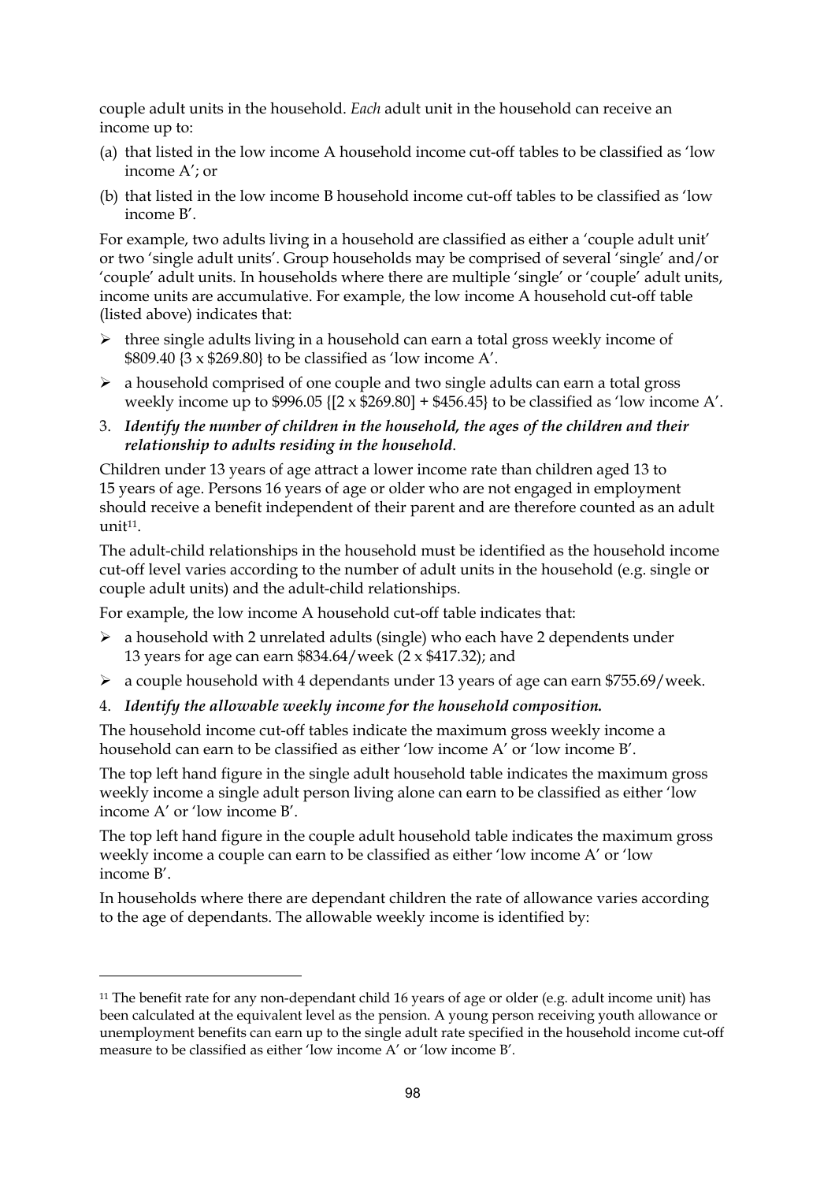couple adult units in the household. *Each* adult unit in the household can receive an income up to:

(a) that listed in the low income A household income cut-off tables to be classified as 'low income A'; or

(b) that listed in the low income B household income cut-off tables to be classified as 'low income B'.

For example, two adults living in a household are classified as either a 'couple adult unit' or two 'single adult units'. Group households may be comprised of several 'single' and/or 'couple' adult units. In households where there are multiple 'single' or 'couple' adult units, income units are accumulative. For example, the low income A household cut-off table (listed above) indicates that:

- three single adults living in a household can earn a total gross weekly income of $809.40 {3 x $269.80} to be classified as 'low income A'.
- a household comprised of one couple and two single adults can earn a total gross weekly income up to $996.05 {[2 x $269.80] + $456.45} to be classified as 'low income A'.

3. ***Identify the number of children in the household, the ages of the children and their relationship to adults residing in the household*.**

Children under 13 years of age attract a lower income rate than children aged 13 to 15 years of age. Persons 16 years of age or older who are not engaged in employment should receive a benefit independent of their parent and are therefore counted as an adult unit[11].

The adult-child relationships in the household must be identified as the household income cut-off level varies according to the number of adult units in the household (e.g. single or couple adult units) and the adult-child relationships.

For example, the low income A household cut-off table indicates that:

- a household with 2 unrelated adults (single) who each have 2 dependents under 13 years for age can earn $834.64/week (2 x $417.32); and
- a couple household with 4 dependants under 13 years of age can earn $755.69/week.

4. ***Identify the allowable weekly income for the household composition.***

The household income cut-off tables indicate the maximum gross weekly income a household can earn to be classified as either 'low income A' or 'low income B'.

The top left hand figure in the single adult household table indicates the maximum gross weekly income a single adult person living alone can earn to be classified as either 'low income A' or 'low income B'.

The top left hand figure in the couple adult household table indicates the maximum gross weekly income a couple can earn to be classified as either 'low income A' or 'low income B'.

In households where there are dependant children the rate of allowance varies according to the age of dependants. The allowable weekly income is identified by:

---

[11] The benefit rate for any non-dependant child 16 years of age or older (e.g. adult income unit) has been calculated at the equivalent level as the pension. A young person receiving youth allowance or unemployment benefits can earn up to the single adult rate specified in the household income cut-off measure to be classified as either 'low income A' or 'low income B'.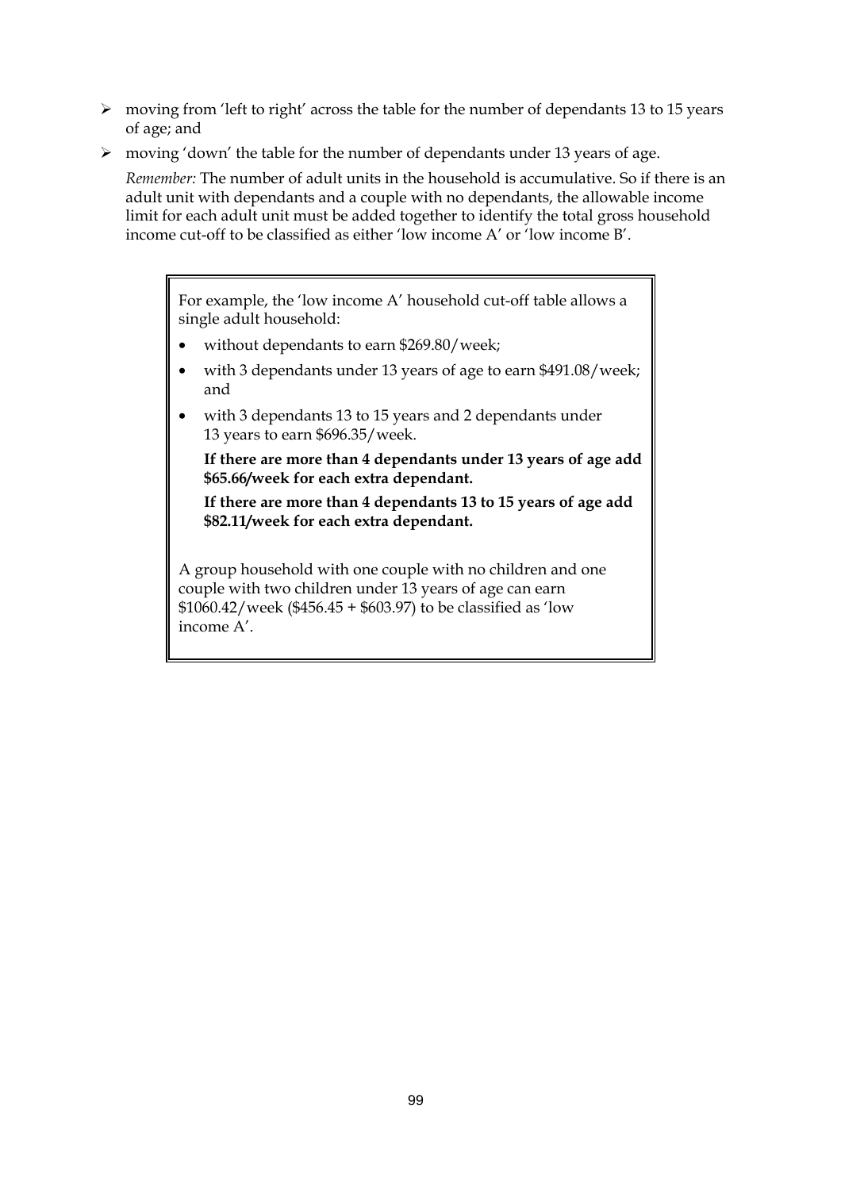- moving from 'left to right' across the table for the number of dependants 13 to 15 years of age; and
- moving 'down' the table for the number of dependants under 13 years of age.

  *Remember:* The number of adult units in the household is accumulative. So if there is an adult unit with dependants and a couple with no dependants, the allowable income limit for each adult unit must be added together to identify the total gross household income cut-off to be classified as either 'low income A' or 'low income B'.

> For example, the 'low income A' household cut-off table allows a single adult household:
>
> - without dependants to earn $269.80/week;
> - with 3 dependants under 13 years of age to earn $491.08/week; and
> - with 3 dependants 13 to 15 years and 2 dependants under 13 years to earn $696.35/week.
>
>   **If there are more than 4 dependants under 13 years of age add $65.66/week for each extra dependant.**
>
>   **If there are more than 4 dependants 13 to 15 years of age add $82.11/week for each extra dependant.**
>
> A group household with one couple with no children and one couple with two children under 13 years of age can earn $1060.42/week ($456.45 + $603.97) to be classified as 'low income A'.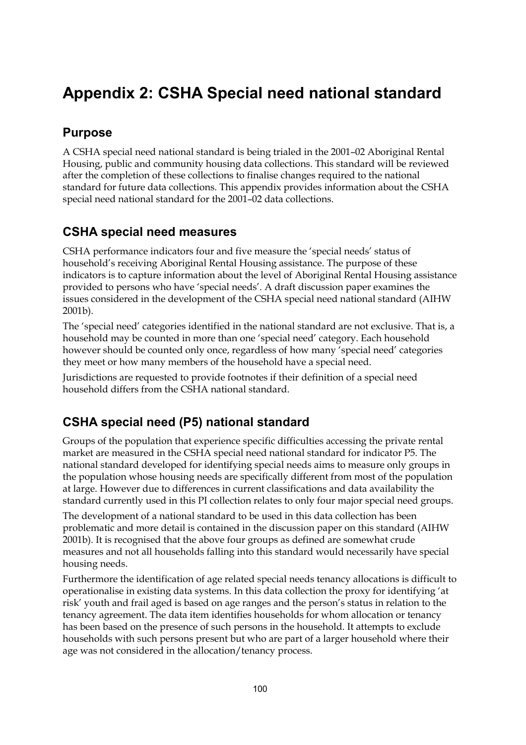# Appendix 2: CSHA Special need national standard

## Purpose

A CSHA special need national standard is being trialed in the 2001–02 Aboriginal Rental Housing, public and community housing data collections. This standard will be reviewed after the completion of these collections to finalise changes required to the national standard for future data collections. This appendix provides information about the CSHA special need national standard for the 2001–02 data collections.

## CSHA special need measures

CSHA performance indicators four and five measure the 'special needs' status of household's receiving Aboriginal Rental Housing assistance. The purpose of these indicators is to capture information about the level of Aboriginal Rental Housing assistance provided to persons who have 'special needs'. A draft discussion paper examines the issues considered in the development of the CSHA special need national standard (AIHW 2001b).

The 'special need' categories identified in the national standard are not exclusive. That is, a household may be counted in more than one 'special need' category. Each household however should be counted only once, regardless of how many 'special need' categories they meet or how many members of the household have a special need.

Jurisdictions are requested to provide footnotes if their definition of a special need household differs from the CSHA national standard.

## CSHA special need (P5) national standard

Groups of the population that experience specific difficulties accessing the private rental market are measured in the CSHA special need national standard for indicator P5. The national standard developed for identifying special needs aims to measure only groups in the population whose housing needs are specifically different from most of the population at large. However due to differences in current classifications and data availability the standard currently used in this PI collection relates to only four major special need groups.

The development of a national standard to be used in this data collection has been problematic and more detail is contained in the discussion paper on this standard (AIHW 2001b). It is recognised that the above four groups as defined are somewhat crude measures and not all households falling into this standard would necessarily have special housing needs.

Furthermore the identification of age related special needs tenancy allocations is difficult to operationalise in existing data systems. In this data collection the proxy for identifying 'at risk' youth and frail aged is based on age ranges and the person's status in relation to the tenancy agreement. The data item identifies households for whom allocation or tenancy has been based on the presence of such persons in the household. It attempts to exclude households with such persons present but who are part of a larger household where their age was not considered in the allocation/tenancy process.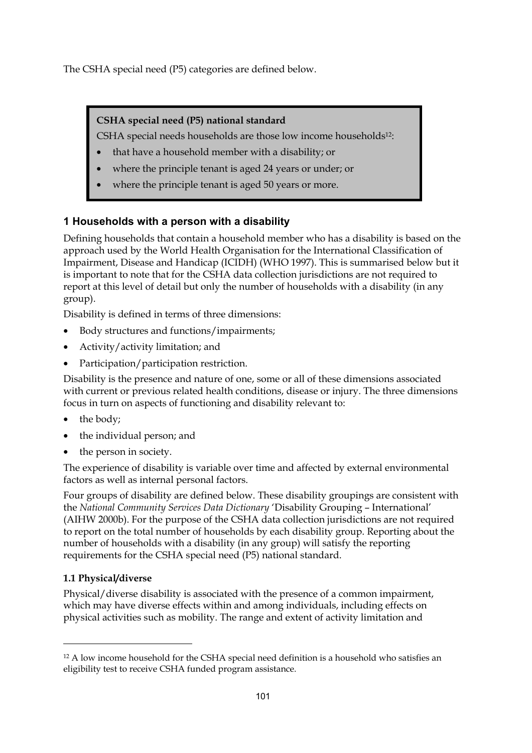The CSHA special need (P5) categories are defined below.

> **CSHA special need (P5) national standard**
>
> CSHA special needs households are those low income households[12]:
>
> - that have a household member with a disability; or
> - where the principle tenant is aged 24 years or under; or
> - where the principle tenant is aged 50 years or more.

## 1 Households with a person with a disability

Defining households that contain a household member who has a disability is based on the approach used by the World Health Organisation for the International Classification of Impairment, Disease and Handicap (ICIDH) (WHO 1997). This is summarised below but it is important to note that for the CSHA data collection jurisdictions are not required to report at this level of detail but only the number of households with a disability (in any group).

Disability is defined in terms of three dimensions:

- Body structures and functions/impairments;
- Activity/activity limitation; and
- Participation/participation restriction.

Disability is the presence and nature of one, some or all of these dimensions associated with current or previous related health conditions, disease or injury. The three dimensions focus in turn on aspects of functioning and disability relevant to:

- the body;
- the individual person; and
- the person in society.

The experience of disability is variable over time and affected by external environmental factors as well as internal personal factors.

Four groups of disability are defined below. These disability groupings are consistent with the *National Community Services Data Dictionary* 'Disability Grouping – International' (AIHW 2000b). For the purpose of the CSHA data collection jurisdictions are not required to report on the total number of households by each disability group. Reporting about the number of households with a disability (in any group) will satisfy the reporting requirements for the CSHA special need (P5) national standard.

### 1.1 Physical/diverse

Physical/diverse disability is associated with the presence of a common impairment, which may have diverse effects within and among individuals, including effects on physical activities such as mobility. The range and extent of activity limitation and

---

[12] A low income household for the CSHA special need definition is a household who satisfies an eligibility test to receive CSHA funded program assistance.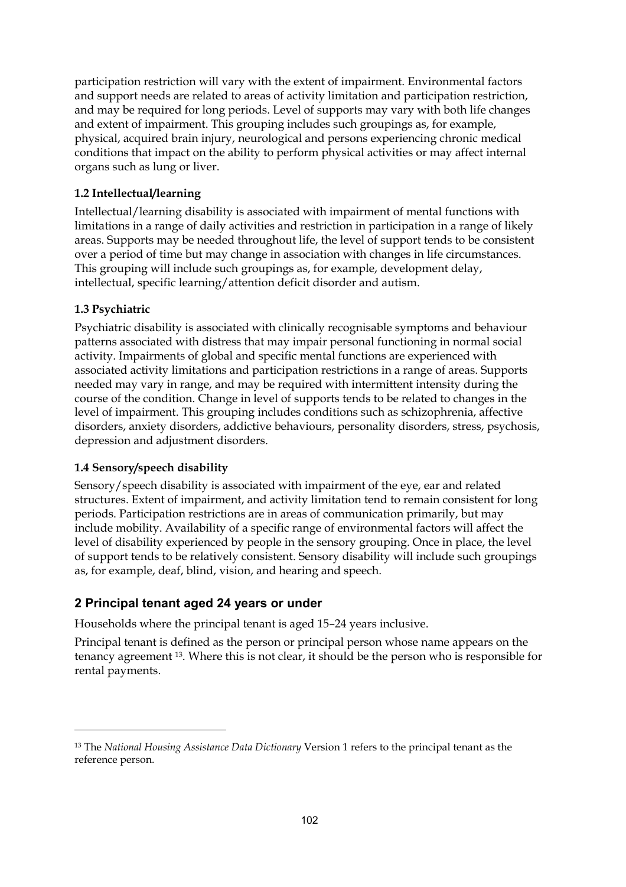participation restriction will vary with the extent of impairment. Environmental factors and support needs are related to areas of activity limitation and participation restriction, and may be required for long periods. Level of supports may vary with both life changes and extent of impairment. This grouping includes such groupings as, for example, physical, acquired brain injury, neurological and persons experiencing chronic medical conditions that impact on the ability to perform physical activities or may affect internal organs such as lung or liver.

### 1.2 Intellectual/learning

Intellectual/learning disability is associated with impairment of mental functions with limitations in a range of daily activities and restriction in participation in a range of likely areas. Supports may be needed throughout life, the level of support tends to be consistent over a period of time but may change in association with changes in life circumstances. This grouping will include such groupings as, for example, development delay, intellectual, specific learning/attention deficit disorder and autism.

### 1.3 Psychiatric

Psychiatric disability is associated with clinically recognisable symptoms and behaviour patterns associated with distress that may impair personal functioning in normal social activity. Impairments of global and specific mental functions are experienced with associated activity limitations and participation restrictions in a range of areas. Supports needed may vary in range, and may be required with intermittent intensity during the course of the condition. Change in level of supports tends to be related to changes in the level of impairment. This grouping includes conditions such as schizophrenia, affective disorders, anxiety disorders, addictive behaviours, personality disorders, stress, psychosis, depression and adjustment disorders.

### 1.4 Sensory/speech disability

Sensory/speech disability is associated with impairment of the eye, ear and related structures. Extent of impairment, and activity limitation tend to remain consistent for long periods. Participation restrictions are in areas of communication primarily, but may include mobility. Availability of a specific range of environmental factors will affect the level of disability experienced by people in the sensory grouping. Once in place, the level of support tends to be relatively consistent. Sensory disability will include such groupings as, for example, deaf, blind, vision, and hearing and speech.

## 2 Principal tenant aged 24 years or under

Households where the principal tenant is aged 15–24 years inclusive.

Principal tenant is defined as the person or principal person whose name appears on the tenancy agreement [13]. Where this is not clear, it should be the person who is responsible for rental payments.

[13] The *National Housing Assistance Data Dictionary* Version 1 refers to the principal tenant as the reference person.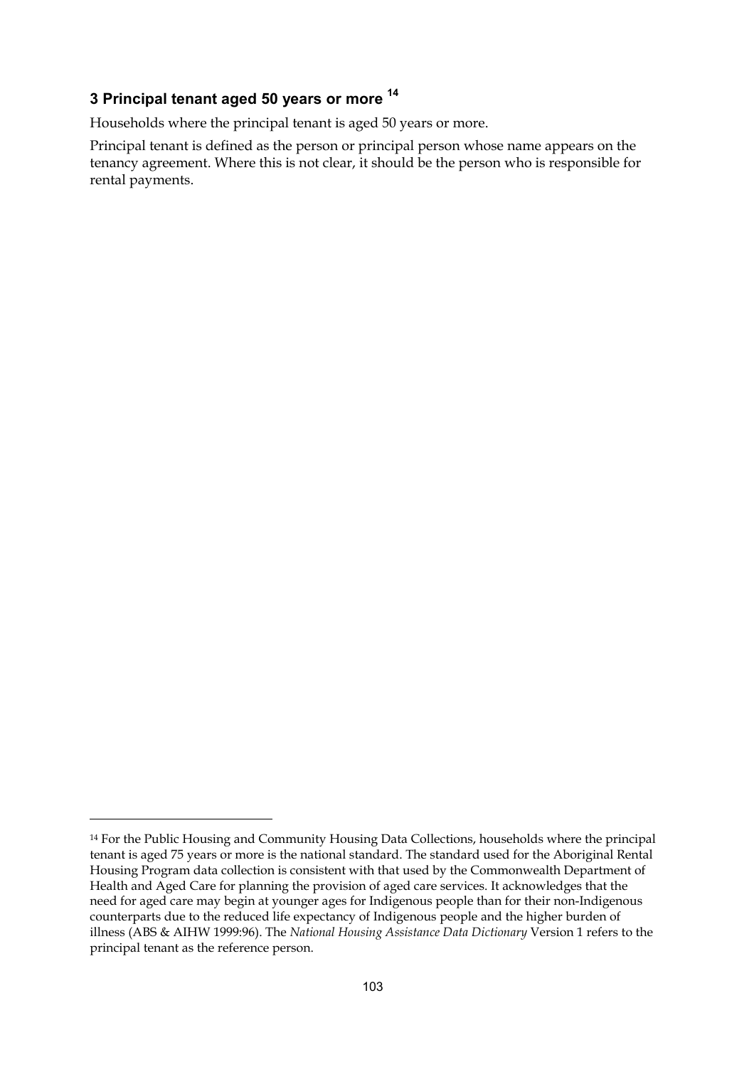### 3 Principal tenant aged 50 years or more [14]

Households where the principal tenant is aged 50 years or more.

Principal tenant is defined as the person or principal person whose name appears on the tenancy agreement. Where this is not clear, it should be the person who is responsible for rental payments.

---

[14] For the Public Housing and Community Housing Data Collections, households where the principal tenant is aged 75 years or more is the national standard. The standard used for the Aboriginal Rental Housing Program data collection is consistent with that used by the Commonwealth Department of Health and Aged Care for planning the provision of aged care services. It acknowledges that the need for aged care may begin at younger ages for Indigenous people than for their non-Indigenous counterparts due to the reduced life expectancy of Indigenous people and the higher burden of illness (ABS & AIHW 1999:96). The *National Housing Assistance Data Dictionary* Version 1 refers to the principal tenant as the reference person.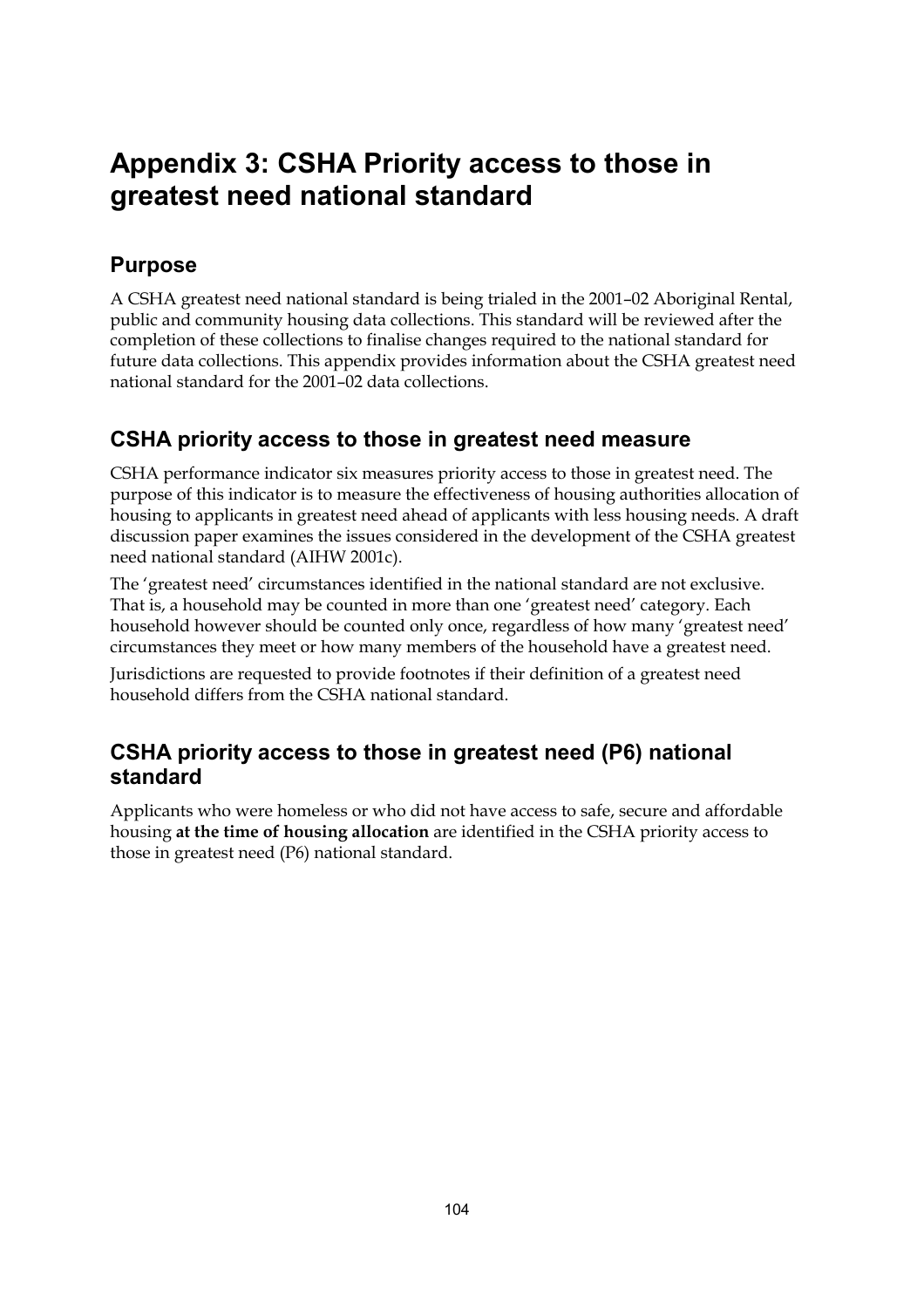# Appendix 3: CSHA Priority access to those in greatest need national standard

## Purpose

A CSHA greatest need national standard is being trialed in the 2001–02 Aboriginal Rental, public and community housing data collections. This standard will be reviewed after the completion of these collections to finalise changes required to the national standard for future data collections. This appendix provides information about the CSHA greatest need national standard for the 2001–02 data collections.

## CSHA priority access to those in greatest need measure

CSHA performance indicator six measures priority access to those in greatest need. The purpose of this indicator is to measure the effectiveness of housing authorities allocation of housing to applicants in greatest need ahead of applicants with less housing needs. A draft discussion paper examines the issues considered in the development of the CSHA greatest need national standard (AIHW 2001c).

The 'greatest need' circumstances identified in the national standard are not exclusive. That is, a household may be counted in more than one 'greatest need' category. Each household however should be counted only once, regardless of how many 'greatest need' circumstances they meet or how many members of the household have a greatest need.

Jurisdictions are requested to provide footnotes if their definition of a greatest need household differs from the CSHA national standard.

## CSHA priority access to those in greatest need (P6) national standard

Applicants who were homeless or who did not have access to safe, secure and affordable housing **at the time of housing allocation** are identified in the CSHA priority access to those in greatest need (P6) national standard.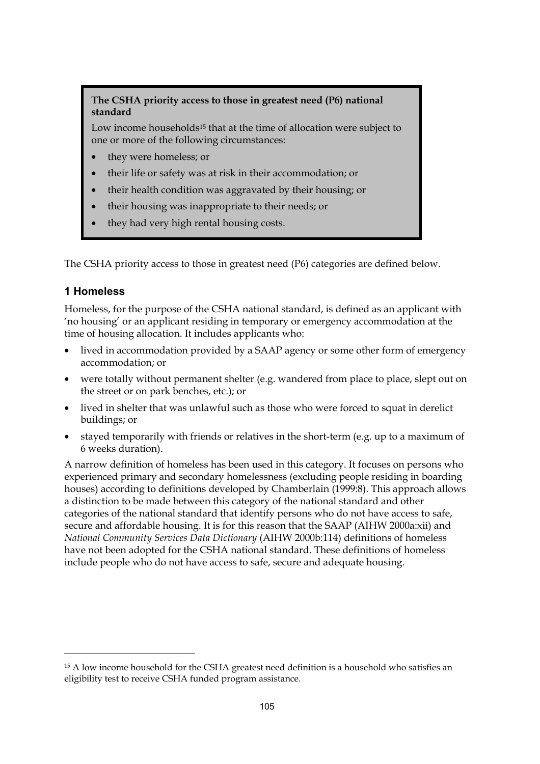**The CSHA priority access to those in greatest need (P6) national standard**

Low income households[15] that at the time of allocation were subject to one or more of the following circumstances:

- they were homeless; or
- their life or safety was at risk in their accommodation; or
- their health condition was aggravated by their housing; or
- their housing was inappropriate to their needs; or
- they had very high rental housing costs.

The CSHA priority access to those in greatest need (P6) categories are defined below.

### 1 Homeless

Homeless, for the purpose of the CSHA national standard, is defined as an applicant with 'no housing' or an applicant residing in temporary or emergency accommodation at the time of housing allocation. It includes applicants who:

- lived in accommodation provided by a SAAP agency or some other form of emergency accommodation; or
- were totally without permanent shelter (e.g. wandered from place to place, slept out on the street or on park benches, etc.); or
- lived in shelter that was unlawful such as those who were forced to squat in derelict buildings; or
- stayed temporarily with friends or relatives in the short-term (e.g. up to a maximum of 6 weeks duration).

A narrow definition of homeless has been used in this category. It focuses on persons who experienced primary and secondary homelessness (excluding people residing in boarding houses) according to definitions developed by Chamberlain (1999:8). This approach allows a distinction to be made between this category of the national standard and other categories of the national standard that identify persons who do not have access to safe, secure and affordable housing. It is for this reason that the SAAP (AIHW 2000a:xii) and *National Community Services Data Dictionary* (AIHW 2000b:114) definitions of homeless have not been adopted for the CSHA national standard. These definitions of homeless include people who do not have access to safe, secure and adequate housing.

[15] A low income household for the CSHA greatest need definition is a household who satisfies an eligibility test to receive CSHA funded program assistance.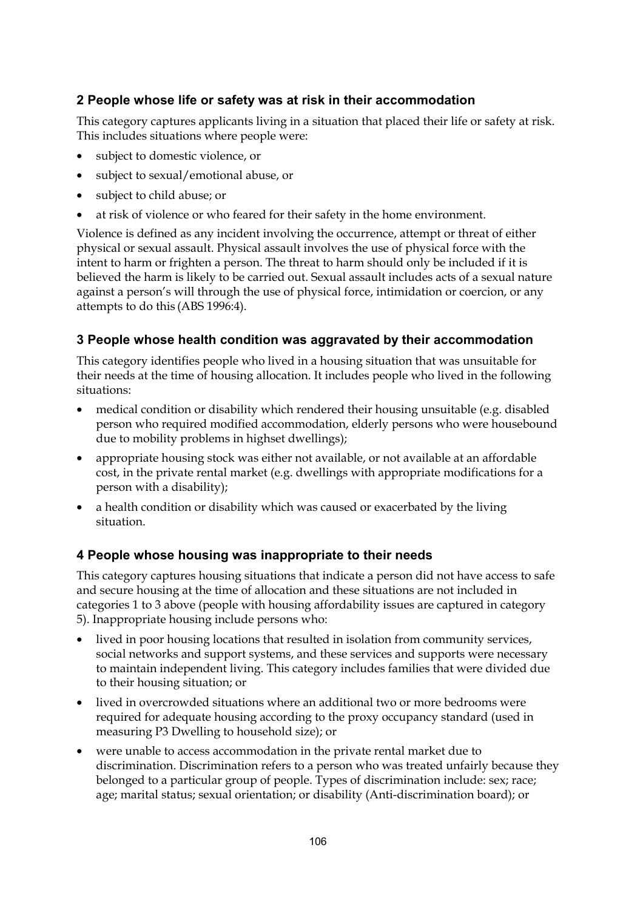### 2 People whose life or safety was at risk in their accommodation

This category captures applicants living in a situation that placed their life or safety at risk. This includes situations where people were:

- subject to domestic violence, or
- subject to sexual/emotional abuse, or
- subject to child abuse; or
- at risk of violence or who feared for their safety in the home environment.

Violence is defined as any incident involving the occurrence, attempt or threat of either physical or sexual assault. Physical assault involves the use of physical force with the intent to harm or frighten a person. The threat to harm should only be included if it is believed the harm is likely to be carried out. Sexual assault includes acts of a sexual nature against a person's will through the use of physical force, intimidation or coercion, or any attempts to do this (ABS 1996:4).

### 3 People whose health condition was aggravated by their accommodation

This category identifies people who lived in a housing situation that was unsuitable for their needs at the time of housing allocation. It includes people who lived in the following situations:

- medical condition or disability which rendered their housing unsuitable (e.g. disabled person who required modified accommodation, elderly persons who were housebound due to mobility problems in highset dwellings);
- appropriate housing stock was either not available, or not available at an affordable cost, in the private rental market (e.g. dwellings with appropriate modifications for a person with a disability);
- a health condition or disability which was caused or exacerbated by the living situation.

### 4 People whose housing was inappropriate to their needs

This category captures housing situations that indicate a person did not have access to safe and secure housing at the time of allocation and these situations are not included in categories 1 to 3 above (people with housing affordability issues are captured in category 5). Inappropriate housing include persons who:

- lived in poor housing locations that resulted in isolation from community services, social networks and support systems, and these services and supports were necessary to maintain independent living. This category includes families that were divided due to their housing situation; or
- lived in overcrowded situations where an additional two or more bedrooms were required for adequate housing according to the proxy occupancy standard (used in measuring P3 Dwelling to household size); or
- were unable to access accommodation in the private rental market due to discrimination. Discrimination refers to a person who was treated unfairly because they belonged to a particular group of people. Types of discrimination include: sex; race; age; marital status; sexual orientation; or disability (Anti-discrimination board); or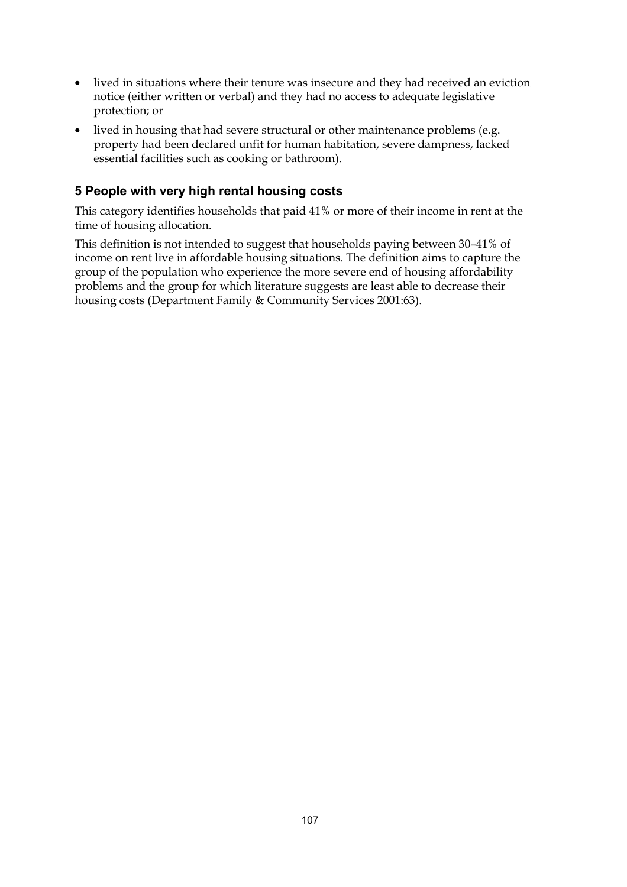- lived in situations where their tenure was insecure and they had received an eviction notice (either written or verbal) and they had no access to adequate legislative protection; or
- lived in housing that had severe structural or other maintenance problems (e.g. property had been declared unfit for human habitation, severe dampness, lacked essential facilities such as cooking or bathroom).

### 5 People with very high rental housing costs

This category identifies households that paid 41% or more of their income in rent at the time of housing allocation.

This definition is not intended to suggest that households paying between 30–41% of income on rent live in affordable housing situations. The definition aims to capture the group of the population who experience the more severe end of housing affordability problems and the group for which literature suggests are least able to decrease their housing costs (Department Family & Community Services 2001:63).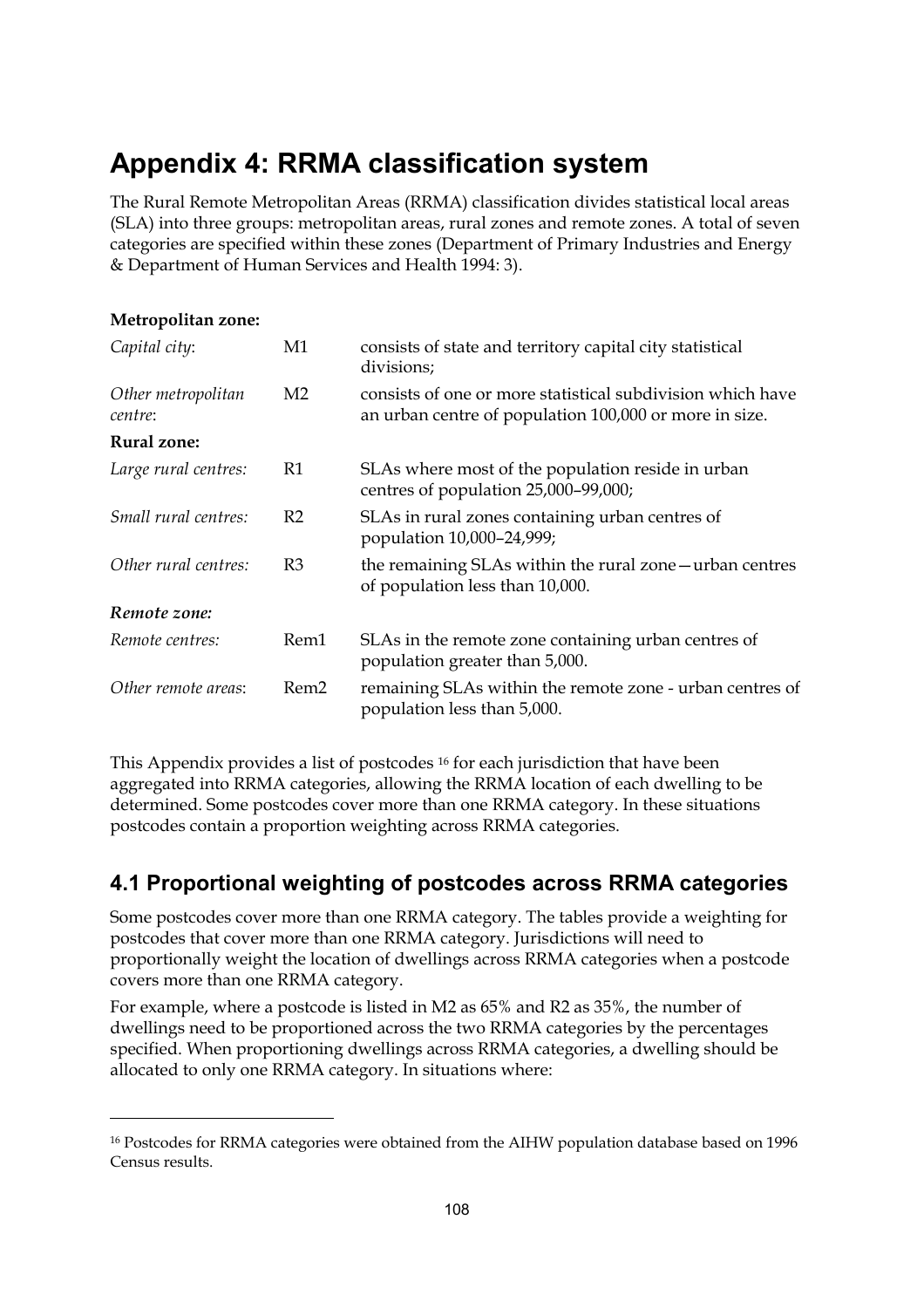# Appendix 4: RRMA classification system

The Rural Remote Metropolitan Areas (RRMA) classification divides statistical local areas (SLA) into three groups: metropolitan areas, rural zones and remote zones. A total of seven categories are specified within these zones (Department of Primary Industries and Energy & Department of Human Services and Health 1994: 3).

| | | |
|---|---|---|
| **Metropolitan zone:** | | |
| *Capital city*: | M1 | consists of state and territory capital city statistical divisions; |
| *Other metropolitan centre*: | M2 | consists of one or more statistical subdivision which have an urban centre of population 100,000 or more in size. |
| **Rural zone:** | | |
| *Large rural centres:* | R1 | SLAs where most of the population reside in urban centres of population 25,000–99,000; |
| *Small rural centres:* | R2 | SLAs in rural zones containing urban centres of population 10,000–24,999; |
| *Other rural centres:* | R3 | the remaining SLAs within the rural zone—urban centres of population less than 10,000. |
| ***Remote zone:*** | | |
| *Remote centres:* | Rem1 | SLAs in the remote zone containing urban centres of population greater than 5,000. |
| *Other remote areas*: | Rem2 | remaining SLAs within the remote zone - urban centres of population less than 5,000. |

This Appendix provides a list of postcodes [16] for each jurisdiction that have been aggregated into RRMA categories, allowing the RRMA location of each dwelling to be determined. Some postcodes cover more than one RRMA category. In these situations postcodes contain a proportion weighting across RRMA categories.

## 4.1 Proportional weighting of postcodes across RRMA categories

Some postcodes cover more than one RRMA category. The tables provide a weighting for postcodes that cover more than one RRMA category. Jurisdictions will need to proportionally weight the location of dwellings across RRMA categories when a postcode covers more than one RRMA category.

For example, where a postcode is listed in M2 as 65% and R2 as 35%, the number of dwellings need to be proportioned across the two RRMA categories by the percentages specified. When proportioning dwellings across RRMA categories, a dwelling should be allocated to only one RRMA category. In situations where:

[16] Postcodes for RRMA categories were obtained from the AIHW population database based on 1996 Census results.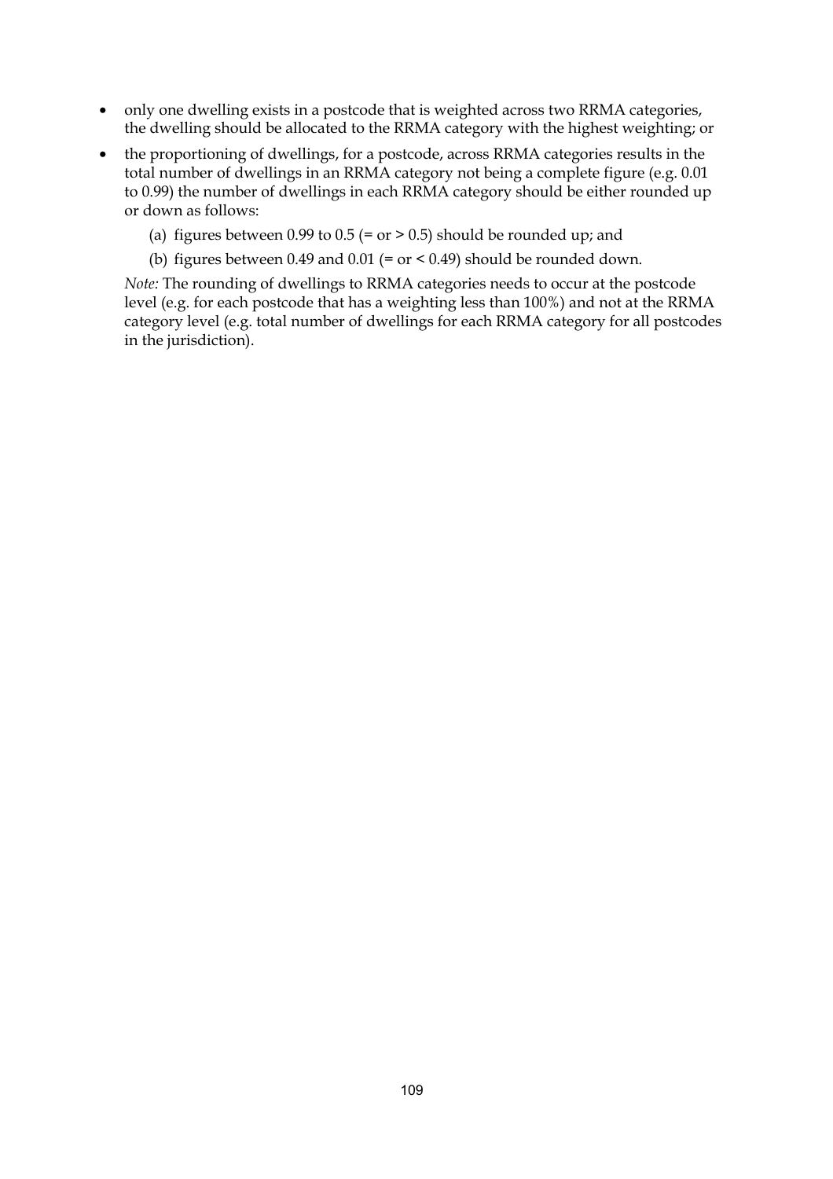- only one dwelling exists in a postcode that is weighted across two RRMA categories, the dwelling should be allocated to the RRMA category with the highest weighting; or
- the proportioning of dwellings, for a postcode, across RRMA categories results in the total number of dwellings in an RRMA category not being a complete figure (e.g. 0.01 to 0.99) the number of dwellings in each RRMA category should be either rounded up or down as follows:

  (a) figures between 0.99 to 0.5 (= or > 0.5) should be rounded up; and

  (b) figures between 0.49 and 0.01 (= or < 0.49) should be rounded down.

  *Note:* The rounding of dwellings to RRMA categories needs to occur at the postcode level (e.g. for each postcode that has a weighting less than 100%) and not at the RRMA category level (e.g. total number of dwellings for each RRMA category for all postcodes in the jurisdiction).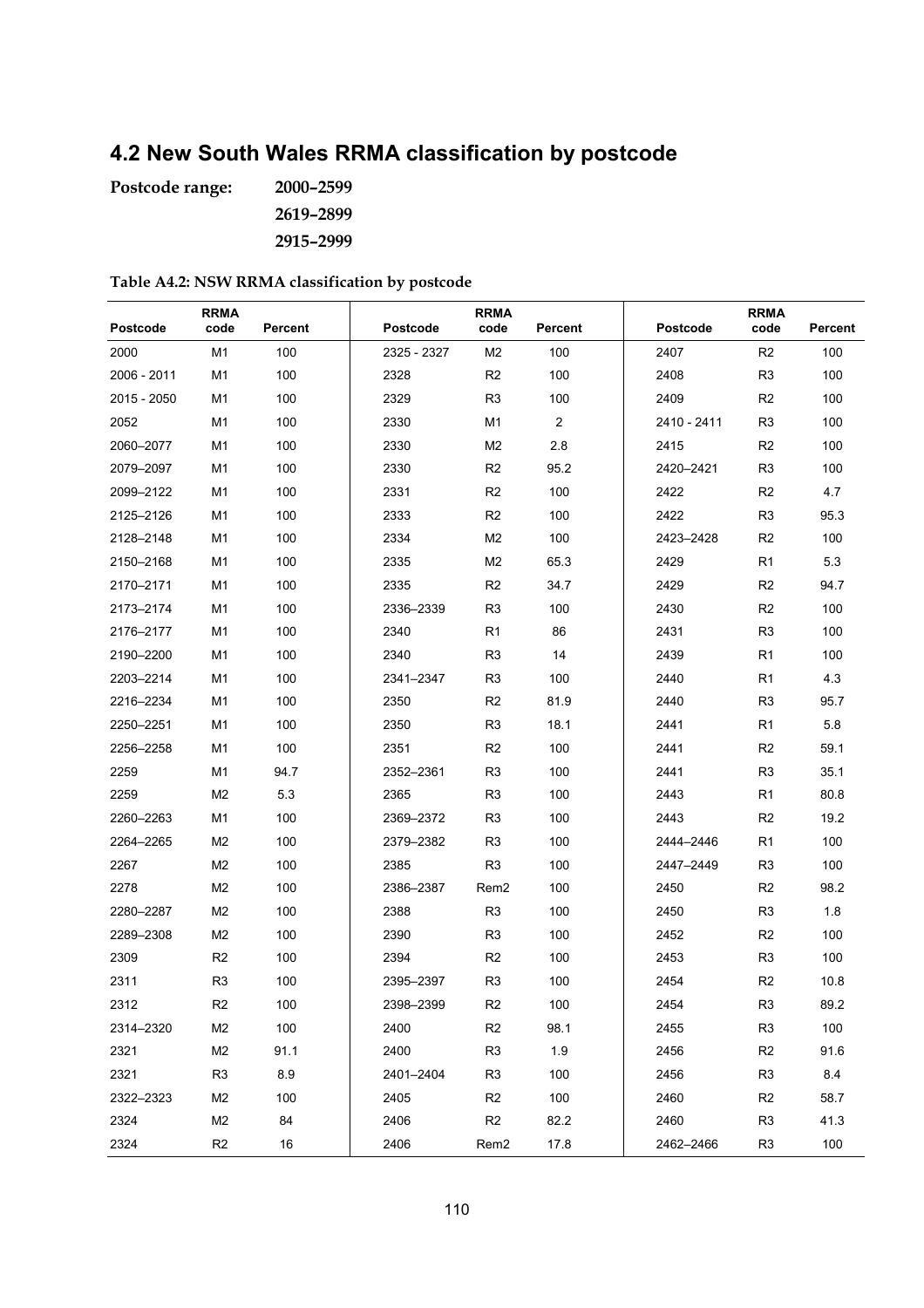## 4.2 New South Wales RRMA classification by postcode

**Postcode range:** **2000–2599**

**2619–2899**

**2915–2999**

**Table A4.2: NSW RRMA classification by postcode**

| Postcode | RRMA code | Percent | Postcode | RRMA code | Percent | Postcode | RRMA code | Percent |
|---|---|---|---|---|---|---|---|---|
| 2000 | M1 | 100 | 2325 - 2327 | M2 | 100 | 2407 | R2 | 100 |
| 2006 - 2011 | M1 | 100 | 2328 | R2 | 100 | 2408 | R3 | 100 |
| 2015 - 2050 | M1 | 100 | 2329 | R3 | 100 | 2409 | R2 | 100 |
| 2052 | M1 | 100 | 2330 | M1 | 2 | 2410 - 2411 | R3 | 100 |
| 2060–2077 | M1 | 100 | 2330 | M2 | 2.8 | 2415 | R2 | 100 |
| 2079–2097 | M1 | 100 | 2330 | R2 | 95.2 | 2420–2421 | R3 | 100 |
| 2099–2122 | M1 | 100 | 2331 | R2 | 100 | 2422 | R2 | 4.7 |
| 2125–2126 | M1 | 100 | 2333 | R2 | 100 | 2422 | R3 | 95.3 |
| 2128–2148 | M1 | 100 | 2334 | M2 | 100 | 2423–2428 | R2 | 100 |
| 2150–2168 | M1 | 100 | 2335 | M2 | 65.3 | 2429 | R1 | 5.3 |
| 2170–2171 | M1 | 100 | 2335 | R2 | 34.7 | 2429 | R2 | 94.7 |
| 2173–2174 | M1 | 100 | 2336–2339 | R3 | 100 | 2430 | R2 | 100 |
| 2176–2177 | M1 | 100 | 2340 | R1 | 86 | 2431 | R3 | 100 |
| 2190–2200 | M1 | 100 | 2340 | R3 | 14 | 2439 | R1 | 100 |
| 2203–2214 | M1 | 100 | 2341–2347 | R3 | 100 | 2440 | R1 | 4.3 |
| 2216–2234 | M1 | 100 | 2350 | R2 | 81.9 | 2440 | R3 | 95.7 |
| 2250–2251 | M1 | 100 | 2350 | R3 | 18.1 | 2441 | R1 | 5.8 |
| 2256–2258 | M1 | 100 | 2351 | R2 | 100 | 2441 | R2 | 59.1 |
| 2259 | M1 | 94.7 | 2352–2361 | R3 | 100 | 2441 | R3 | 35.1 |
| 2259 | M2 | 5.3 | 2365 | R3 | 100 | 2443 | R1 | 80.8 |
| 2260–2263 | M1 | 100 | 2369–2372 | R3 | 100 | 2443 | R2 | 19.2 |
| 2264–2265 | M2 | 100 | 2379–2382 | R3 | 100 | 2444–2446 | R1 | 100 |
| 2267 | M2 | 100 | 2385 | R3 | 100 | 2447–2449 | R3 | 100 |
| 2278 | M2 | 100 | 2386–2387 | Rem2 | 100 | 2450 | R2 | 98.2 |
| 2280–2287 | M2 | 100 | 2388 | R3 | 100 | 2450 | R3 | 1.8 |
| 2289–2308 | M2 | 100 | 2390 | R3 | 100 | 2452 | R2 | 100 |
| 2309 | R2 | 100 | 2394 | R2 | 100 | 2453 | R3 | 100 |
| 2311 | R3 | 100 | 2395–2397 | R3 | 100 | 2454 | R2 | 10.8 |
| 2312 | R2 | 100 | 2398–2399 | R2 | 100 | 2454 | R3 | 89.2 |
| 2314–2320 | M2 | 100 | 2400 | R2 | 98.1 | 2455 | R3 | 100 |
| 2321 | M2 | 91.1 | 2400 | R3 | 1.9 | 2456 | R2 | 91.6 |
| 2321 | R3 | 8.9 | 2401–2404 | R3 | 100 | 2456 | R3 | 8.4 |
| 2322–2323 | M2 | 100 | 2405 | R2 | 100 | 2460 | R2 | 58.7 |
| 2324 | M2 | 84 | 2406 | R2 | 82.2 | 2460 | R3 | 41.3 |
| 2324 | R2 | 16 | 2406 | Rem2 | 17.8 | 2462–2466 | R3 | 100 |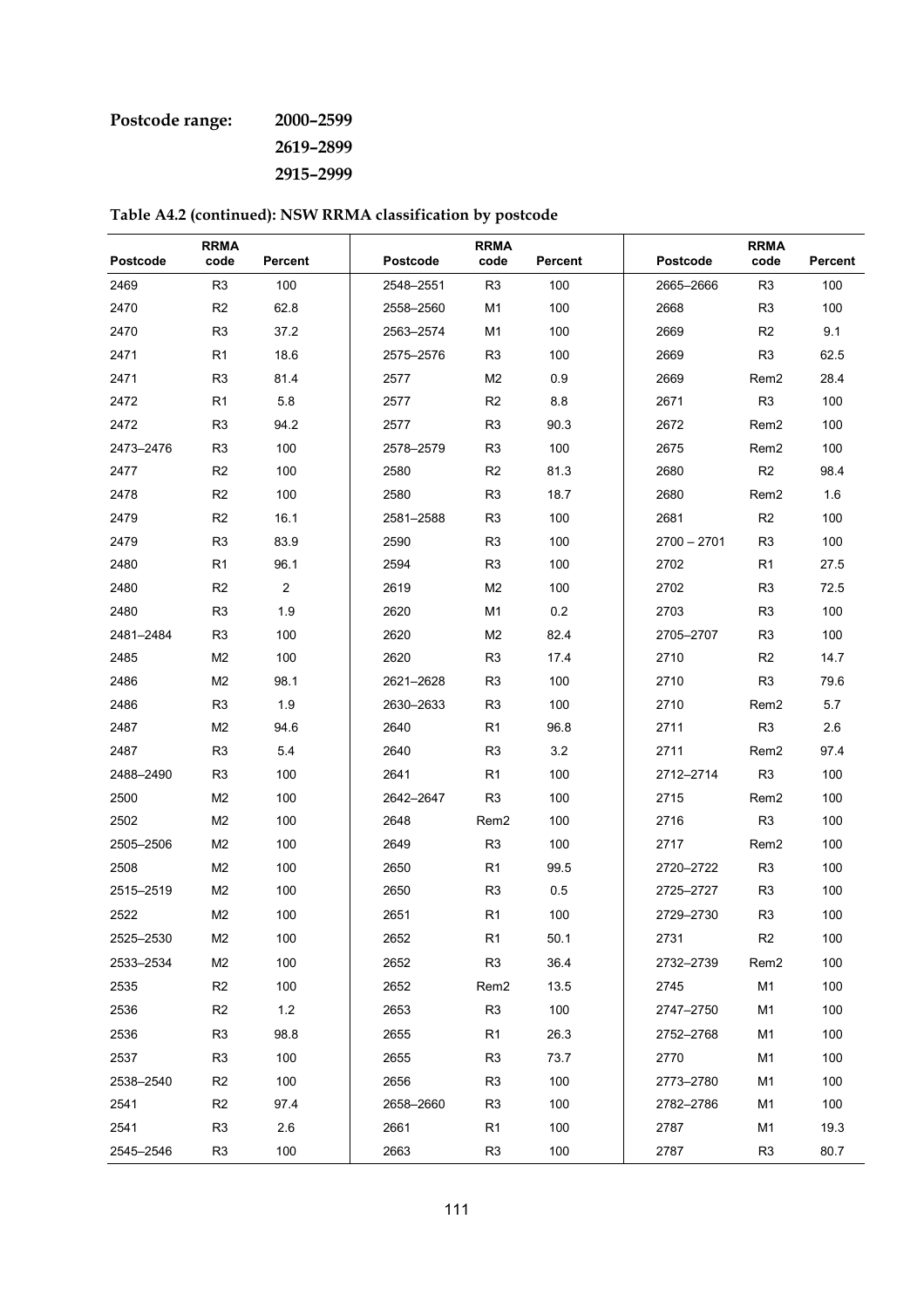**Postcode range:** 2000–2599
2619–2899
2915–2999

**Table A4.2 (continued): NSW RRMA classification by postcode**

| Postcode | RRMA code | Percent |
|---|---|---|
| 2469 | R3 | 100 |
| 2470 | R2 | 62.8 |
| 2470 | R3 | 37.2 |
| 2471 | R1 | 18.6 |
| 2471 | R3 | 81.4 |
| 2472 | R1 | 5.8 |
| 2472 | R3 | 94.2 |
| 2473–2476 | R3 | 100 |
| 2477 | R2 | 100 |
| 2478 | R2 | 100 |
| 2479 | R2 | 16.1 |
| 2479 | R3 | 83.9 |
| 2480 | R1 | 96.1 |
| 2480 | R2 | 2 |
| 2480 | R3 | 1.9 |
| 2481–2484 | R3 | 100 |
| 2485 | M2 | 100 |
| 2486 | M2 | 98.1 |
| 2486 | R3 | 1.9 |
| 2487 | M2 | 94.6 |
| 2487 | R3 | 5.4 |
| 2488–2490 | R3 | 100 |
| 2500 | M2 | 100 |
| 2502 | M2 | 100 |
| 2505–2506 | M2 | 100 |
| 2508 | M2 | 100 |
| 2515–2519 | M2 | 100 |
| 2522 | M2 | 100 |
| 2525–2530 | M2 | 100 |
| 2533–2534 | M2 | 100 |
| 2535 | R2 | 100 |
| 2536 | R2 | 1.2 |
| 2536 | R3 | 98.8 |
| 2537 | R3 | 100 |
| 2538–2540 | R2 | 100 |
| 2541 | R2 | 97.4 |
| 2541 | R3 | 2.6 |
| 2545–2546 | R3 | 100 |
| 2548–2551 | R3 | 100 |
| 2558–2560 | M1 | 100 |
| 2563–2574 | M1 | 100 |
| 2575–2576 | R3 | 100 |
| 2577 | M2 | 0.9 |
| 2577 | R2 | 8.8 |
| 2577 | R3 | 90.3 |
| 2578–2579 | R3 | 100 |
| 2580 | R2 | 81.3 |
| 2580 | R3 | 18.7 |
| 2581–2588 | R3 | 100 |
| 2590 | R3 | 100 |
| 2594 | R3 | 100 |
| 2619 | M2 | 100 |
| 2620 | M1 | 0.2 |
| 2620 | M2 | 82.4 |
| 2620 | R3 | 17.4 |
| 2621–2628 | R3 | 100 |
| 2630–2633 | R3 | 100 |
| 2640 | R1 | 96.8 |
| 2640 | R3 | 3.2 |
| 2641 | R1 | 100 |
| 2642–2647 | R3 | 100 |
| 2648 | Rem2 | 100 |
| 2649 | R3 | 100 |
| 2650 | R1 | 99.5 |
| 2650 | R3 | 0.5 |
| 2651 | R1 | 100 |
| 2652 | R1 | 50.1 |
| 2652 | R3 | 36.4 |
| 2652 | Rem2 | 13.5 |
| 2653 | R3 | 100 |
| 2655 | R1 | 26.3 |
| 2655 | R3 | 73.7 |
| 2656 | R3 | 100 |
| 2658–2660 | R3 | 100 |
| 2661 | R1 | 100 |
| 2663 | R3 | 100 |
| 2665–2666 | R3 | 100 |
| 2668 | R3 | 100 |
| 2669 | R2 | 9.1 |
| 2669 | R3 | 62.5 |
| 2669 | Rem2 | 28.4 |
| 2671 | R3 | 100 |
| 2672 | Rem2 | 100 |
| 2675 | Rem2 | 100 |
| 2680 | R2 | 98.4 |
| 2680 | Rem2 | 1.6 |
| 2681 | R2 | 100 |
| 2700 – 2701 | R3 | 100 |
| 2702 | R1 | 27.5 |
| 2702 | R3 | 72.5 |
| 2703 | R3 | 100 |
| 2705–2707 | R3 | 100 |
| 2710 | R2 | 14.7 |
| 2710 | R3 | 79.6 |
| 2710 | Rem2 | 5.7 |
| 2711 | R3 | 2.6 |
| 2711 | Rem2 | 97.4 |
| 2712–2714 | R3 | 100 |
| 2715 | Rem2 | 100 |
| 2716 | R3 | 100 |
| 2717 | Rem2 | 100 |
| 2720–2722 | R3 | 100 |
| 2725–2727 | R3 | 100 |
| 2729–2730 | R3 | 100 |
| 2731 | R2 | 100 |
| 2732–2739 | Rem2 | 100 |
| 2745 | M1 | 100 |
| 2747–2750 | M1 | 100 |
| 2752–2768 | M1 | 100 |
| 2770 | M1 | 100 |
| 2773–2780 | M1 | 100 |
| 2782–2786 | M1 | 100 |
| 2787 | M1 | 19.3 |
| 2787 | R3 | 80.7 |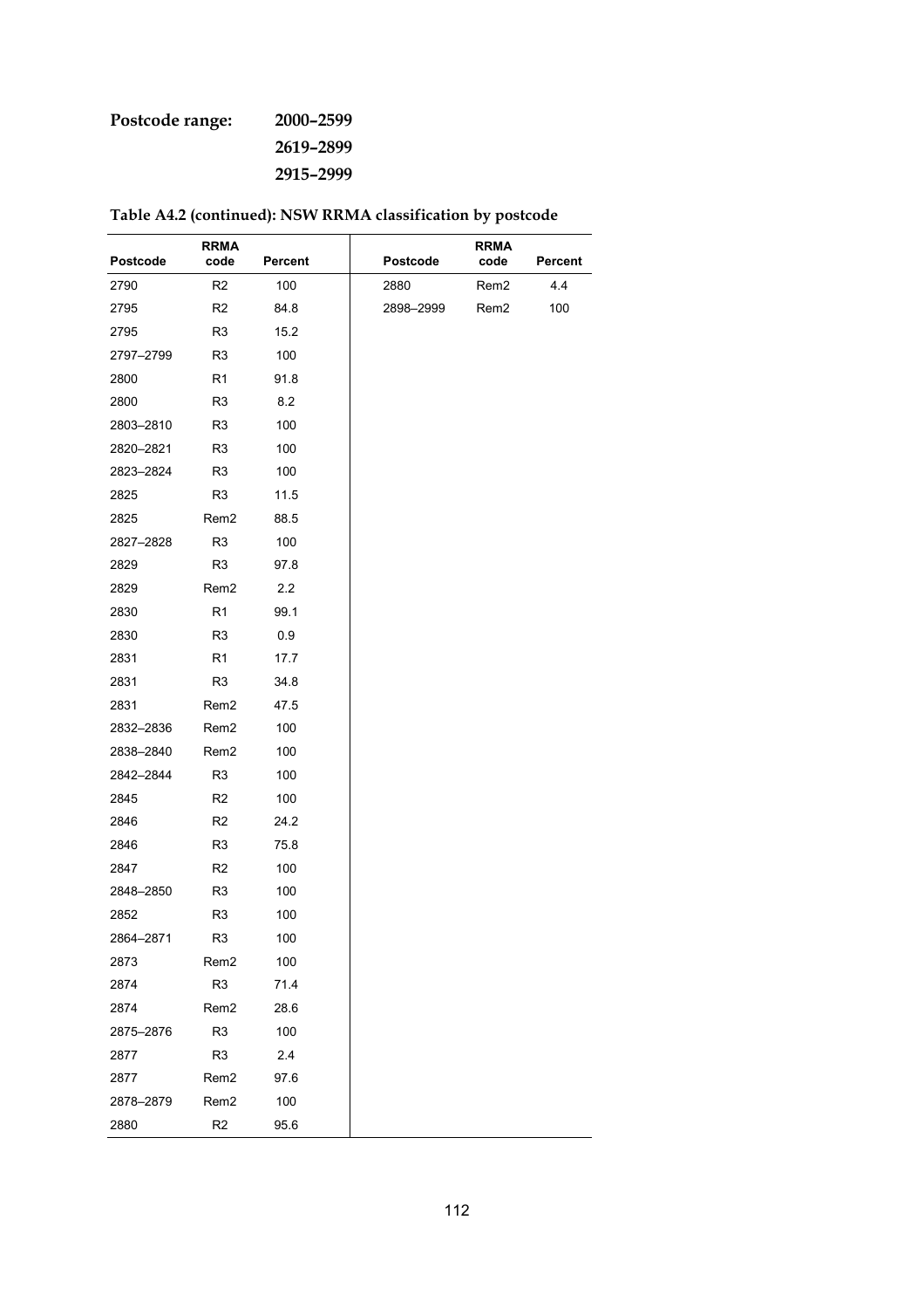**Postcode range:** **2000–2599**
**2619–2899**
**2915–2999**

**Table A4.2 (continued): NSW RRMA classification by postcode**

| Postcode | RRMA code | Percent | Postcode | RRMA code | Percent |
|---|---|---|---|---|---|
| 2790 | R2 | 100 | 2880 | Rem2 | 4.4 |
| 2795 | R2 | 84.8 | 2898–2999 | Rem2 | 100 |
| 2795 | R3 | 15.2 | | | |
| 2797–2799 | R3 | 100 | | | |
| 2800 | R1 | 91.8 | | | |
| 2800 | R3 | 8.2 | | | |
| 2803–2810 | R3 | 100 | | | |
| 2820–2821 | R3 | 100 | | | |
| 2823–2824 | R3 | 100 | | | |
| 2825 | R3 | 11.5 | | | |
| 2825 | Rem2 | 88.5 | | | |
| 2827–2828 | R3 | 100 | | | |
| 2829 | R3 | 97.8 | | | |
| 2829 | Rem2 | 2.2 | | | |
| 2830 | R1 | 99.1 | | | |
| 2830 | R3 | 0.9 | | | |
| 2831 | R1 | 17.7 | | | |
| 2831 | R3 | 34.8 | | | |
| 2831 | Rem2 | 47.5 | | | |
| 2832–2836 | Rem2 | 100 | | | |
| 2838–2840 | Rem2 | 100 | | | |
| 2842–2844 | R3 | 100 | | | |
| 2845 | R2 | 100 | | | |
| 2846 | R2 | 24.2 | | | |
| 2846 | R3 | 75.8 | | | |
| 2847 | R2 | 100 | | | |
| 2848–2850 | R3 | 100 | | | |
| 2852 | R3 | 100 | | | |
| 2864–2871 | R3 | 100 | | | |
| 2873 | Rem2 | 100 | | | |
| 2874 | R3 | 71.4 | | | |
| 2874 | Rem2 | 28.6 | | | |
| 2875–2876 | R3 | 100 | | | |
| 2877 | R3 | 2.4 | | | |
| 2877 | Rem2 | 97.6 | | | |
| 2878–2879 | Rem2 | 100 | | | |
| 2880 | R2 | 95.6 | | | |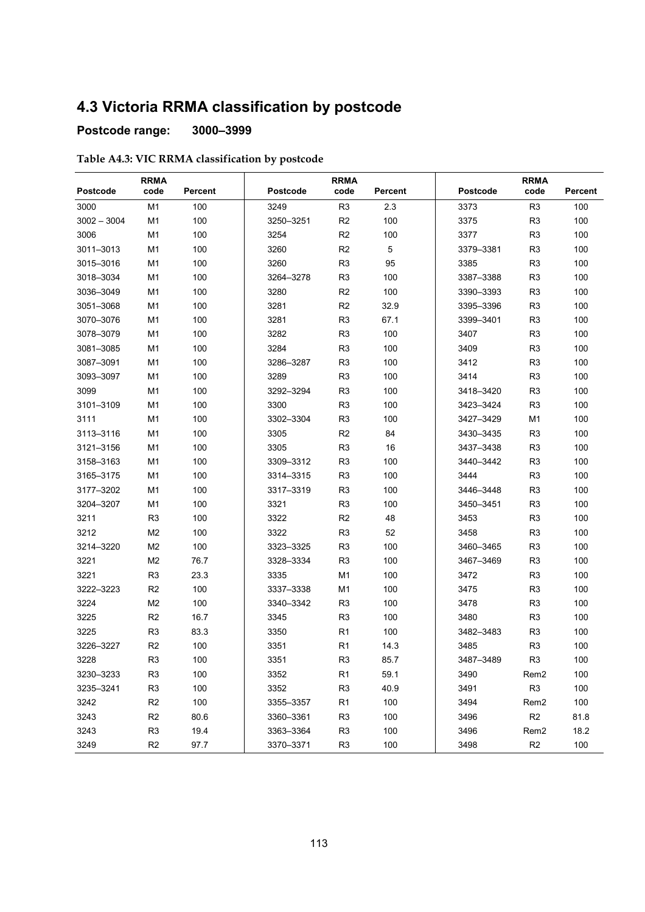## 4.3 Victoria RRMA classification by postcode

**Postcode range: 3000–3999**

**Table A4.3: VIC RRMA classification by postcode**

| Postcode | RRMA code | Percent | Postcode | RRMA code | Percent | Postcode | RRMA code | Percent |
|---|---|---|---|---|---|---|---|---|
| 3000 | M1 | 100 | 3249 | R3 | 2.3 | 3373 | R3 | 100 |
| 3002 – 3004 | M1 | 100 | 3250–3251 | R2 | 100 | 3375 | R3 | 100 |
| 3006 | M1 | 100 | 3254 | R2 | 100 | 3377 | R3 | 100 |
| 3011–3013 | M1 | 100 | 3260 | R2 | 5 | 3379–3381 | R3 | 100 |
| 3015–3016 | M1 | 100 | 3260 | R3 | 95 | 3385 | R3 | 100 |
| 3018–3034 | M1 | 100 | 3264–3278 | R3 | 100 | 3387–3388 | R3 | 100 |
| 3036–3049 | M1 | 100 | 3280 | R2 | 100 | 3390–3393 | R3 | 100 |
| 3051–3068 | M1 | 100 | 3281 | R2 | 32.9 | 3395–3396 | R3 | 100 |
| 3070–3076 | M1 | 100 | 3281 | R3 | 67.1 | 3399–3401 | R3 | 100 |
| 3078–3079 | M1 | 100 | 3282 | R3 | 100 | 3407 | R3 | 100 |
| 3081–3085 | M1 | 100 | 3284 | R3 | 100 | 3409 | R3 | 100 |
| 3087–3091 | M1 | 100 | 3286–3287 | R3 | 100 | 3412 | R3 | 100 |
| 3093–3097 | M1 | 100 | 3289 | R3 | 100 | 3414 | R3 | 100 |
| 3099 | M1 | 100 | 3292–3294 | R3 | 100 | 3418–3420 | R3 | 100 |
| 3101–3109 | M1 | 100 | 3300 | R3 | 100 | 3423–3424 | R3 | 100 |
| 3111 | M1 | 100 | 3302–3304 | R3 | 100 | 3427–3429 | M1 | 100 |
| 3113–3116 | M1 | 100 | 3305 | R2 | 84 | 3430–3435 | R3 | 100 |
| 3121–3156 | M1 | 100 | 3305 | R3 | 16 | 3437–3438 | R3 | 100 |
| 3158–3163 | M1 | 100 | 3309–3312 | R3 | 100 | 3440–3442 | R3 | 100 |
| 3165–3175 | M1 | 100 | 3314–3315 | R3 | 100 | 3444 | R3 | 100 |
| 3177–3202 | M1 | 100 | 3317–3319 | R3 | 100 | 3446–3448 | R3 | 100 |
| 3204–3207 | M1 | 100 | 3321 | R3 | 100 | 3450–3451 | R3 | 100 |
| 3211 | R3 | 100 | 3322 | R2 | 48 | 3453 | R3 | 100 |
| 3212 | M2 | 100 | 3322 | R3 | 52 | 3458 | R3 | 100 |
| 3214–3220 | M2 | 100 | 3323–3325 | R3 | 100 | 3460–3465 | R3 | 100 |
| 3221 | M2 | 76.7 | 3328–3334 | R3 | 100 | 3467–3469 | R3 | 100 |
| 3221 | R3 | 23.3 | 3335 | M1 | 100 | 3472 | R3 | 100 |
| 3222–3223 | R2 | 100 | 3337–3338 | M1 | 100 | 3475 | R3 | 100 |
| 3224 | M2 | 100 | 3340–3342 | R3 | 100 | 3478 | R3 | 100 |
| 3225 | R2 | 16.7 | 3345 | R3 | 100 | 3480 | R3 | 100 |
| 3225 | R3 | 83.3 | 3350 | R1 | 100 | 3482–3483 | R3 | 100 |
| 3226–3227 | R2 | 100 | 3351 | R1 | 14.3 | 3485 | R3 | 100 |
| 3228 | R3 | 100 | 3351 | R3 | 85.7 | 3487–3489 | R3 | 100 |
| 3230–3233 | R3 | 100 | 3352 | R1 | 59.1 | 3490 | Rem2 | 100 |
| 3235–3241 | R3 | 100 | 3352 | R3 | 40.9 | 3491 | R3 | 100 |
| 3242 | R2 | 100 | 3355–3357 | R1 | 100 | 3494 | Rem2 | 100 |
| 3243 | R2 | 80.6 | 3360–3361 | R3 | 100 | 3496 | R2 | 81.8 |
| 3243 | R3 | 19.4 | 3363–3364 | R3 | 100 | 3496 | Rem2 | 18.2 |
| 3249 | R2 | 97.7 | 3370–3371 | R3 | 100 | 3498 | R2 | 100 |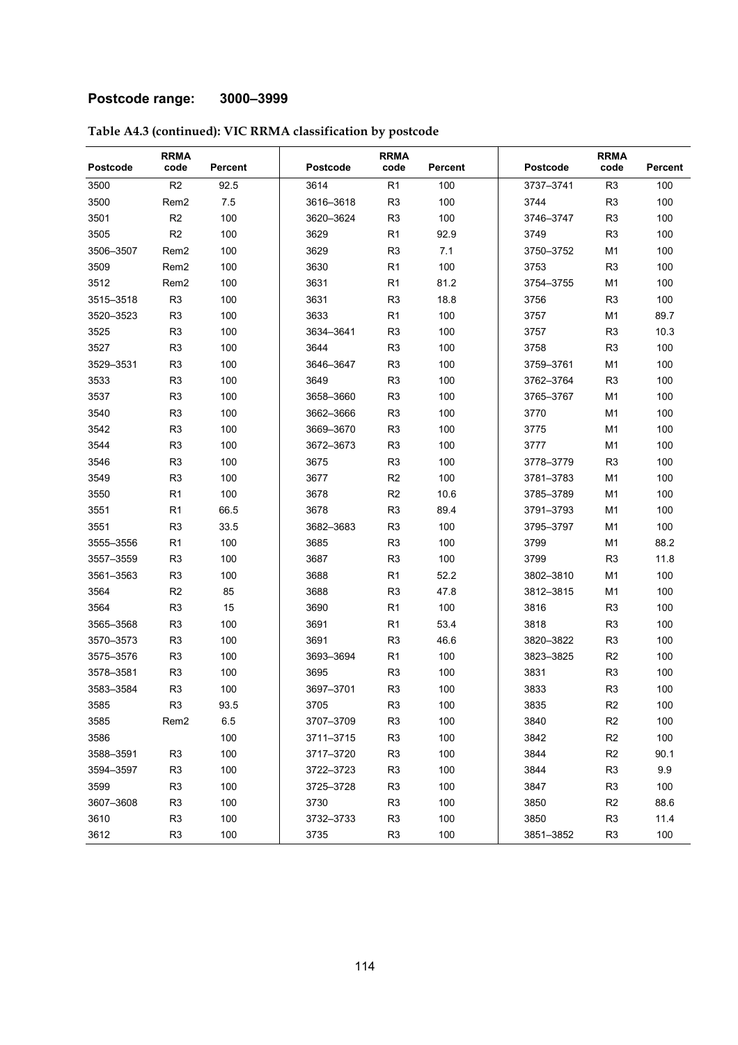**Postcode range: 3000–3999**

**Table A4.3 (continued): VIC RRMA classification by postcode**

| Postcode | RRMA code | Percent | Postcode | RRMA code | Percent | Postcode | RRMA code | Percent |
|---|---|---|---|---|---|---|---|---|
| 3500 | R2 | 92.5 | 3614 | R1 | 100 | 3737–3741 | R3 | 100 |
| 3500 | Rem2 | 7.5 | 3616–3618 | R3 | 100 | 3744 | R3 | 100 |
| 3501 | R2 | 100 | 3620–3624 | R3 | 100 | 3746–3747 | R3 | 100 |
| 3505 | R2 | 100 | 3629 | R1 | 92.9 | 3749 | R3 | 100 |
| 3506–3507 | Rem2 | 100 | 3629 | R3 | 7.1 | 3750–3752 | M1 | 100 |
| 3509 | Rem2 | 100 | 3630 | R1 | 100 | 3753 | R3 | 100 |
| 3512 | Rem2 | 100 | 3631 | R1 | 81.2 | 3754–3755 | M1 | 100 |
| 3515–3518 | R3 | 100 | 3631 | R3 | 18.8 | 3756 | R3 | 100 |
| 3520–3523 | R3 | 100 | 3633 | R1 | 100 | 3757 | M1 | 89.7 |
| 3525 | R3 | 100 | 3634–3641 | R3 | 100 | 3757 | R3 | 10.3 |
| 3527 | R3 | 100 | 3644 | R3 | 100 | 3758 | R3 | 100 |
| 3529–3531 | R3 | 100 | 3646–3647 | R3 | 100 | 3759–3761 | M1 | 100 |
| 3533 | R3 | 100 | 3649 | R3 | 100 | 3762–3764 | R3 | 100 |
| 3537 | R3 | 100 | 3658–3660 | R3 | 100 | 3765–3767 | M1 | 100 |
| 3540 | R3 | 100 | 3662–3666 | R3 | 100 | 3770 | M1 | 100 |
| 3542 | R3 | 100 | 3669–3670 | R3 | 100 | 3775 | M1 | 100 |
| 3544 | R3 | 100 | 3672–3673 | R3 | 100 | 3777 | M1 | 100 |
| 3546 | R3 | 100 | 3675 | R3 | 100 | 3778–3779 | R3 | 100 |
| 3549 | R3 | 100 | 3677 | R2 | 100 | 3781–3783 | M1 | 100 |
| 3550 | R1 | 100 | 3678 | R2 | 10.6 | 3785–3789 | M1 | 100 |
| 3551 | R1 | 66.5 | 3678 | R3 | 89.4 | 3791–3793 | M1 | 100 |
| 3551 | R3 | 33.5 | 3682–3683 | R3 | 100 | 3795–3797 | M1 | 100 |
| 3555–3556 | R1 | 100 | 3685 | R3 | 100 | 3799 | M1 | 88.2 |
| 3557–3559 | R3 | 100 | 3687 | R3 | 100 | 3799 | R3 | 11.8 |
| 3561–3563 | R3 | 100 | 3688 | R1 | 52.2 | 3802–3810 | M1 | 100 |
| 3564 | R2 | 85 | 3688 | R3 | 47.8 | 3812–3815 | M1 | 100 |
| 3564 | R3 | 15 | 3690 | R1 | 100 | 3816 | R3 | 100 |
| 3565–3568 | R3 | 100 | 3691 | R1 | 53.4 | 3818 | R3 | 100 |
| 3570–3573 | R3 | 100 | 3691 | R3 | 46.6 | 3820–3822 | R3 | 100 |
| 3575–3576 | R3 | 100 | 3693–3694 | R1 | 100 | 3823–3825 | R2 | 100 |
| 3578–3581 | R3 | 100 | 3695 | R3 | 100 | 3831 | R3 | 100 |
| 3583–3584 | R3 | 100 | 3697–3701 | R3 | 100 | 3833 | R3 | 100 |
| 3585 | R3 | 93.5 | 3705 | R3 | 100 | 3835 | R2 | 100 |
| 3585 | Rem2 | 6.5 | 3707–3709 | R3 | 100 | 3840 | R2 | 100 |
| 3586 | | 100 | 3711–3715 | R3 | 100 | 3842 | R2 | 100 |
| 3588–3591 | R3 | 100 | 3717–3720 | R3 | 100 | 3844 | R2 | 90.1 |
| 3594–3597 | R3 | 100 | 3722–3723 | R3 | 100 | 3844 | R3 | 9.9 |
| 3599 | R3 | 100 | 3725–3728 | R3 | 100 | 3847 | R3 | 100 |
| 3607–3608 | R3 | 100 | 3730 | R3 | 100 | 3850 | R2 | 88.6 |
| 3610 | R3 | 100 | 3732–3733 | R3 | 100 | 3850 | R3 | 11.4 |
| 3612 | R3 | 100 | 3735 | R3 | 100 | 3851–3852 | R3 | 100 |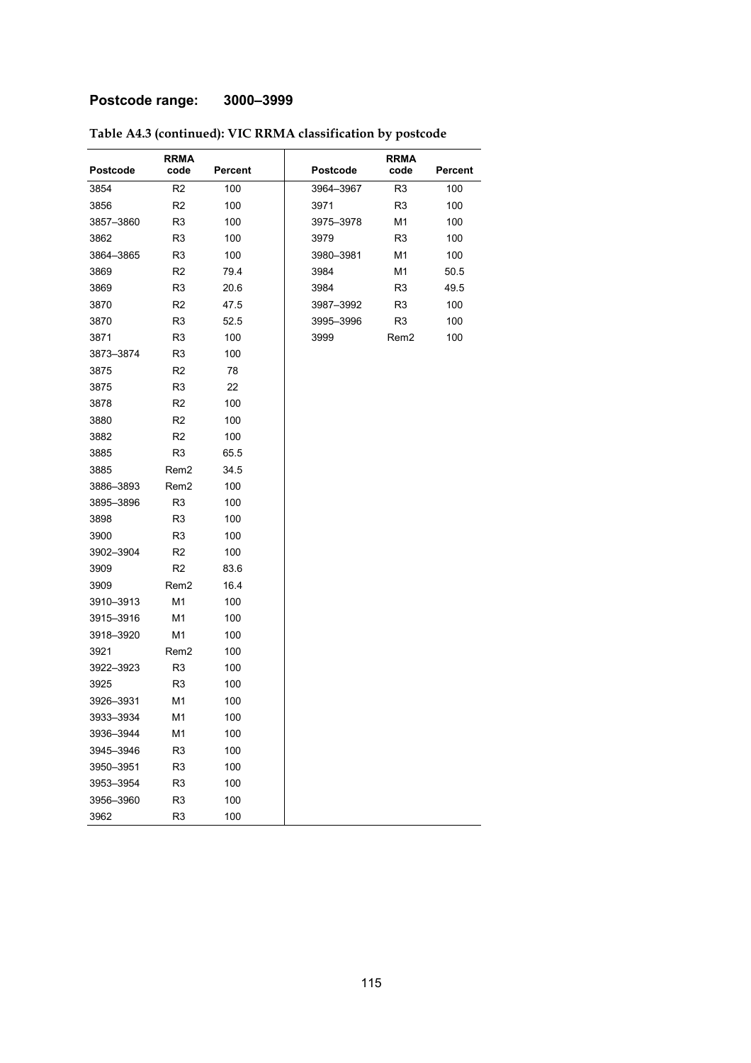**Postcode range: 3000–3999**

**Table A4.3 (continued): VIC RRMA classification by postcode**

| Postcode | RRMA code | Percent | Postcode | RRMA code | Percent |
|---|---|---|---|---|---|
| 3854 | R2 | 100 | 3964–3967 | R3 | 100 |
| 3856 | R2 | 100 | 3971 | R3 | 100 |
| 3857–3860 | R3 | 100 | 3975–3978 | M1 | 100 |
| 3862 | R3 | 100 | 3979 | R3 | 100 |
| 3864–3865 | R3 | 100 | 3980–3981 | M1 | 100 |
| 3869 | R2 | 79.4 | 3984 | M1 | 50.5 |
| 3869 | R3 | 20.6 | 3984 | R3 | 49.5 |
| 3870 | R2 | 47.5 | 3987–3992 | R3 | 100 |
| 3870 | R3 | 52.5 | 3995–3996 | R3 | 100 |
| 3871 | R3 | 100 | 3999 | Rem2 | 100 |
| 3873–3874 | R3 | 100 | | | |
| 3875 | R2 | 78 | | | |
| 3875 | R3 | 22 | | | |
| 3878 | R2 | 100 | | | |
| 3880 | R2 | 100 | | | |
| 3882 | R2 | 100 | | | |
| 3885 | R3 | 65.5 | | | |
| 3885 | Rem2 | 34.5 | | | |
| 3886–3893 | Rem2 | 100 | | | |
| 3895–3896 | R3 | 100 | | | |
| 3898 | R3 | 100 | | | |
| 3900 | R3 | 100 | | | |
| 3902–3904 | R2 | 100 | | | |
| 3909 | R2 | 83.6 | | | |
| 3909 | Rem2 | 16.4 | | | |
| 3910–3913 | M1 | 100 | | | |
| 3915–3916 | M1 | 100 | | | |
| 3918–3920 | M1 | 100 | | | |
| 3921 | Rem2 | 100 | | | |
| 3922–3923 | R3 | 100 | | | |
| 3925 | R3 | 100 | | | |
| 3926–3931 | M1 | 100 | | | |
| 3933–3934 | M1 | 100 | | | |
| 3936–3944 | M1 | 100 | | | |
| 3945–3946 | R3 | 100 | | | |
| 3950–3951 | R3 | 100 | | | |
| 3953–3954 | R3 | 100 | | | |
| 3956–3960 | R3 | 100 | | | |
| 3962 | R3 | 100 | | | |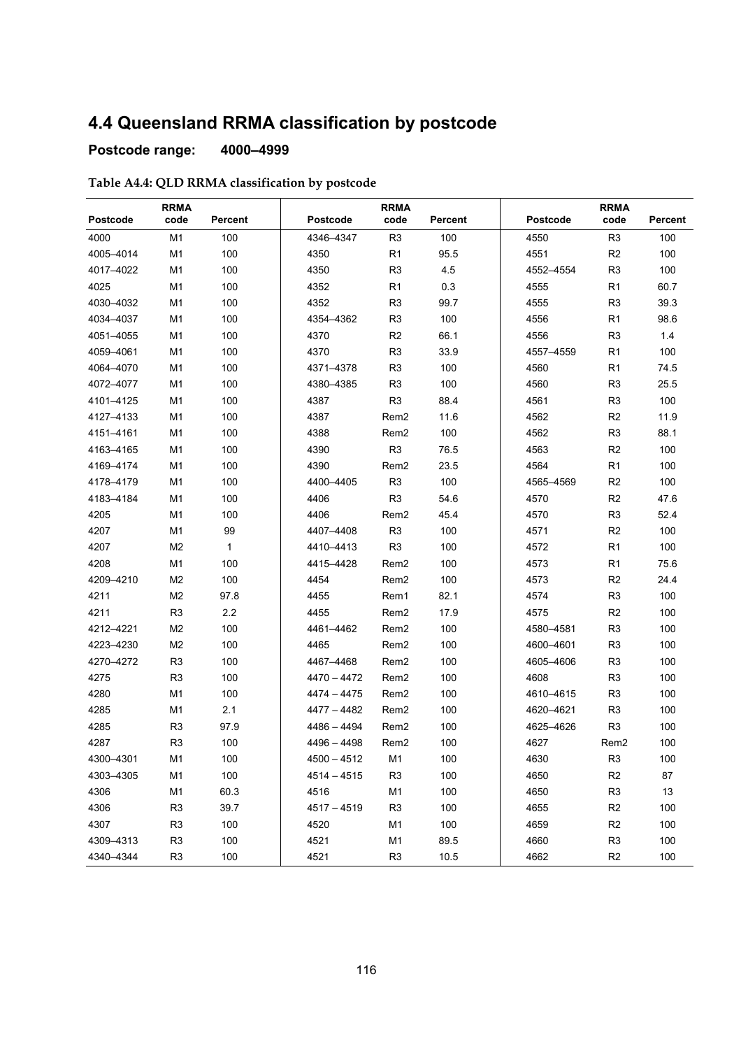## 4.4 Queensland RRMA classification by postcode

**Postcode range: 4000–4999**

**Table A4.4: QLD RRMA classification by postcode**

| Postcode | RRMA code | Percent | Postcode | RRMA code | Percent | Postcode | RRMA code | Percent |
|---|---|---|---|---|---|---|---|---|
| 4000 | M1 | 100 | 4346–4347 | R3 | 100 | 4550 | R3 | 100 |
| 4005–4014 | M1 | 100 | 4350 | R1 | 95.5 | 4551 | R2 | 100 |
| 4017–4022 | M1 | 100 | 4350 | R3 | 4.5 | 4552–4554 | R3 | 100 |
| 4025 | M1 | 100 | 4352 | R1 | 0.3 | 4555 | R1 | 60.7 |
| 4030–4032 | M1 | 100 | 4352 | R3 | 99.7 | 4555 | R3 | 39.3 |
| 4034–4037 | M1 | 100 | 4354–4362 | R3 | 100 | 4556 | R1 | 98.6 |
| 4051–4055 | M1 | 100 | 4370 | R2 | 66.1 | 4556 | R3 | 1.4 |
| 4059–4061 | M1 | 100 | 4370 | R3 | 33.9 | 4557–4559 | R1 | 100 |
| 4064–4070 | M1 | 100 | 4371–4378 | R3 | 100 | 4560 | R1 | 74.5 |
| 4072–4077 | M1 | 100 | 4380–4385 | R3 | 100 | 4560 | R3 | 25.5 |
| 4101–4125 | M1 | 100 | 4387 | R3 | 88.4 | 4561 | R3 | 100 |
| 4127–4133 | M1 | 100 | 4387 | Rem2 | 11.6 | 4562 | R2 | 11.9 |
| 4151–4161 | M1 | 100 | 4388 | Rem2 | 100 | 4562 | R3 | 88.1 |
| 4163–4165 | M1 | 100 | 4390 | R3 | 76.5 | 4563 | R2 | 100 |
| 4169–4174 | M1 | 100 | 4390 | Rem2 | 23.5 | 4564 | R1 | 100 |
| 4178–4179 | M1 | 100 | 4400–4405 | R3 | 100 | 4565–4569 | R2 | 100 |
| 4183–4184 | M1 | 100 | 4406 | R3 | 54.6 | 4570 | R2 | 47.6 |
| 4205 | M1 | 100 | 4406 | Rem2 | 45.4 | 4570 | R3 | 52.4 |
| 4207 | M1 | 99 | 4407–4408 | R3 | 100 | 4571 | R2 | 100 |
| 4207 | M2 | 1 | 4410–4413 | R3 | 100 | 4572 | R1 | 100 |
| 4208 | M1 | 100 | 4415–4428 | Rem2 | 100 | 4573 | R1 | 75.6 |
| 4209–4210 | M2 | 100 | 4454 | Rem2 | 100 | 4573 | R2 | 24.4 |
| 4211 | M2 | 97.8 | 4455 | Rem1 | 82.1 | 4574 | R3 | 100 |
| 4211 | R3 | 2.2 | 4455 | Rem2 | 17.9 | 4575 | R2 | 100 |
| 4212–4221 | M2 | 100 | 4461–4462 | Rem2 | 100 | 4580–4581 | R3 | 100 |
| 4223–4230 | M2 | 100 | 4465 | Rem2 | 100 | 4600–4601 | R3 | 100 |
| 4270–4272 | R3 | 100 | 4467–4468 | Rem2 | 100 | 4605–4606 | R3 | 100 |
| 4275 | R3 | 100 | 4470 – 4472 | Rem2 | 100 | 4608 | R3 | 100 |
| 4280 | M1 | 100 | 4474 – 4475 | Rem2 | 100 | 4610–4615 | R3 | 100 |
| 4285 | M1 | 2.1 | 4477 – 4482 | Rem2 | 100 | 4620–4621 | R3 | 100 |
| 4285 | R3 | 97.9 | 4486 – 4494 | Rem2 | 100 | 4625–4626 | R3 | 100 |
| 4287 | R3 | 100 | 4496 – 4498 | Rem2 | 100 | 4627 | Rem2 | 100 |
| 4300–4301 | M1 | 100 | 4500 – 4512 | M1 | 100 | 4630 | R3 | 100 |
| 4303–4305 | M1 | 100 | 4514 – 4515 | R3 | 100 | 4650 | R2 | 87 |
| 4306 | M1 | 60.3 | 4516 | M1 | 100 | 4650 | R3 | 13 |
| 4306 | R3 | 39.7 | 4517 – 4519 | R3 | 100 | 4655 | R2 | 100 |
| 4307 | R3 | 100 | 4520 | M1 | 100 | 4659 | R2 | 100 |
| 4309–4313 | R3 | 100 | 4521 | M1 | 89.5 | 4660 | R3 | 100 |
| 4340–4344 | R3 | 100 | 4521 | R3 | 10.5 | 4662 | R2 | 100 |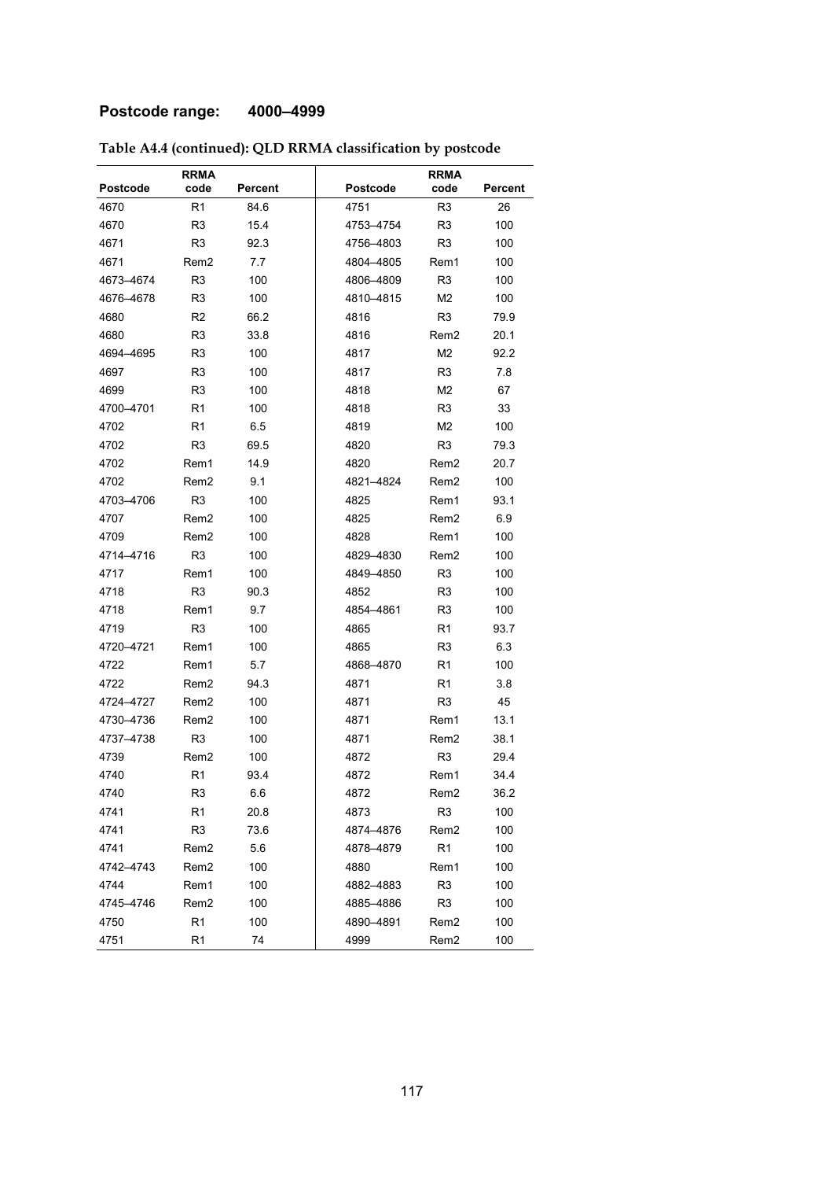**Postcode range: 4000–4999**

**Table A4.4 (continued): QLD RRMA classification by postcode**

| Postcode | RRMA code | Percent | Postcode | RRMA code | Percent |
|---|---|---|---|---|---|
| 4670 | R1 | 84.6 | 4751 | R3 | 26 |
| 4670 | R3 | 15.4 | 4753–4754 | R3 | 100 |
| 4671 | R3 | 92.3 | 4756–4803 | R3 | 100 |
| 4671 | Rem2 | 7.7 | 4804–4805 | Rem1 | 100 |
| 4673–4674 | R3 | 100 | 4806–4809 | R3 | 100 |
| 4676–4678 | R3 | 100 | 4810–4815 | M2 | 100 |
| 4680 | R2 | 66.2 | 4816 | R3 | 79.9 |
| 4680 | R3 | 33.8 | 4816 | Rem2 | 20.1 |
| 4694–4695 | R3 | 100 | 4817 | M2 | 92.2 |
| 4697 | R3 | 100 | 4817 | R3 | 7.8 |
| 4699 | R3 | 100 | 4818 | M2 | 67 |
| 4700–4701 | R1 | 100 | 4818 | R3 | 33 |
| 4702 | R1 | 6.5 | 4819 | M2 | 100 |
| 4702 | R3 | 69.5 | 4820 | R3 | 79.3 |
| 4702 | Rem1 | 14.9 | 4820 | Rem2 | 20.7 |
| 4702 | Rem2 | 9.1 | 4821–4824 | Rem2 | 100 |
| 4703–4706 | R3 | 100 | 4825 | Rem1 | 93.1 |
| 4707 | Rem2 | 100 | 4825 | Rem2 | 6.9 |
| 4709 | Rem2 | 100 | 4828 | Rem1 | 100 |
| 4714–4716 | R3 | 100 | 4829–4830 | Rem2 | 100 |
| 4717 | Rem1 | 100 | 4849–4850 | R3 | 100 |
| 4718 | R3 | 90.3 | 4852 | R3 | 100 |
| 4718 | Rem1 | 9.7 | 4854–4861 | R3 | 100 |
| 4719 | R3 | 100 | 4865 | R1 | 93.7 |
| 4720–4721 | Rem1 | 100 | 4865 | R3 | 6.3 |
| 4722 | Rem1 | 5.7 | 4868–4870 | R1 | 100 |
| 4722 | Rem2 | 94.3 | 4871 | R1 | 3.8 |
| 4724–4727 | Rem2 | 100 | 4871 | R3 | 45 |
| 4730–4736 | Rem2 | 100 | 4871 | Rem1 | 13.1 |
| 4737–4738 | R3 | 100 | 4871 | Rem2 | 38.1 |
| 4739 | Rem2 | 100 | 4872 | R3 | 29.4 |
| 4740 | R1 | 93.4 | 4872 | Rem1 | 34.4 |
| 4740 | R3 | 6.6 | 4872 | Rem2 | 36.2 |
| 4741 | R1 | 20.8 | 4873 | R3 | 100 |
| 4741 | R3 | 73.6 | 4874–4876 | Rem2 | 100 |
| 4741 | Rem2 | 5.6 | 4878–4879 | R1 | 100 |
| 4742–4743 | Rem2 | 100 | 4880 | Rem1 | 100 |
| 4744 | Rem1 | 100 | 4882–4883 | R3 | 100 |
| 4745–4746 | Rem2 | 100 | 4885–4886 | R3 | 100 |
| 4750 | R1 | 100 | 4890–4891 | Rem2 | 100 |
| 4751 | R1 | 74 | 4999 | Rem2 | 100 |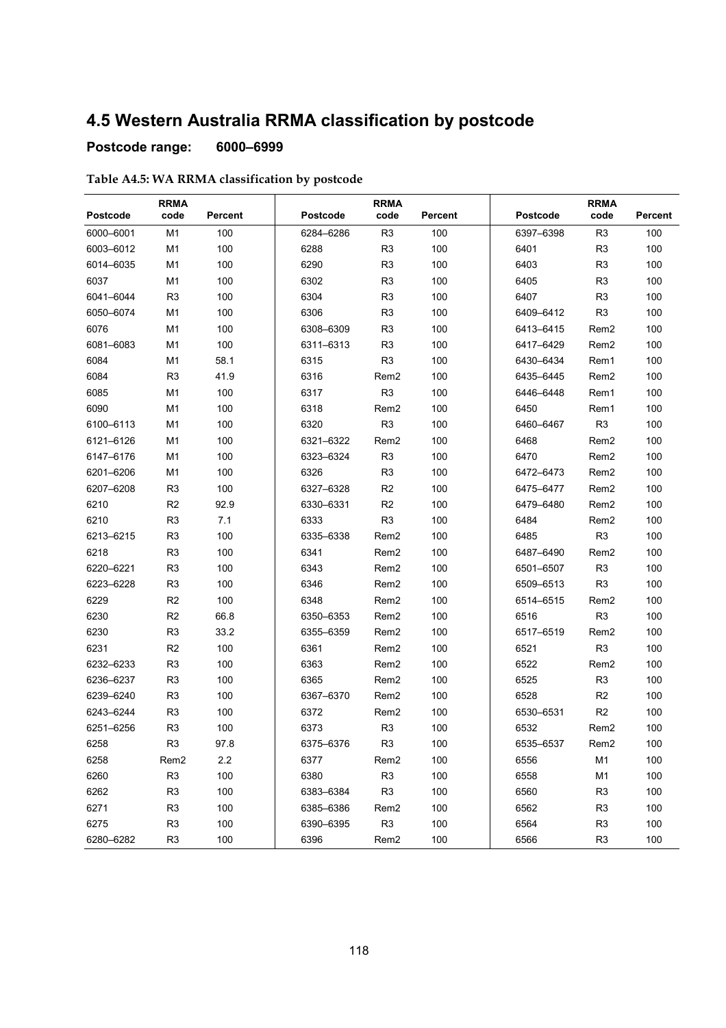## 4.5 Western Australia RRMA classification by postcode

**Postcode range: 6000–6999**

**Table A4.5: WA RRMA classification by postcode**

| Postcode | RRMA code | Percent | Postcode | RRMA code | Percent | Postcode | RRMA code | Percent |
|---|---|---|---|---|---|---|---|---|
| 6000–6001 | M1 | 100 | 6284–6286 | R3 | 100 | 6397–6398 | R3 | 100 |
| 6003–6012 | M1 | 100 | 6288 | R3 | 100 | 6401 | R3 | 100 |
| 6014–6035 | M1 | 100 | 6290 | R3 | 100 | 6403 | R3 | 100 |
| 6037 | M1 | 100 | 6302 | R3 | 100 | 6405 | R3 | 100 |
| 6041–6044 | R3 | 100 | 6304 | R3 | 100 | 6407 | R3 | 100 |
| 6050–6074 | M1 | 100 | 6306 | R3 | 100 | 6409–6412 | R3 | 100 |
| 6076 | M1 | 100 | 6308–6309 | R3 | 100 | 6413–6415 | Rem2 | 100 |
| 6081–6083 | M1 | 100 | 6311–6313 | R3 | 100 | 6417–6429 | Rem2 | 100 |
| 6084 | M1 | 58.1 | 6315 | R3 | 100 | 6430–6434 | Rem1 | 100 |
| 6084 | R3 | 41.9 | 6316 | Rem2 | 100 | 6435–6445 | Rem2 | 100 |
| 6085 | M1 | 100 | 6317 | R3 | 100 | 6446–6448 | Rem1 | 100 |
| 6090 | M1 | 100 | 6318 | Rem2 | 100 | 6450 | Rem1 | 100 |
| 6100–6113 | M1 | 100 | 6320 | R3 | 100 | 6460–6467 | R3 | 100 |
| 6121–6126 | M1 | 100 | 6321–6322 | Rem2 | 100 | 6468 | Rem2 | 100 |
| 6147–6176 | M1 | 100 | 6323–6324 | R3 | 100 | 6470 | Rem2 | 100 |
| 6201–6206 | M1 | 100 | 6326 | R3 | 100 | 6472–6473 | Rem2 | 100 |
| 6207–6208 | R3 | 100 | 6327–6328 | R2 | 100 | 6475–6477 | Rem2 | 100 |
| 6210 | R2 | 92.9 | 6330–6331 | R2 | 100 | 6479–6480 | Rem2 | 100 |
| 6210 | R3 | 7.1 | 6333 | R3 | 100 | 6484 | Rem2 | 100 |
| 6213–6215 | R3 | 100 | 6335–6338 | Rem2 | 100 | 6485 | R3 | 100 |
| 6218 | R3 | 100 | 6341 | Rem2 | 100 | 6487–6490 | Rem2 | 100 |
| 6220–6221 | R3 | 100 | 6343 | Rem2 | 100 | 6501–6507 | R3 | 100 |
| 6223–6228 | R3 | 100 | 6346 | Rem2 | 100 | 6509–6513 | R3 | 100 |
| 6229 | R2 | 100 | 6348 | Rem2 | 100 | 6514–6515 | Rem2 | 100 |
| 6230 | R2 | 66.8 | 6350–6353 | Rem2 | 100 | 6516 | R3 | 100 |
| 6230 | R3 | 33.2 | 6355–6359 | Rem2 | 100 | 6517–6519 | Rem2 | 100 |
| 6231 | R2 | 100 | 6361 | Rem2 | 100 | 6521 | R3 | 100 |
| 6232–6233 | R3 | 100 | 6363 | Rem2 | 100 | 6522 | Rem2 | 100 |
| 6236–6237 | R3 | 100 | 6365 | Rem2 | 100 | 6525 | R3 | 100 |
| 6239–6240 | R3 | 100 | 6367–6370 | Rem2 | 100 | 6528 | R2 | 100 |
| 6243–6244 | R3 | 100 | 6372 | Rem2 | 100 | 6530–6531 | R2 | 100 |
| 6251–6256 | R3 | 100 | 6373 | R3 | 100 | 6532 | Rem2 | 100 |
| 6258 | R3 | 97.8 | 6375–6376 | R3 | 100 | 6535–6537 | Rem2 | 100 |
| 6258 | Rem2 | 2.2 | 6377 | Rem2 | 100 | 6556 | M1 | 100 |
| 6260 | R3 | 100 | 6380 | R3 | 100 | 6558 | M1 | 100 |
| 6262 | R3 | 100 | 6383–6384 | R3 | 100 | 6560 | R3 | 100 |
| 6271 | R3 | 100 | 6385–6386 | Rem2 | 100 | 6562 | R3 | 100 |
| 6275 | R3 | 100 | 6390–6395 | R3 | 100 | 6564 | R3 | 100 |
| 6280–6282 | R3 | 100 | 6396 | Rem2 | 100 | 6566 | R3 | 100 |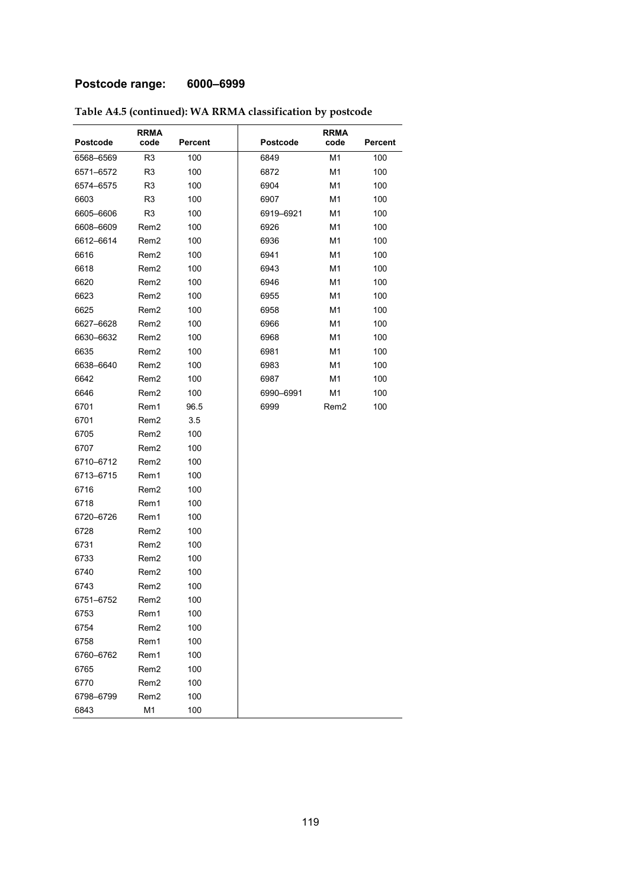**Postcode range: 6000–6999**

**Table A4.5 (continued): WA RRMA classification by postcode**

| Postcode | RRMA code | Percent | Postcode | RRMA code | Percent |
|---|---|---|---|---|---|
| 6568–6569 | R3 | 100 | 6849 | M1 | 100 |
| 6571–6572 | R3 | 100 | 6872 | M1 | 100 |
| 6574–6575 | R3 | 100 | 6904 | M1 | 100 |
| 6603 | R3 | 100 | 6907 | M1 | 100 |
| 6605–6606 | R3 | 100 | 6919–6921 | M1 | 100 |
| 6608–6609 | Rem2 | 100 | 6926 | M1 | 100 |
| 6612–6614 | Rem2 | 100 | 6936 | M1 | 100 |
| 6616 | Rem2 | 100 | 6941 | M1 | 100 |
| 6618 | Rem2 | 100 | 6943 | M1 | 100 |
| 6620 | Rem2 | 100 | 6946 | M1 | 100 |
| 6623 | Rem2 | 100 | 6955 | M1 | 100 |
| 6625 | Rem2 | 100 | 6958 | M1 | 100 |
| 6627–6628 | Rem2 | 100 | 6966 | M1 | 100 |
| 6630–6632 | Rem2 | 100 | 6968 | M1 | 100 |
| 6635 | Rem2 | 100 | 6981 | M1 | 100 |
| 6638–6640 | Rem2 | 100 | 6983 | M1 | 100 |
| 6642 | Rem2 | 100 | 6987 | M1 | 100 |
| 6646 | Rem2 | 100 | 6990–6991 | M1 | 100 |
| 6701 | Rem1 | 96.5 | 6999 | Rem2 | 100 |
| 6701 | Rem2 | 3.5 | | | |
| 6705 | Rem2 | 100 | | | |
| 6707 | Rem2 | 100 | | | |
| 6710–6712 | Rem2 | 100 | | | |
| 6713–6715 | Rem1 | 100 | | | |
| 6716 | Rem2 | 100 | | | |
| 6718 | Rem1 | 100 | | | |
| 6720–6726 | Rem1 | 100 | | | |
| 6728 | Rem2 | 100 | | | |
| 6731 | Rem2 | 100 | | | |
| 6733 | Rem2 | 100 | | | |
| 6740 | Rem2 | 100 | | | |
| 6743 | Rem2 | 100 | | | |
| 6751–6752 | Rem2 | 100 | | | |
| 6753 | Rem1 | 100 | | | |
| 6754 | Rem2 | 100 | | | |
| 6758 | Rem1 | 100 | | | |
| 6760–6762 | Rem1 | 100 | | | |
| 6765 | Rem2 | 100 | | | |
| 6770 | Rem2 | 100 | | | |
| 6798–6799 | Rem2 | 100 | | | |
| 6843 | M1 | 100 | | | |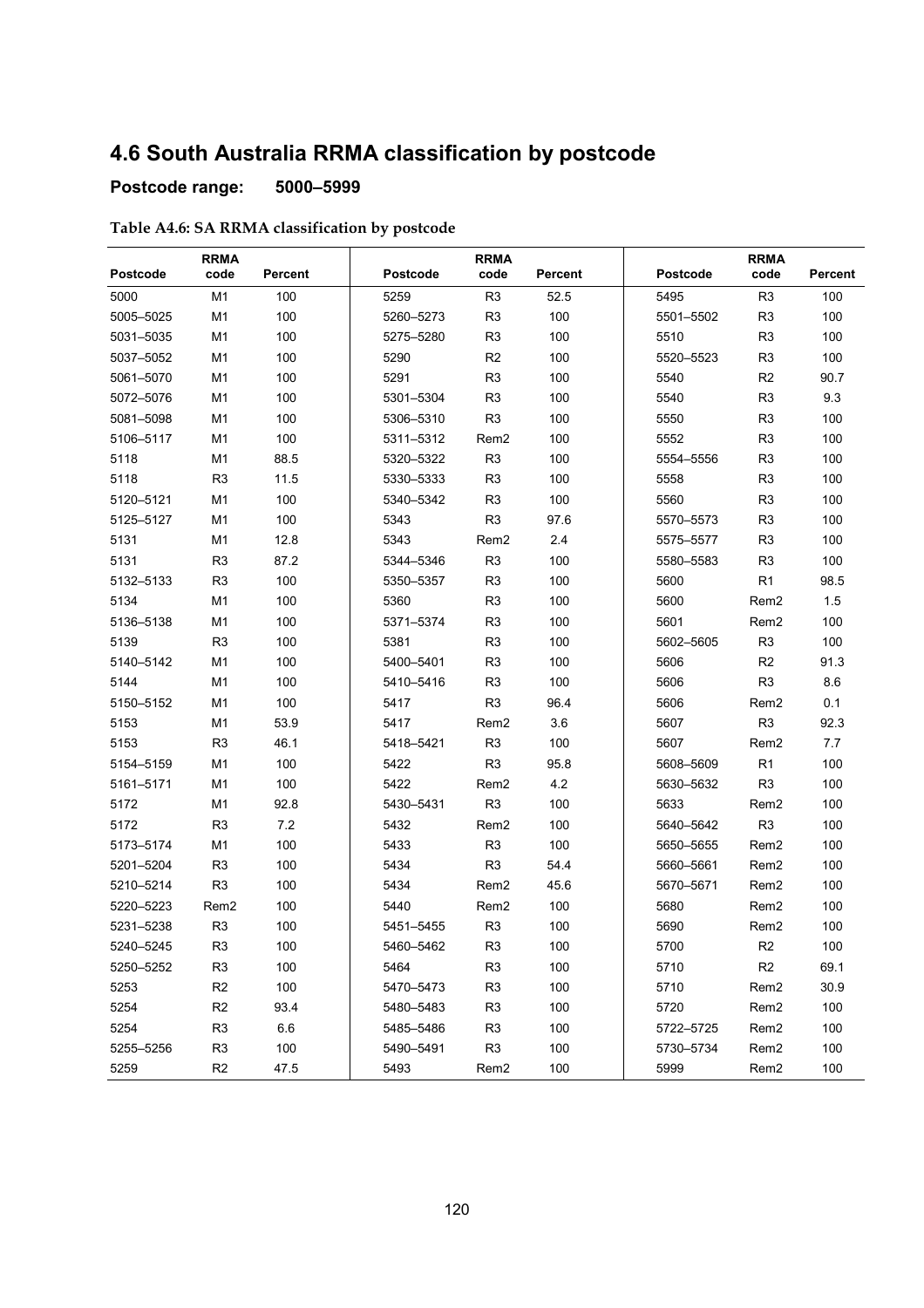## 4.6 South Australia RRMA classification by postcode

**Postcode range: 5000–5999**

**Table A4.6: SA RRMA classification by postcode**

| Postcode | RRMA code | Percent | Postcode | RRMA code | Percent | Postcode | RRMA code | Percent |
|---|---|---|---|---|---|---|---|---|
| 5000 | M1 | 100 | 5259 | R3 | 52.5 | 5495 | R3 | 100 |
| 5005–5025 | M1 | 100 | 5260–5273 | R3 | 100 | 5501–5502 | R3 | 100 |
| 5031–5035 | M1 | 100 | 5275–5280 | R3 | 100 | 5510 | R3 | 100 |
| 5037–5052 | M1 | 100 | 5290 | R2 | 100 | 5520–5523 | R3 | 100 |
| 5061–5070 | M1 | 100 | 5291 | R3 | 100 | 5540 | R2 | 90.7 |
| 5072–5076 | M1 | 100 | 5301–5304 | R3 | 100 | 5540 | R3 | 9.3 |
| 5081–5098 | M1 | 100 | 5306–5310 | R3 | 100 | 5550 | R3 | 100 |
| 5106–5117 | M1 | 100 | 5311–5312 | Rem2 | 100 | 5552 | R3 | 100 |
| 5118 | M1 | 88.5 | 5320–5322 | R3 | 100 | 5554–5556 | R3 | 100 |
| 5118 | R3 | 11.5 | 5330–5333 | R3 | 100 | 5558 | R3 | 100 |
| 5120–5121 | M1 | 100 | 5340–5342 | R3 | 100 | 5560 | R3 | 100 |
| 5125–5127 | M1 | 100 | 5343 | R3 | 97.6 | 5570–5573 | R3 | 100 |
| 5131 | M1 | 12.8 | 5343 | Rem2 | 2.4 | 5575–5577 | R3 | 100 |
| 5131 | R3 | 87.2 | 5344–5346 | R3 | 100 | 5580–5583 | R3 | 100 |
| 5132–5133 | R3 | 100 | 5350–5357 | R3 | 100 | 5600 | R1 | 98.5 |
| 5134 | M1 | 100 | 5360 | R3 | 100 | 5600 | Rem2 | 1.5 |
| 5136–5138 | M1 | 100 | 5371–5374 | R3 | 100 | 5601 | Rem2 | 100 |
| 5139 | R3 | 100 | 5381 | R3 | 100 | 5602–5605 | R3 | 100 |
| 5140–5142 | M1 | 100 | 5400–5401 | R3 | 100 | 5606 | R2 | 91.3 |
| 5144 | M1 | 100 | 5410–5416 | R3 | 100 | 5606 | R3 | 8.6 |
| 5150–5152 | M1 | 100 | 5417 | R3 | 96.4 | 5606 | Rem2 | 0.1 |
| 5153 | M1 | 53.9 | 5417 | Rem2 | 3.6 | 5607 | R3 | 92.3 |
| 5153 | R3 | 46.1 | 5418–5421 | R3 | 100 | 5607 | Rem2 | 7.7 |
| 5154–5159 | M1 | 100 | 5422 | R3 | 95.8 | 5608–5609 | R1 | 100 |
| 5161–5171 | M1 | 100 | 5422 | Rem2 | 4.2 | 5630–5632 | R3 | 100 |
| 5172 | M1 | 92.8 | 5430–5431 | R3 | 100 | 5633 | Rem2 | 100 |
| 5172 | R3 | 7.2 | 5432 | Rem2 | 100 | 5640–5642 | R3 | 100 |
| 5173–5174 | M1 | 100 | 5433 | R3 | 100 | 5650–5655 | Rem2 | 100 |
| 5201–5204 | R3 | 100 | 5434 | R3 | 54.4 | 5660–5661 | Rem2 | 100 |
| 5210–5214 | R3 | 100 | 5434 | Rem2 | 45.6 | 5670–5671 | Rem2 | 100 |
| 5220–5223 | Rem2 | 100 | 5440 | Rem2 | 100 | 5680 | Rem2 | 100 |
| 5231–5238 | R3 | 100 | 5451–5455 | R3 | 100 | 5690 | Rem2 | 100 |
| 5240–5245 | R3 | 100 | 5460–5462 | R3 | 100 | 5700 | R2 | 100 |
| 5250–5252 | R3 | 100 | 5464 | R3 | 100 | 5710 | R2 | 69.1 |
| 5253 | R2 | 100 | 5470–5473 | R3 | 100 | 5710 | Rem2 | 30.9 |
| 5254 | R2 | 93.4 | 5480–5483 | R3 | 100 | 5720 | Rem2 | 100 |
| 5254 | R3 | 6.6 | 5485–5486 | R3 | 100 | 5722–5725 | Rem2 | 100 |
| 5255–5256 | R3 | 100 | 5490–5491 | R3 | 100 | 5730–5734 | Rem2 | 100 |
| 5259 | R2 | 47.5 | 5493 | Rem2 | 100 | 5999 | Rem2 | 100 |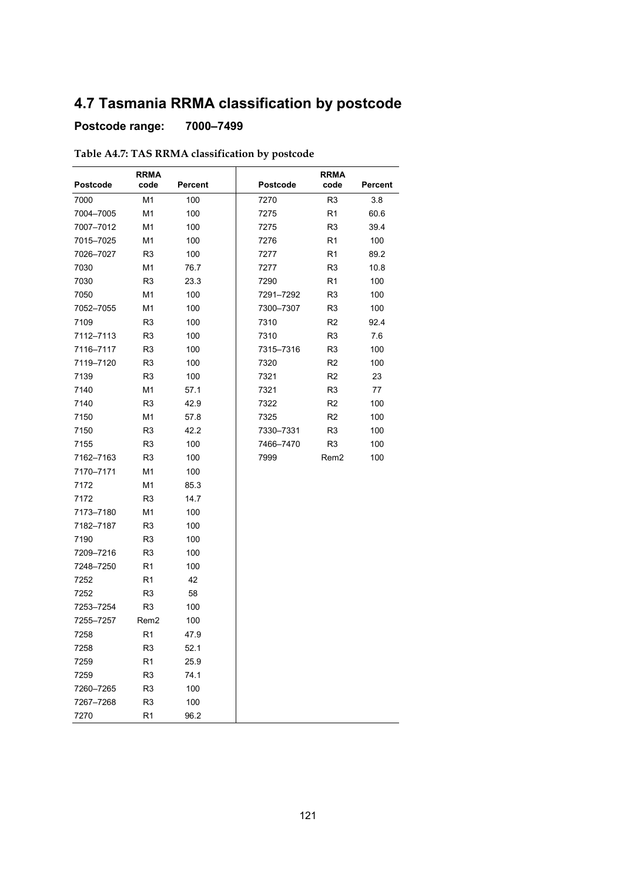## 4.7 Tasmania RRMA classification by postcode

### Postcode range: 7000–7499

**Table A4.7: TAS RRMA classification by postcode**

| Postcode | RRMA code | Percent | Postcode | RRMA code | Percent |
|---|---|---|---|---|---|
| 7000 | M1 | 100 | 7270 | R3 | 3.8 |
| 7004–7005 | M1 | 100 | 7275 | R1 | 60.6 |
| 7007–7012 | M1 | 100 | 7275 | R3 | 39.4 |
| 7015–7025 | M1 | 100 | 7276 | R1 | 100 |
| 7026–7027 | R3 | 100 | 7277 | R1 | 89.2 |
| 7030 | M1 | 76.7 | 7277 | R3 | 10.8 |
| 7030 | R3 | 23.3 | 7290 | R1 | 100 |
| 7050 | M1 | 100 | 7291–7292 | R3 | 100 |
| 7052–7055 | M1 | 100 | 7300–7307 | R3 | 100 |
| 7109 | R3 | 100 | 7310 | R2 | 92.4 |
| 7112–7113 | R3 | 100 | 7310 | R3 | 7.6 |
| 7116–7117 | R3 | 100 | 7315–7316 | R3 | 100 |
| 7119–7120 | R3 | 100 | 7320 | R2 | 100 |
| 7139 | R3 | 100 | 7321 | R2 | 23 |
| 7140 | M1 | 57.1 | 7321 | R3 | 77 |
| 7140 | R3 | 42.9 | 7322 | R2 | 100 |
| 7150 | M1 | 57.8 | 7325 | R2 | 100 |
| 7150 | R3 | 42.2 | 7330–7331 | R3 | 100 |
| 7155 | R3 | 100 | 7466–7470 | R3 | 100 |
| 7162–7163 | R3 | 100 | 7999 | Rem2 | 100 |
| 7170–7171 | M1 | 100 | | | |
| 7172 | M1 | 85.3 | | | |
| 7172 | R3 | 14.7 | | | |
| 7173–7180 | M1 | 100 | | | |
| 7182–7187 | R3 | 100 | | | |
| 7190 | R3 | 100 | | | |
| 7209–7216 | R3 | 100 | | | |
| 7248–7250 | R1 | 100 | | | |
| 7252 | R1 | 42 | | | |
| 7252 | R3 | 58 | | | |
| 7253–7254 | R3 | 100 | | | |
| 7255–7257 | Rem2 | 100 | | | |
| 7258 | R1 | 47.9 | | | |
| 7258 | R3 | 52.1 | | | |
| 7259 | R1 | 25.9 | | | |
| 7259 | R3 | 74.1 | | | |
| 7260–7265 | R3 | 100 | | | |
| 7267–7268 | R3 | 100 | | | |
| 7270 | R1 | 96.2 | | | |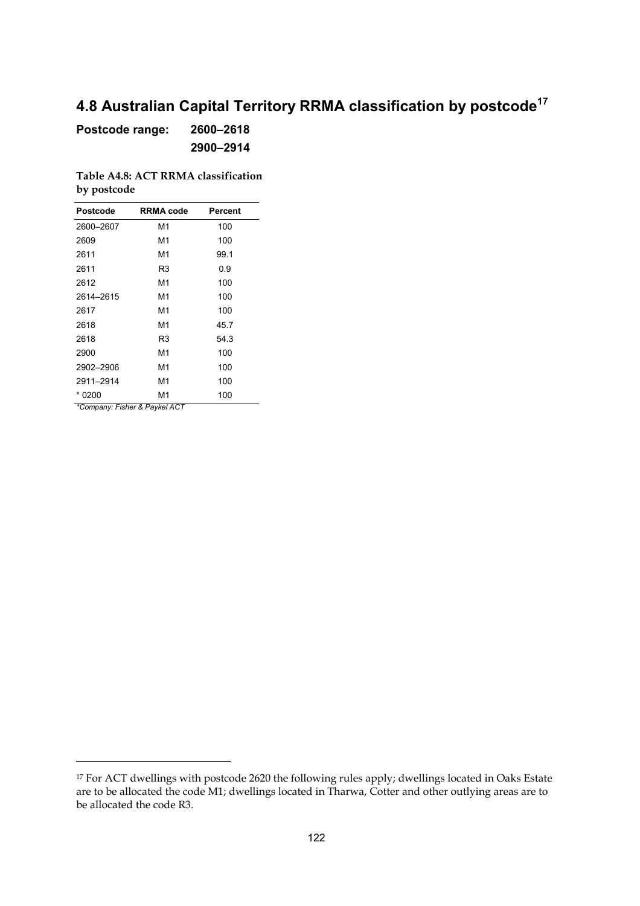## 4.8 Australian Capital Territory RRMA classification by postcode[17]

**Postcode range: 2600–2618**

**2900–2914**

**Table A4.8: ACT RRMA classification by postcode**

| Postcode | RRMA code | Percent |
|---|---|---|
| 2600–2607 | M1 | 100 |
| 2609 | M1 | 100 |
| 2611 | M1 | 99.1 |
| 2611 | R3 | 0.9 |
| 2612 | M1 | 100 |
| 2614–2615 | M1 | 100 |
| 2617 | M1 | 100 |
| 2618 | M1 | 45.7 |
| 2618 | R3 | 54.3 |
| 2900 | M1 | 100 |
| 2902–2906 | M1 | 100 |
| 2911–2914 | M1 | 100 |
| * 0200 | M1 | 100 |

*\*Company: Fisher & Paykel ACT*

[17] For ACT dwellings with postcode 2620 the following rules apply; dwellings located in Oaks Estate are to be allocated the code M1; dwellings located in Tharwa, Cotter and other outlying areas are to be allocated the code R3.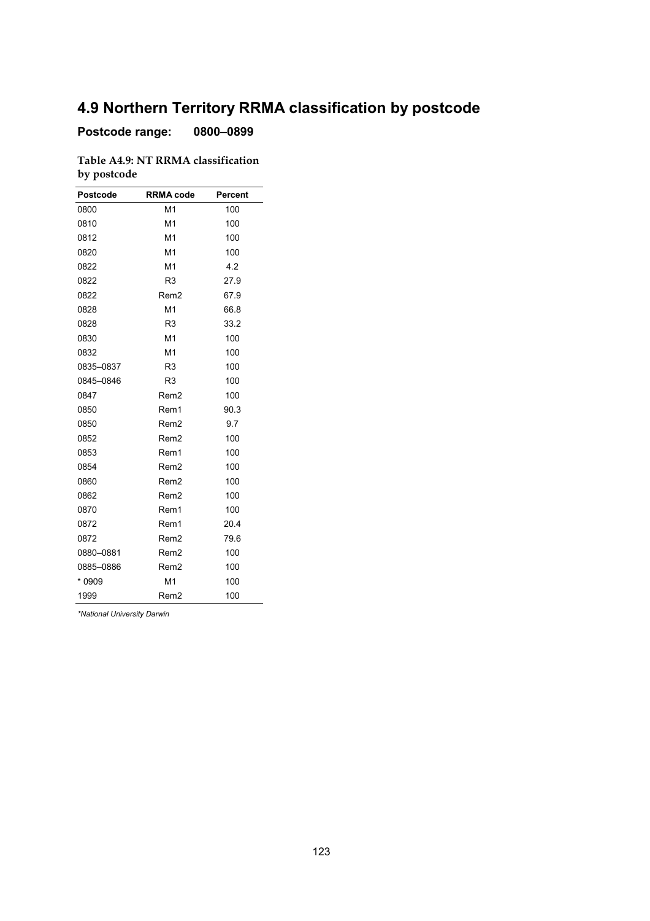## 4.9 Northern Territory RRMA classification by postcode

### Postcode range: 0800–0899

**Table A4.9: NT RRMA classification by postcode**

| Postcode | RRMA code | Percent |
|---|---|---|
| 0800 | M1 | 100 |
| 0810 | M1 | 100 |
| 0812 | M1 | 100 |
| 0820 | M1 | 100 |
| 0822 | M1 | 4.2 |
| 0822 | R3 | 27.9 |
| 0822 | Rem2 | 67.9 |
| 0828 | M1 | 66.8 |
| 0828 | R3 | 33.2 |
| 0830 | M1 | 100 |
| 0832 | M1 | 100 |
| 0835–0837 | R3 | 100 |
| 0845–0846 | R3 | 100 |
| 0847 | Rem2 | 100 |
| 0850 | Rem1 | 90.3 |
| 0850 | Rem2 | 9.7 |
| 0852 | Rem2 | 100 |
| 0853 | Rem1 | 100 |
| 0854 | Rem2 | 100 |
| 0860 | Rem2 | 100 |
| 0862 | Rem2 | 100 |
| 0870 | Rem1 | 100 |
| 0872 | Rem1 | 20.4 |
| 0872 | Rem2 | 79.6 |
| 0880–0881 | Rem2 | 100 |
| 0885–0886 | Rem2 | 100 |
| * 0909 | M1 | 100 |
| 1999 | Rem2 | 100 |

*\*National University Darwin*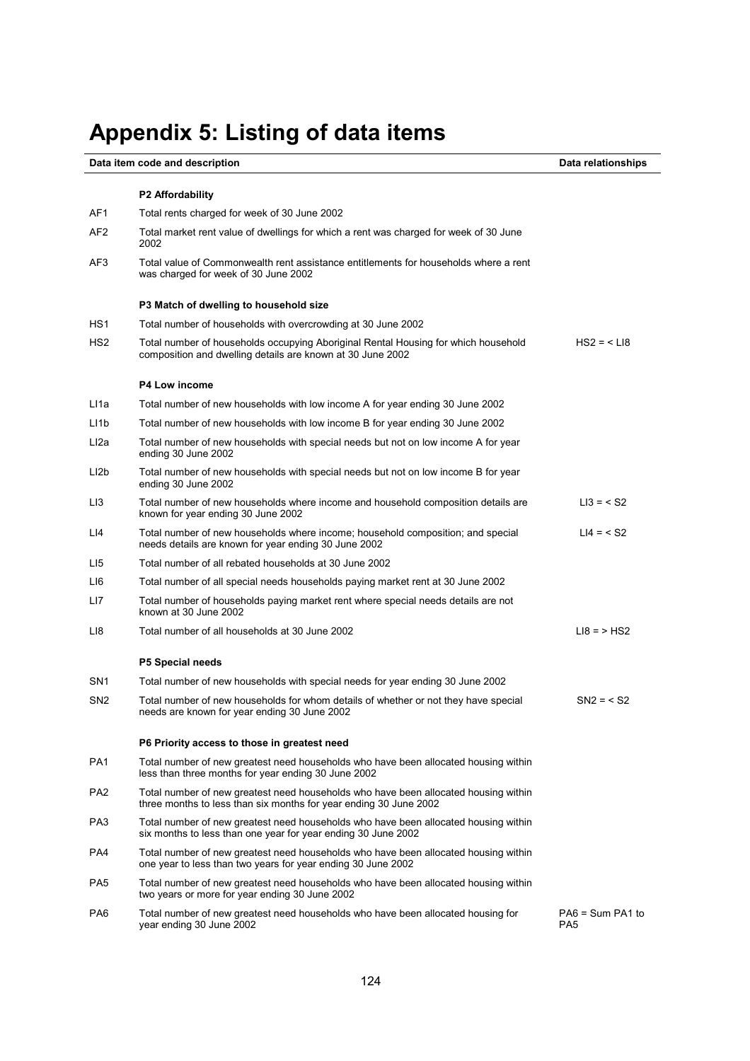# Appendix 5: Listing of data items

| Data item code and description | | Data relationships |
|---|---|---|
| | **P2 Affordability** | |
| AF1 | Total rents charged for week of 30 June 2002 | |
| AF2 | Total market rent value of dwellings for which a rent was charged for week of 30 June 2002 | |
| AF3 | Total value of Commonwealth rent assistance entitlements for households where a rent was charged for week of 30 June 2002 | |
| | **P3 Match of dwelling to household size** | |
| HS1 | Total number of households with overcrowding at 30 June 2002 | |
| HS2 | Total number of households occupying Aboriginal Rental Housing for which household composition and dwelling details are known at 30 June 2002 | HS2 = < LI8 |
| | **P4 Low income** | |
| LI1a | Total number of new households with low income A for year ending 30 June 2002 | |
| LI1b | Total number of new households with low income B for year ending 30 June 2002 | |
| LI2a | Total number of new households with special needs but not on low income A for year ending 30 June 2002 | |
| LI2b | Total number of new households with special needs but not on low income B for year ending 30 June 2002 | |
| LI3 | Total number of new households where income and household composition details are known for year ending 30 June 2002 | LI3 = < S2 |
| LI4 | Total number of new households where income; household composition; and special needs details are known for year ending 30 June 2002 | LI4 = < S2 |
| LI5 | Total number of all rebated households at 30 June 2002 | |
| LI6 | Total number of all special needs households paying market rent at 30 June 2002 | |
| LI7 | Total number of households paying market rent where special needs details are not known at 30 June 2002 | |
| LI8 | Total number of all households at 30 June 2002 | LI8 = > HS2 |
| | **P5 Special needs** | |
| SN1 | Total number of new households with special needs for year ending 30 June 2002 | |
| SN2 | Total number of new households for whom details of whether or not they have special needs are known for year ending 30 June 2002 | SN2 = < S2 |
| | **P6 Priority access to those in greatest need** | |
| PA1 | Total number of new greatest need households who have been allocated housing within less than three months for year ending 30 June 2002 | |
| PA2 | Total number of new greatest need households who have been allocated housing within three months to less than six months for year ending 30 June 2002 | |
| PA3 | Total number of new greatest need households who have been allocated housing within six months to less than one year for year ending 30 June 2002 | |
| PA4 | Total number of new greatest need households who have been allocated housing within one year to less than two years for year ending 30 June 2002 | |
| PA5 | Total number of new greatest need households who have been allocated housing within two years or more for year ending 30 June 2002 | |
| PA6 | Total number of new greatest need households who have been allocated housing for year ending 30 June 2002 | PA6 = Sum PA1 to PA5 |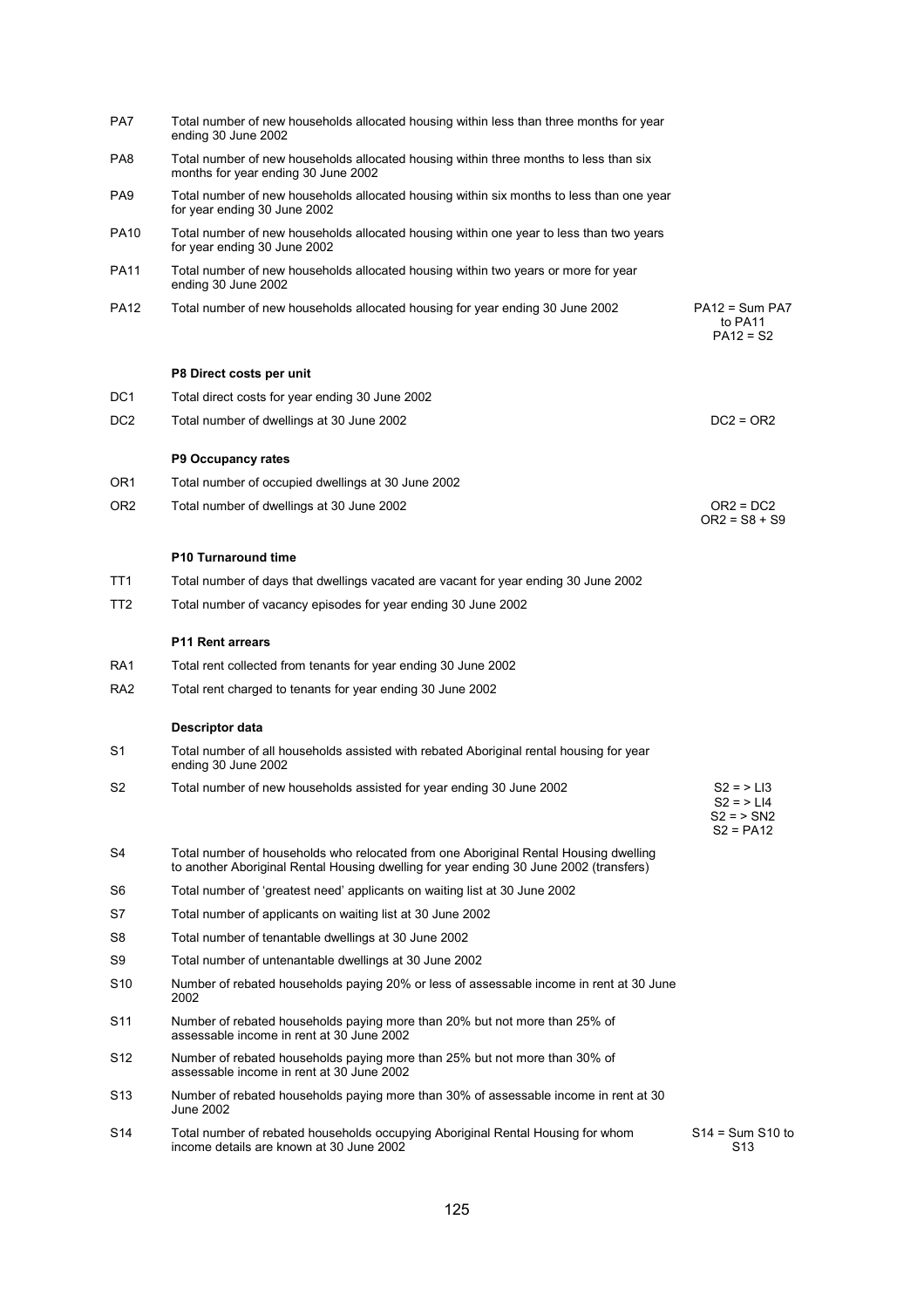| | | |
|---|---|---|
| PA7 | Total number of new households allocated housing within less than three months for year ending 30 June 2002 | |
| PA8 | Total number of new households allocated housing within three months to less than six months for year ending 30 June 2002 | |
| PA9 | Total number of new households allocated housing within six months to less than one year for year ending 30 June 2002 | |
| PA10 | Total number of new households allocated housing within one year to less than two years for year ending 30 June 2002 | |
| PA11 | Total number of new households allocated housing within two years or more for year ending 30 June 2002 | |
| PA12 | Total number of new households allocated housing for year ending 30 June 2002 | PA12 = Sum PA7 to PA11<br>PA12 = S2 |
| | **P8 Direct costs per unit** | |
| DC1 | Total direct costs for year ending 30 June 2002 | |
| DC2 | Total number of dwellings at 30 June 2002 | DC2 = OR2 |
| | **P9 Occupancy rates** | |
| OR1 | Total number of occupied dwellings at 30 June 2002 | |
| OR2 | Total number of dwellings at 30 June 2002 | OR2 = DC2<br>OR2 = S8 + S9 |
| | **P10 Turnaround time** | |
| TT1 | Total number of days that dwellings vacated are vacant for year ending 30 June 2002 | |
| TT2 | Total number of vacancy episodes for year ending 30 June 2002 | |
| | **P11 Rent arrears** | |
| RA1 | Total rent collected from tenants for year ending 30 June 2002 | |
| RA2 | Total rent charged to tenants for year ending 30 June 2002 | |
| | **Descriptor data** | |
| S1 | Total number of all households assisted with rebated Aboriginal rental housing for year ending 30 June 2002 | |
| S2 | Total number of new households assisted for year ending 30 June 2002 | S2 = > LI3<br>S2 = > LI4<br>S2 = > SN2<br>S2 = PA12 |
| S4 | Total number of households who relocated from one Aboriginal Rental Housing dwelling to another Aboriginal Rental Housing dwelling for year ending 30 June 2002 (transfers) | |
| S6 | Total number of 'greatest need' applicants on waiting list at 30 June 2002 | |
| S7 | Total number of applicants on waiting list at 30 June 2002 | |
| S8 | Total number of tenantable dwellings at 30 June 2002 | |
| S9 | Total number of untenantable dwellings at 30 June 2002 | |
| S10 | Number of rebated households paying 20% or less of assessable income in rent at 30 June 2002 | |
| S11 | Number of rebated households paying more than 20% but not more than 25% of assessable income in rent at 30 June 2002 | |
| S12 | Number of rebated households paying more than 25% but not more than 30% of assessable income in rent at 30 June 2002 | |
| S13 | Number of rebated households paying more than 30% of assessable income in rent at 30 June 2002 | |
| S14 | Total number of rebated households occupying Aboriginal Rental Housing for whom income details are known at 30 June 2002 | S14 = Sum S10 to S13 |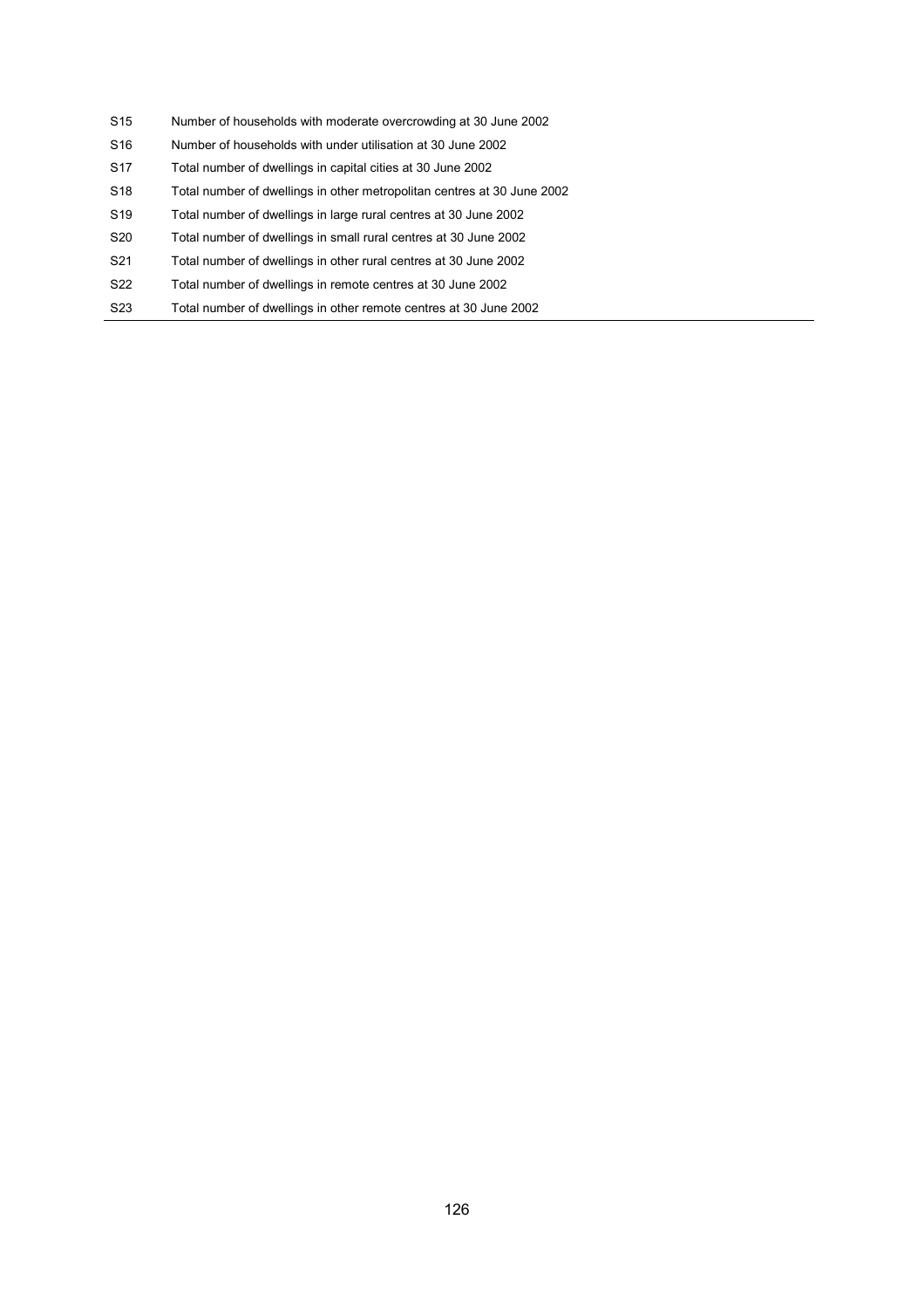| | |
|---|---|
| S15 | Number of households with moderate overcrowding at 30 June 2002 |
| S16 | Number of households with under utilisation at 30 June 2002 |
| S17 | Total number of dwellings in capital cities at 30 June 2002 |
| S18 | Total number of dwellings in other metropolitan centres at 30 June 2002 |
| S19 | Total number of dwellings in large rural centres at 30 June 2002 |
| S20 | Total number of dwellings in small rural centres at 30 June 2002 |
| S21 | Total number of dwellings in other rural centres at 30 June 2002 |
| S22 | Total number of dwellings in remote centres at 30 June 2002 |
| S23 | Total number of dwellings in other remote centres at 30 June 2002 |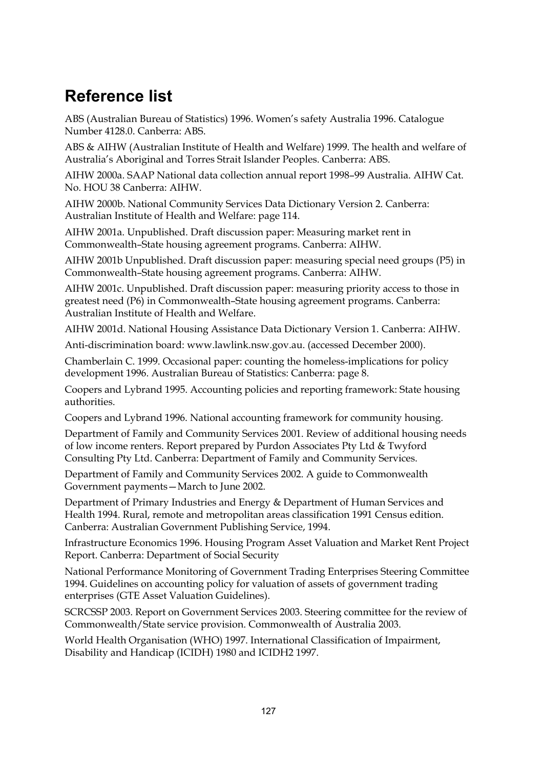## Reference list

ABS (Australian Bureau of Statistics) 1996. Women's safety Australia 1996. Catalogue Number 4128.0. Canberra: ABS.

ABS & AIHW (Australian Institute of Health and Welfare) 1999. The health and welfare of Australia's Aboriginal and Torres Strait Islander Peoples. Canberra: ABS.

AIHW 2000a. SAAP National data collection annual report 1998–99 Australia. AIHW Cat. No. HOU 38 Canberra: AIHW.

AIHW 2000b. National Community Services Data Dictionary Version 2. Canberra: Australian Institute of Health and Welfare: page 114.

AIHW 2001a. Unpublished. Draft discussion paper: Measuring market rent in Commonwealth–State housing agreement programs. Canberra: AIHW.

AIHW 2001b Unpublished. Draft discussion paper: measuring special need groups (P5) in Commonwealth–State housing agreement programs. Canberra: AIHW.

AIHW 2001c. Unpublished. Draft discussion paper: measuring priority access to those in greatest need (P6) in Commonwealth–State housing agreement programs. Canberra: Australian Institute of Health and Welfare.

AIHW 2001d. National Housing Assistance Data Dictionary Version 1. Canberra: AIHW.

Anti-discrimination board: www.lawlink.nsw.gov.au. (accessed December 2000).

Chamberlain C. 1999. Occasional paper: counting the homeless-implications for policy development 1996. Australian Bureau of Statistics: Canberra: page 8.

Coopers and Lybrand 1995. Accounting policies and reporting framework: State housing authorities.

Coopers and Lybrand 1996. National accounting framework for community housing.

Department of Family and Community Services 2001. Review of additional housing needs of low income renters. Report prepared by Purdon Associates Pty Ltd & Twyford Consulting Pty Ltd. Canberra: Department of Family and Community Services.

Department of Family and Community Services 2002. A guide to Commonwealth Government payments—March to June 2002.

Department of Primary Industries and Energy & Department of Human Services and Health 1994. Rural, remote and metropolitan areas classification 1991 Census edition. Canberra: Australian Government Publishing Service, 1994.

Infrastructure Economics 1996. Housing Program Asset Valuation and Market Rent Project Report. Canberra: Department of Social Security

National Performance Monitoring of Government Trading Enterprises Steering Committee 1994. Guidelines on accounting policy for valuation of assets of government trading enterprises (GTE Asset Valuation Guidelines).

SCRCSSP 2003. Report on Government Services 2003. Steering committee for the review of Commonwealth/State service provision. Commonwealth of Australia 2003.

World Health Organisation (WHO) 1997. International Classification of Impairment, Disability and Handicap (ICIDH) 1980 and ICIDH2 1997.